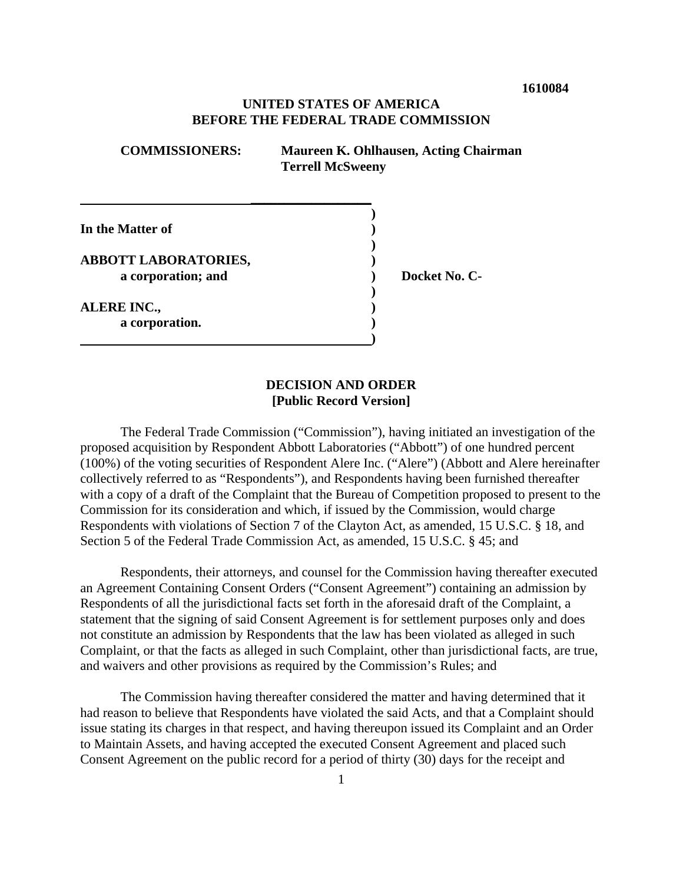**1610084**

**UNITED STATES OF AMERICA**
**BEFORE THE FEDERAL TRADE COMMISSION**

**COMMISSIONERS:** **Maureen K. Ohlhausen, Acting Chairman**
**Terrell McSweeny**

| | | |
|---|---|---|
| **In the Matter of** | ) | |
| | ) | |
| **ABBOTT LABORATORIES,** | ) | |
| **a corporation; and** | ) | **Docket No. C-** |
| | ) | |
| **ALERE INC.,** | ) | |
| **a corporation.** | ) | |

## DECISION AND ORDER
**[Public Record Version]**

The Federal Trade Commission ("Commission"), having initiated an investigation of the proposed acquisition by Respondent Abbott Laboratories ("Abbott") of one hundred percent (100%) of the voting securities of Respondent Alere Inc. ("Alere") (Abbott and Alere hereinafter collectively referred to as "Respondents"), and Respondents having been furnished thereafter with a copy of a draft of the Complaint that the Bureau of Competition proposed to present to the Commission for its consideration and which, if issued by the Commission, would charge Respondents with violations of Section 7 of the Clayton Act, as amended, 15 U.S.C. § 18, and Section 5 of the Federal Trade Commission Act, as amended, 15 U.S.C. § 45; and

Respondents, their attorneys, and counsel for the Commission having thereafter executed an Agreement Containing Consent Orders ("Consent Agreement") containing an admission by Respondents of all the jurisdictional facts set forth in the aforesaid draft of the Complaint, a statement that the signing of said Consent Agreement is for settlement purposes only and does not constitute an admission by Respondents that the law has been violated as alleged in such Complaint, or that the facts as alleged in such Complaint, other than jurisdictional facts, are true, and waivers and other provisions as required by the Commission's Rules; and

The Commission having thereafter considered the matter and having determined that it had reason to believe that Respondents have violated the said Acts, and that a Complaint should issue stating its charges in that respect, and having thereupon issued its Complaint and an Order to Maintain Assets, and having accepted the executed Consent Agreement and placed such Consent Agreement on the public record for a period of thirty (30) days for the receipt and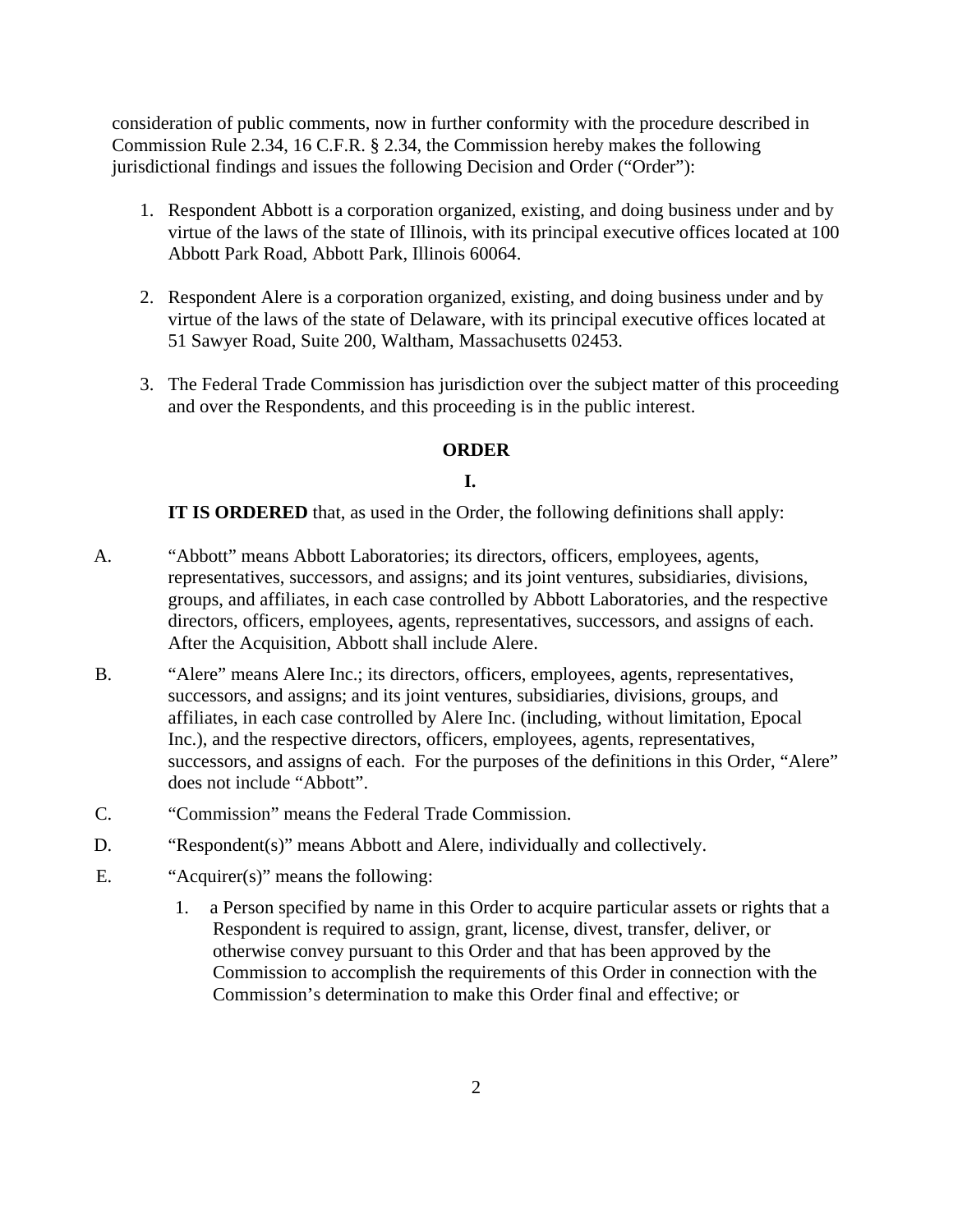consideration of public comments, now in further conformity with the procedure described in Commission Rule 2.34, 16 C.F.R. § 2.34, the Commission hereby makes the following jurisdictional findings and issues the following Decision and Order ("Order"):

1. Respondent Abbott is a corporation organized, existing, and doing business under and by virtue of the laws of the state of Illinois, with its principal executive offices located at 100 Abbott Park Road, Abbott Park, Illinois 60064.

2. Respondent Alere is a corporation organized, existing, and doing business under and by virtue of the laws of the state of Delaware, with its principal executive offices located at 51 Sawyer Road, Suite 200, Waltham, Massachusetts 02453.

3. The Federal Trade Commission has jurisdiction over the subject matter of this proceeding and over the Respondents, and this proceeding is in the public interest.

## ORDER

### I.

**IT IS ORDERED** that, as used in the Order, the following definitions shall apply:

A. "Abbott" means Abbott Laboratories; its directors, officers, employees, agents, representatives, successors, and assigns; and its joint ventures, subsidiaries, divisions, groups, and affiliates, in each case controlled by Abbott Laboratories, and the respective directors, officers, employees, agents, representatives, successors, and assigns of each. After the Acquisition, Abbott shall include Alere.

B. "Alere" means Alere Inc.; its directors, officers, employees, agents, representatives, successors, and assigns; and its joint ventures, subsidiaries, divisions, groups, and affiliates, in each case controlled by Alere Inc. (including, without limitation, Epocal Inc.), and the respective directors, officers, employees, agents, representatives, successors, and assigns of each. For the purposes of the definitions in this Order, "Alere" does not include "Abbott".

C. "Commission" means the Federal Trade Commission.

D. "Respondent(s)" means Abbott and Alere, individually and collectively.

E. "Acquirer(s)" means the following:

   1. a Person specified by name in this Order to acquire particular assets or rights that a Respondent is required to assign, grant, license, divest, transfer, deliver, or otherwise convey pursuant to this Order and that has been approved by the Commission to accomplish the requirements of this Order in connection with the Commission's determination to make this Order final and effective; or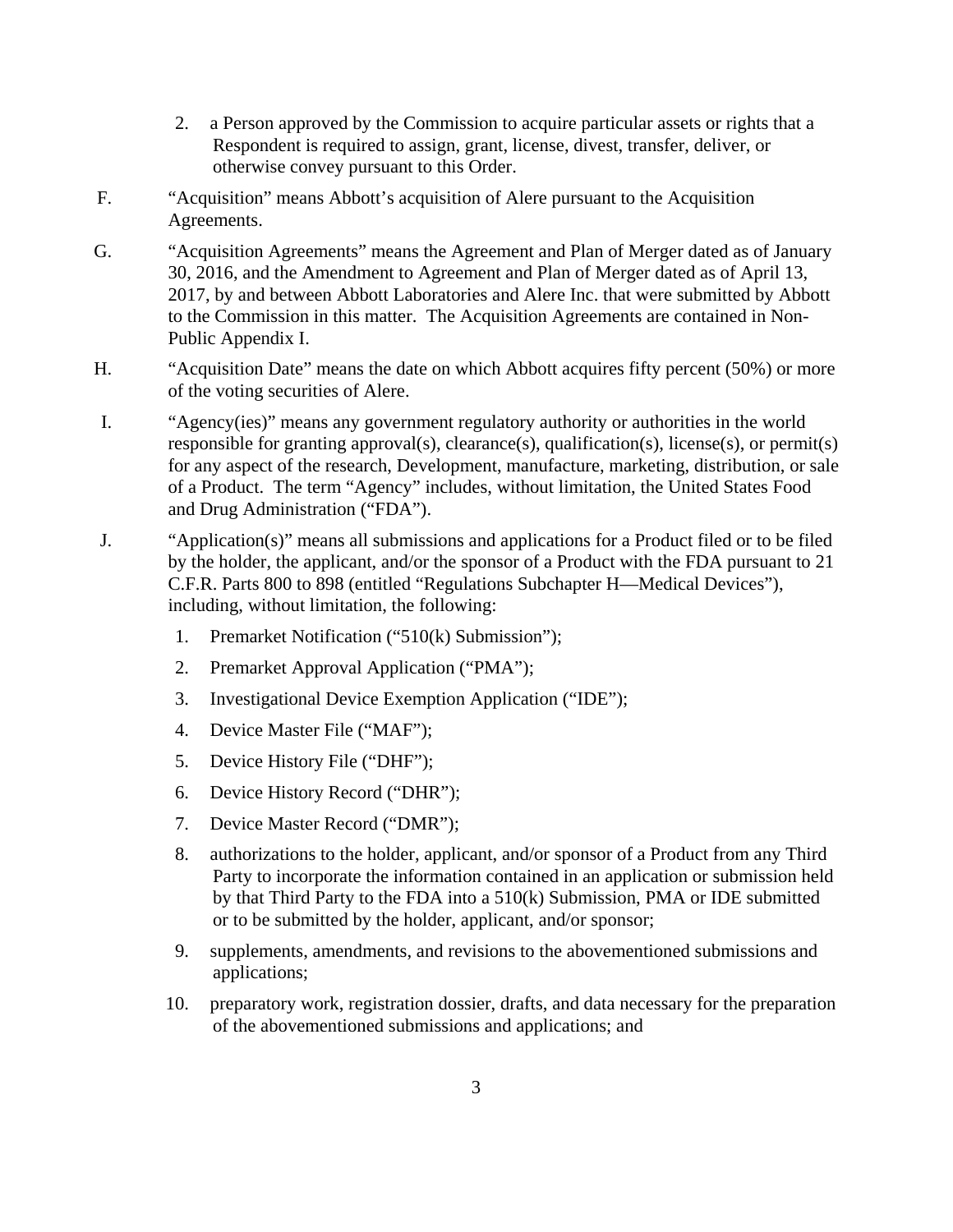2. a Person approved by the Commission to acquire particular assets or rights that a Respondent is required to assign, grant, license, divest, transfer, deliver, or otherwise convey pursuant to this Order.

F. "Acquisition" means Abbott's acquisition of Alere pursuant to the Acquisition Agreements.

G. "Acquisition Agreements" means the Agreement and Plan of Merger dated as of January 30, 2016, and the Amendment to Agreement and Plan of Merger dated as of April 13, 2017, by and between Abbott Laboratories and Alere Inc. that were submitted by Abbott to the Commission in this matter. The Acquisition Agreements are contained in Non-Public Appendix I.

H. "Acquisition Date" means the date on which Abbott acquires fifty percent (50%) or more of the voting securities of Alere.

I. "Agency(ies)" means any government regulatory authority or authorities in the world responsible for granting approval(s), clearance(s), qualification(s), license(s), or permit(s) for any aspect of the research, Development, manufacture, marketing, distribution, or sale of a Product. The term "Agency" includes, without limitation, the United States Food and Drug Administration ("FDA").

J. "Application(s)" means all submissions and applications for a Product filed or to be filed by the holder, the applicant, and/or the sponsor of a Product with the FDA pursuant to 21 C.F.R. Parts 800 to 898 (entitled "Regulations Subchapter H—Medical Devices"), including, without limitation, the following:

1. Premarket Notification ("510(k) Submission");
2. Premarket Approval Application ("PMA");
3. Investigational Device Exemption Application ("IDE");
4. Device Master File ("MAF");
5. Device History File ("DHF");
6. Device History Record ("DHR");
7. Device Master Record ("DMR");
8. authorizations to the holder, applicant, and/or sponsor of a Product from any Third Party to incorporate the information contained in an application or submission held by that Third Party to the FDA into a 510(k) Submission, PMA or IDE submitted or to be submitted by the holder, applicant, and/or sponsor;
9. supplements, amendments, and revisions to the abovementioned submissions and applications;
10. preparatory work, registration dossier, drafts, and data necessary for the preparation of the abovementioned submissions and applications; and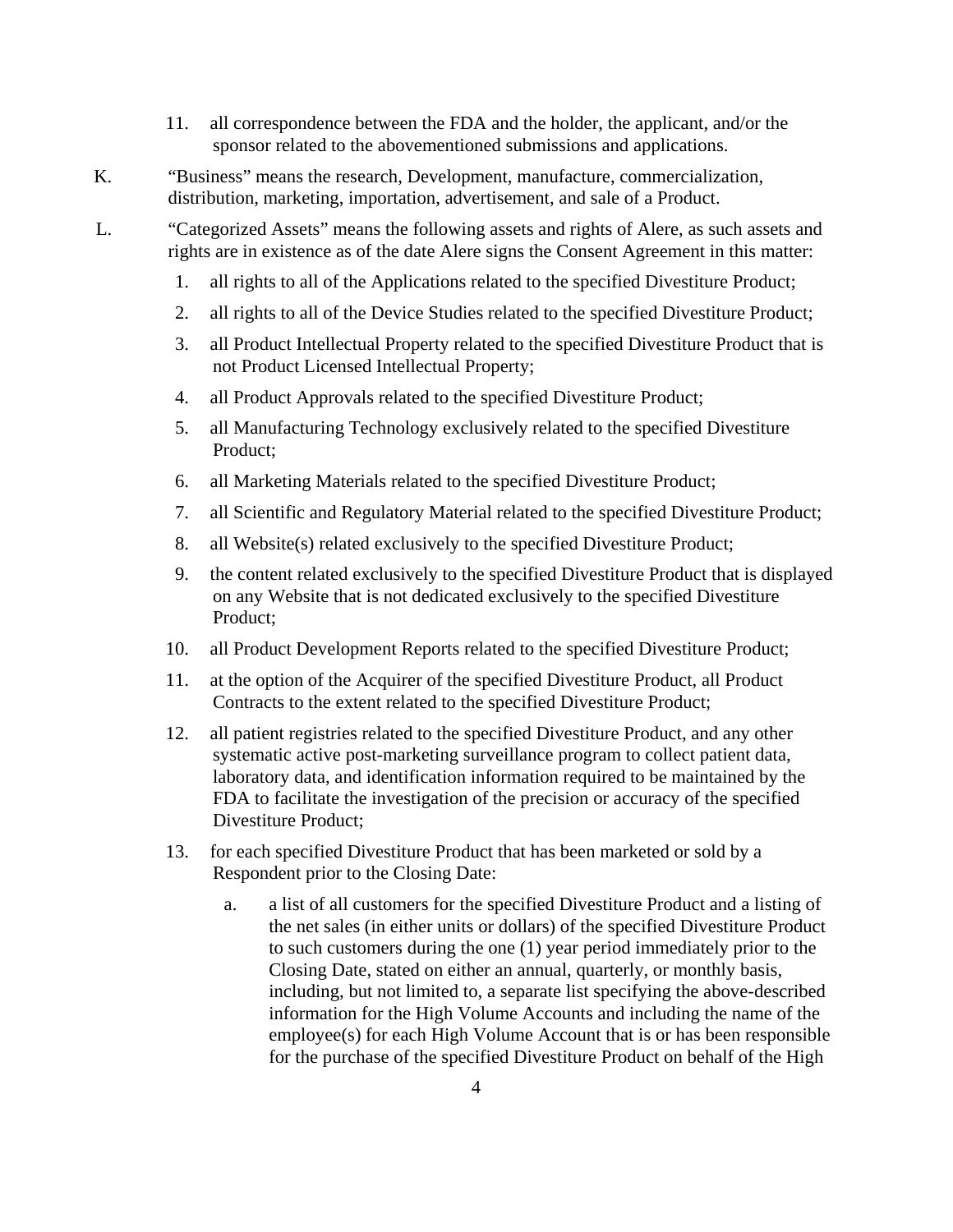11. all correspondence between the FDA and the holder, the applicant, and/or the sponsor related to the abovementioned submissions and applications.

K. "Business" means the research, Development, manufacture, commercialization, distribution, marketing, importation, advertisement, and sale of a Product.

L. "Categorized Assets" means the following assets and rights of Alere, as such assets and rights are in existence as of the date Alere signs the Consent Agreement in this matter:

1. all rights to all of the Applications related to the specified Divestiture Product;
2. all rights to all of the Device Studies related to the specified Divestiture Product;
3. all Product Intellectual Property related to the specified Divestiture Product that is not Product Licensed Intellectual Property;
4. all Product Approvals related to the specified Divestiture Product;
5. all Manufacturing Technology exclusively related to the specified Divestiture Product;
6. all Marketing Materials related to the specified Divestiture Product;
7. all Scientific and Regulatory Material related to the specified Divestiture Product;
8. all Website(s) related exclusively to the specified Divestiture Product;
9. the content related exclusively to the specified Divestiture Product that is displayed on any Website that is not dedicated exclusively to the specified Divestiture Product;
10. all Product Development Reports related to the specified Divestiture Product;
11. at the option of the Acquirer of the specified Divestiture Product, all Product Contracts to the extent related to the specified Divestiture Product;
12. all patient registries related to the specified Divestiture Product, and any other systematic active post-marketing surveillance program to collect patient data, laboratory data, and identification information required to be maintained by the FDA to facilitate the investigation of the precision or accuracy of the specified Divestiture Product;
13. for each specified Divestiture Product that has been marketed or sold by a Respondent prior to the Closing Date:
    a. a list of all customers for the specified Divestiture Product and a listing of the net sales (in either units or dollars) of the specified Divestiture Product to such customers during the one (1) year period immediately prior to the Closing Date, stated on either an annual, quarterly, or monthly basis, including, but not limited to, a separate list specifying the above-described information for the High Volume Accounts and including the name of the employee(s) for each High Volume Account that is or has been responsible for the purchase of the specified Divestiture Product on behalf of the High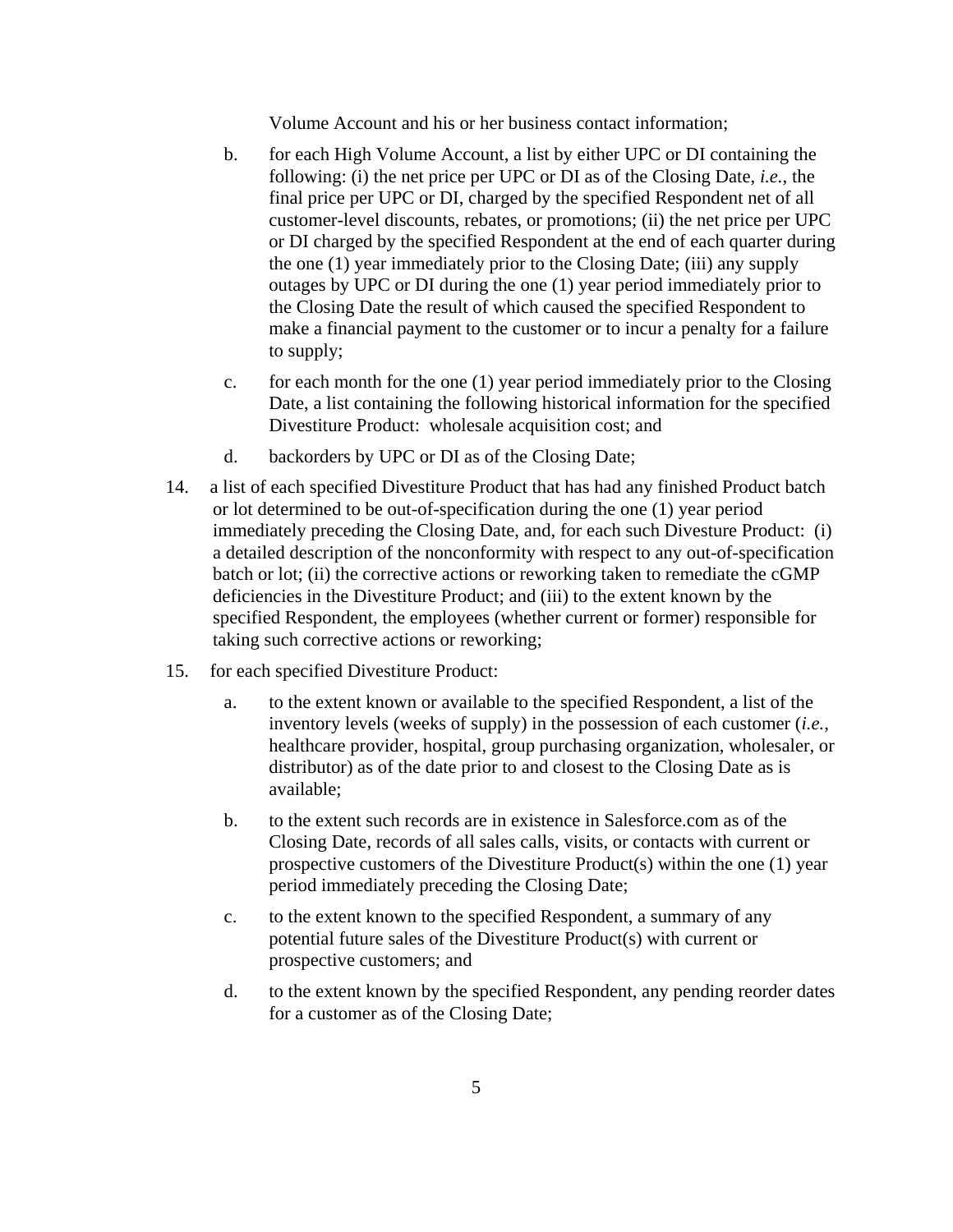Volume Account and his or her business contact information;

b. for each High Volume Account, a list by either UPC or DI containing the following: (i) the net price per UPC or DI as of the Closing Date, *i.e.*, the final price per UPC or DI, charged by the specified Respondent net of all customer-level discounts, rebates, or promotions; (ii) the net price per UPC or DI charged by the specified Respondent at the end of each quarter during the one (1) year immediately prior to the Closing Date; (iii) any supply outages by UPC or DI during the one (1) year period immediately prior to the Closing Date the result of which caused the specified Respondent to make a financial payment to the customer or to incur a penalty for a failure to supply;

c. for each month for the one (1) year period immediately prior to the Closing Date, a list containing the following historical information for the specified Divestiture Product: wholesale acquisition cost; and

d. backorders by UPC or DI as of the Closing Date;

14. a list of each specified Divestiture Product that has had any finished Product batch or lot determined to be out-of-specification during the one (1) year period immediately preceding the Closing Date, and, for each such Divesture Product: (i) a detailed description of the nonconformity with respect to any out-of-specification batch or lot; (ii) the corrective actions or reworking taken to remediate the cGMP deficiencies in the Divestiture Product; and (iii) to the extent known by the specified Respondent, the employees (whether current or former) responsible for taking such corrective actions or reworking;

15. for each specified Divestiture Product:

    a. to the extent known or available to the specified Respondent, a list of the inventory levels (weeks of supply) in the possession of each customer (*i.e.*, healthcare provider, hospital, group purchasing organization, wholesaler, or distributor) as of the date prior to and closest to the Closing Date as is available;

    b. to the extent such records are in existence in Salesforce.com as of the Closing Date, records of all sales calls, visits, or contacts with current or prospective customers of the Divestiture Product(s) within the one (1) year period immediately preceding the Closing Date;

    c. to the extent known to the specified Respondent, a summary of any potential future sales of the Divestiture Product(s) with current or prospective customers; and

    d. to the extent known by the specified Respondent, any pending reorder dates for a customer as of the Closing Date;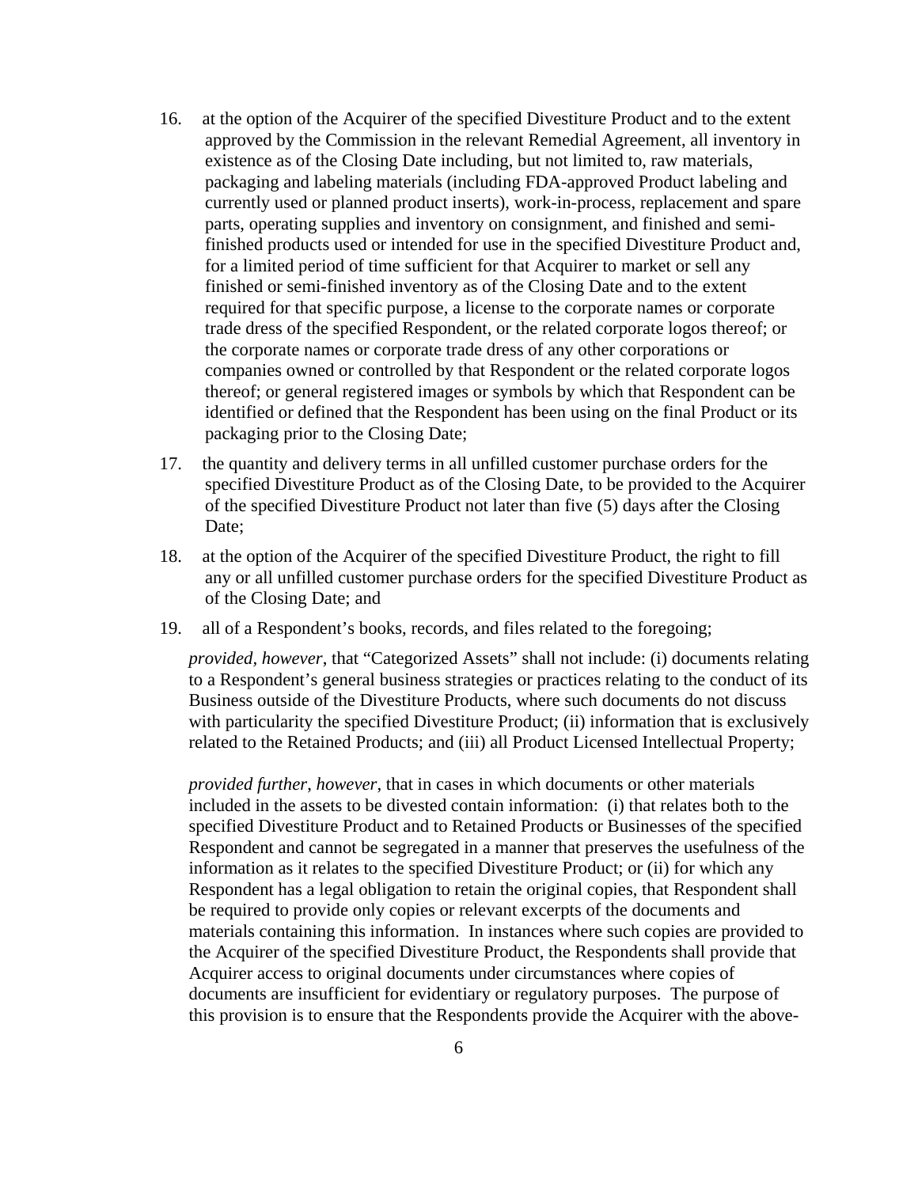16. at the option of the Acquirer of the specified Divestiture Product and to the extent approved by the Commission in the relevant Remedial Agreement, all inventory in existence as of the Closing Date including, but not limited to, raw materials, packaging and labeling materials (including FDA-approved Product labeling and currently used or planned product inserts), work-in-process, replacement and spare parts, operating supplies and inventory on consignment, and finished and semi-finished products used or intended for use in the specified Divestiture Product and, for a limited period of time sufficient for that Acquirer to market or sell any finished or semi-finished inventory as of the Closing Date and to the extent required for that specific purpose, a license to the corporate names or corporate trade dress of the specified Respondent, or the related corporate logos thereof; or the corporate names or corporate trade dress of any other corporations or companies owned or controlled by that Respondent or the related corporate logos thereof; or general registered images or symbols by which that Respondent can be identified or defined that the Respondent has been using on the final Product or its packaging prior to the Closing Date;

17. the quantity and delivery terms in all unfilled customer purchase orders for the specified Divestiture Product as of the Closing Date, to be provided to the Acquirer of the specified Divestiture Product not later than five (5) days after the Closing Date;

18. at the option of the Acquirer of the specified Divestiture Product, the right to fill any or all unfilled customer purchase orders for the specified Divestiture Product as of the Closing Date; and

19. all of a Respondent's books, records, and files related to the foregoing;

*provided, however*, that "Categorized Assets" shall not include: (i) documents relating to a Respondent's general business strategies or practices relating to the conduct of its Business outside of the Divestiture Products, where such documents do not discuss with particularity the specified Divestiture Product; (ii) information that is exclusively related to the Retained Products; and (iii) all Product Licensed Intellectual Property;

*provided further, however*, that in cases in which documents or other materials included in the assets to be divested contain information: (i) that relates both to the specified Divestiture Product and to Retained Products or Businesses of the specified Respondent and cannot be segregated in a manner that preserves the usefulness of the information as it relates to the specified Divestiture Product; or (ii) for which any Respondent has a legal obligation to retain the original copies, that Respondent shall be required to provide only copies or relevant excerpts of the documents and materials containing this information. In instances where such copies are provided to the Acquirer of the specified Divestiture Product, the Respondents shall provide that Acquirer access to original documents under circumstances where copies of documents are insufficient for evidentiary or regulatory purposes. The purpose of this provision is to ensure that the Respondents provide the Acquirer with the above-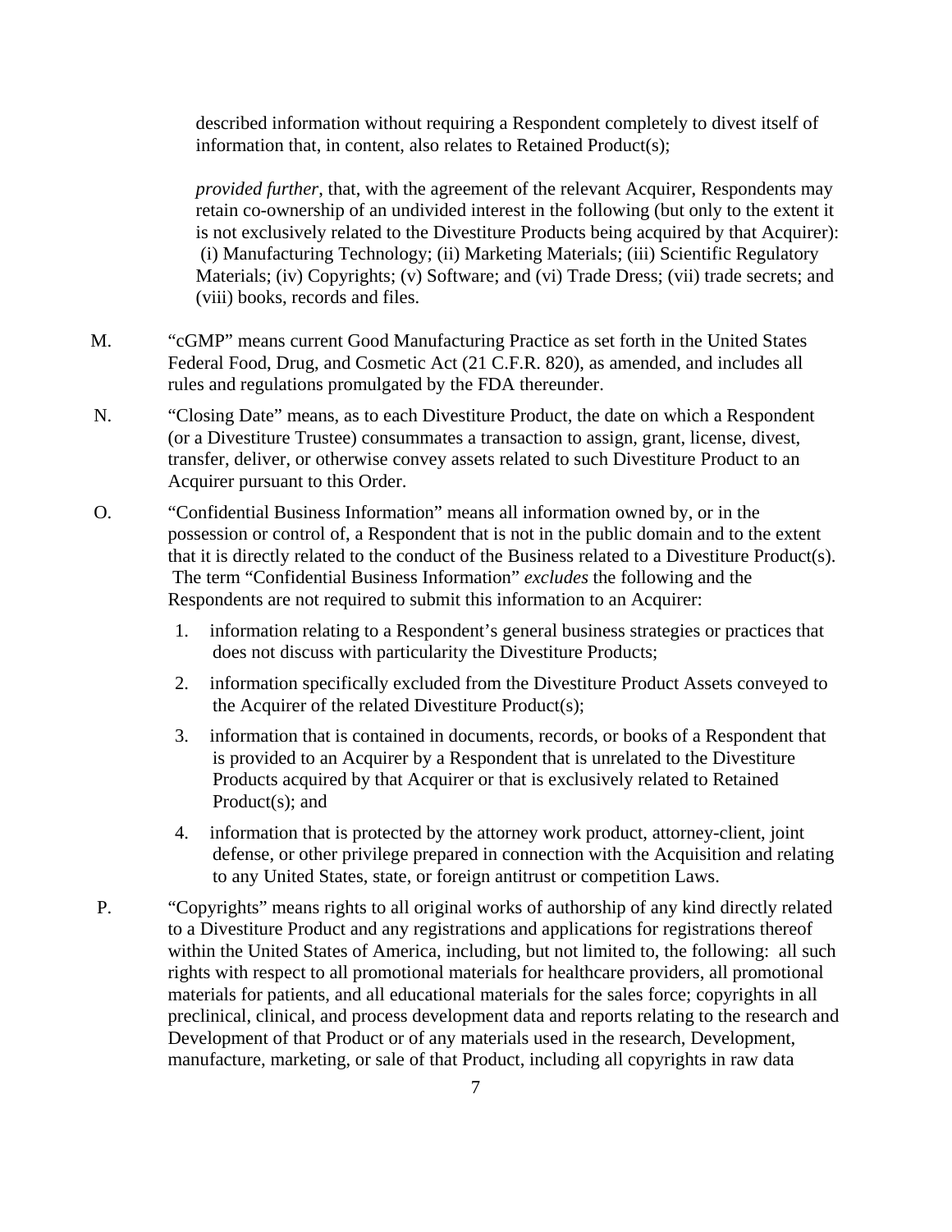described information without requiring a Respondent completely to divest itself of information that, in content, also relates to Retained Product(s);

*provided further*, that, with the agreement of the relevant Acquirer, Respondents may retain co-ownership of an undivided interest in the following (but only to the extent it is not exclusively related to the Divestiture Products being acquired by that Acquirer): (i) Manufacturing Technology; (ii) Marketing Materials; (iii) Scientific Regulatory Materials; (iv) Copyrights; (v) Software; and (vi) Trade Dress; (vii) trade secrets; and (viii) books, records and files.

M. "cGMP" means current Good Manufacturing Practice as set forth in the United States Federal Food, Drug, and Cosmetic Act (21 C.F.R. 820), as amended, and includes all rules and regulations promulgated by the FDA thereunder.

N. "Closing Date" means, as to each Divestiture Product, the date on which a Respondent (or a Divestiture Trustee) consummates a transaction to assign, grant, license, divest, transfer, deliver, or otherwise convey assets related to such Divestiture Product to an Acquirer pursuant to this Order.

O. "Confidential Business Information" means all information owned by, or in the possession or control of, a Respondent that is not in the public domain and to the extent that it is directly related to the conduct of the Business related to a Divestiture Product(s). The term "Confidential Business Information" *excludes* the following and the Respondents are not required to submit this information to an Acquirer:

1. information relating to a Respondent's general business strategies or practices that does not discuss with particularity the Divestiture Products;
2. information specifically excluded from the Divestiture Product Assets conveyed to the Acquirer of the related Divestiture Product(s);
3. information that is contained in documents, records, or books of a Respondent that is provided to an Acquirer by a Respondent that is unrelated to the Divestiture Products acquired by that Acquirer or that is exclusively related to Retained Product(s); and
4. information that is protected by the attorney work product, attorney-client, joint defense, or other privilege prepared in connection with the Acquisition and relating to any United States, state, or foreign antitrust or competition Laws.

P. "Copyrights" means rights to all original works of authorship of any kind directly related to a Divestiture Product and any registrations and applications for registrations thereof within the United States of America, including, but not limited to, the following: all such rights with respect to all promotional materials for healthcare providers, all promotional materials for patients, and all educational materials for the sales force; copyrights in all preclinical, clinical, and process development data and reports relating to the research and Development of that Product or of any materials used in the research, Development, manufacture, marketing, or sale of that Product, including all copyrights in raw data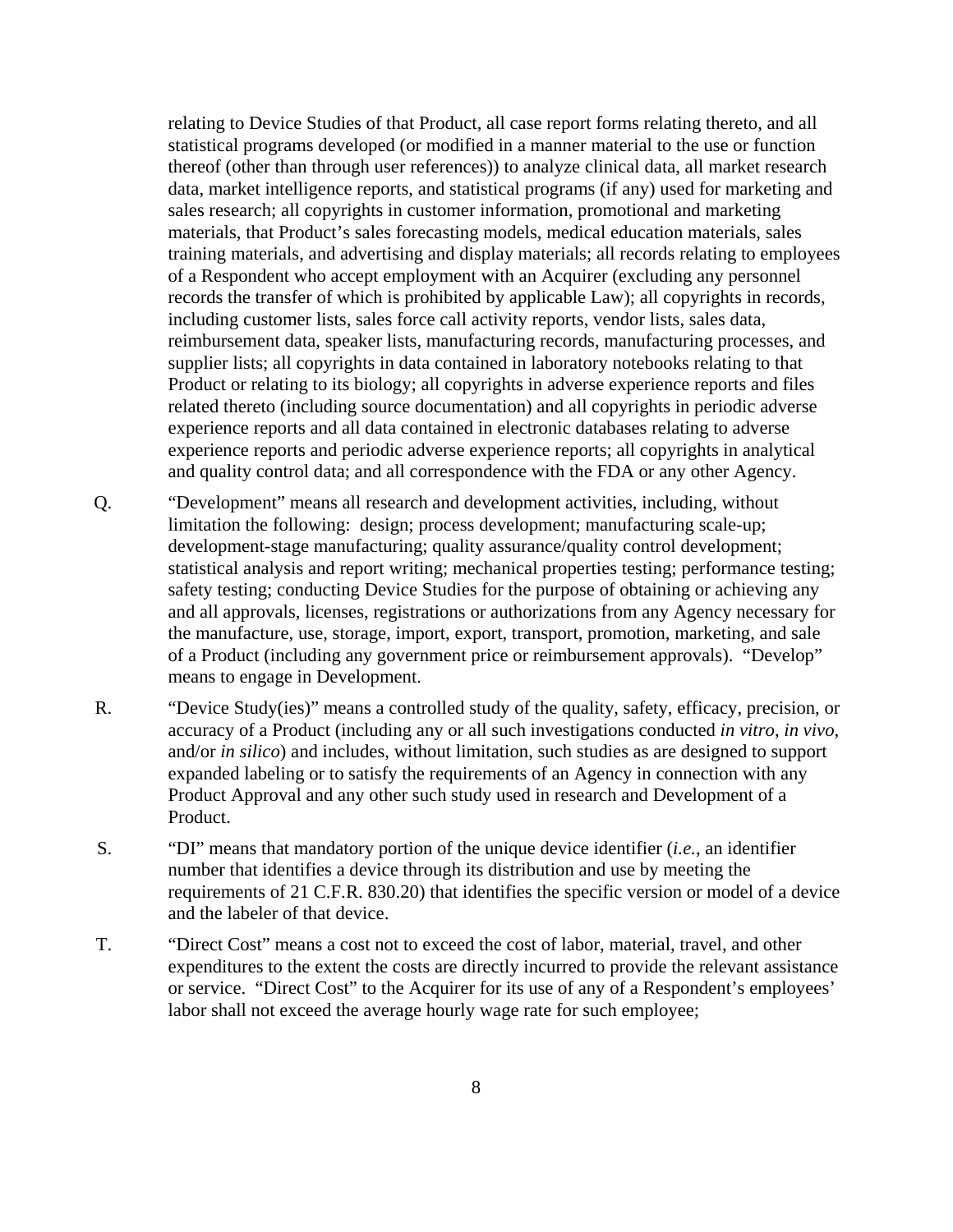relating to Device Studies of that Product, all case report forms relating thereto, and all statistical programs developed (or modified in a manner material to the use or function thereof (other than through user references)) to analyze clinical data, all market research data, market intelligence reports, and statistical programs (if any) used for marketing and sales research; all copyrights in customer information, promotional and marketing materials, that Product's sales forecasting models, medical education materials, sales training materials, and advertising and display materials; all records relating to employees of a Respondent who accept employment with an Acquirer (excluding any personnel records the transfer of which is prohibited by applicable Law); all copyrights in records, including customer lists, sales force call activity reports, vendor lists, sales data, reimbursement data, speaker lists, manufacturing records, manufacturing processes, and supplier lists; all copyrights in data contained in laboratory notebooks relating to that Product or relating to its biology; all copyrights in adverse experience reports and files related thereto (including source documentation) and all copyrights in periodic adverse experience reports and all data contained in electronic databases relating to adverse experience reports and periodic adverse experience reports; all copyrights in analytical and quality control data; and all correspondence with the FDA or any other Agency.

Q. "Development" means all research and development activities, including, without limitation the following: design; process development; manufacturing scale-up; development-stage manufacturing; quality assurance/quality control development; statistical analysis and report writing; mechanical properties testing; performance testing; safety testing; conducting Device Studies for the purpose of obtaining or achieving any and all approvals, licenses, registrations or authorizations from any Agency necessary for the manufacture, use, storage, import, export, transport, promotion, marketing, and sale of a Product (including any government price or reimbursement approvals). "Develop" means to engage in Development.

R. "Device Study(ies)" means a controlled study of the quality, safety, efficacy, precision, or accuracy of a Product (including any or all such investigations conducted *in vitro*, *in vivo*, and/or *in silico*) and includes, without limitation, such studies as are designed to support expanded labeling or to satisfy the requirements of an Agency in connection with any Product Approval and any other such study used in research and Development of a Product.

S. "DI" means that mandatory portion of the unique device identifier (*i.e.*, an identifier number that identifies a device through its distribution and use by meeting the requirements of 21 C.F.R. 830.20) that identifies the specific version or model of a device and the labeler of that device.

T. "Direct Cost" means a cost not to exceed the cost of labor, material, travel, and other expenditures to the extent the costs are directly incurred to provide the relevant assistance or service. "Direct Cost" to the Acquirer for its use of any of a Respondent's employees' labor shall not exceed the average hourly wage rate for such employee;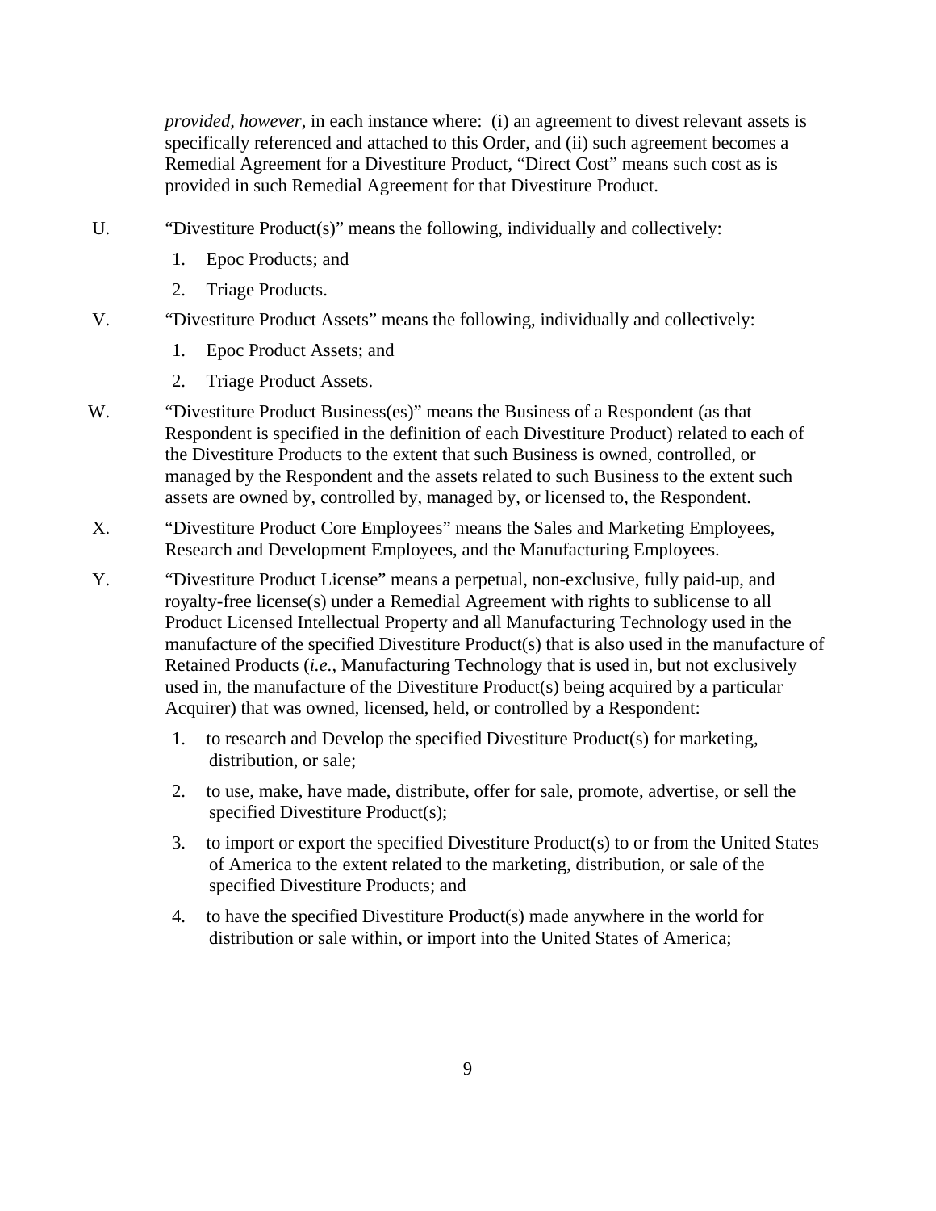*provided, however*, in each instance where: (i) an agreement to divest relevant assets is specifically referenced and attached to this Order, and (ii) such agreement becomes a Remedial Agreement for a Divestiture Product, "Direct Cost" means such cost as is provided in such Remedial Agreement for that Divestiture Product.

U. "Divestiture Product(s)" means the following, individually and collectively:

1. Epoc Products; and
2. Triage Products.

V. "Divestiture Product Assets" means the following, individually and collectively:

1. Epoc Product Assets; and
2. Triage Product Assets.

W. "Divestiture Product Business(es)" means the Business of a Respondent (as that Respondent is specified in the definition of each Divestiture Product) related to each of the Divestiture Products to the extent that such Business is owned, controlled, or managed by the Respondent and the assets related to such Business to the extent such assets are owned by, controlled by, managed by, or licensed to, the Respondent.

X. "Divestiture Product Core Employees" means the Sales and Marketing Employees, Research and Development Employees, and the Manufacturing Employees.

Y. "Divestiture Product License" means a perpetual, non-exclusive, fully paid-up, and royalty-free license(s) under a Remedial Agreement with rights to sublicense to all Product Licensed Intellectual Property and all Manufacturing Technology used in the manufacture of the specified Divestiture Product(s) that is also used in the manufacture of Retained Products (*i.e.*, Manufacturing Technology that is used in, but not exclusively used in, the manufacture of the Divestiture Product(s) being acquired by a particular Acquirer) that was owned, licensed, held, or controlled by a Respondent:

1. to research and Develop the specified Divestiture Product(s) for marketing, distribution, or sale;
2. to use, make, have made, distribute, offer for sale, promote, advertise, or sell the specified Divestiture Product(s);
3. to import or export the specified Divestiture Product(s) to or from the United States of America to the extent related to the marketing, distribution, or sale of the specified Divestiture Products; and
4. to have the specified Divestiture Product(s) made anywhere in the world for distribution or sale within, or import into the United States of America;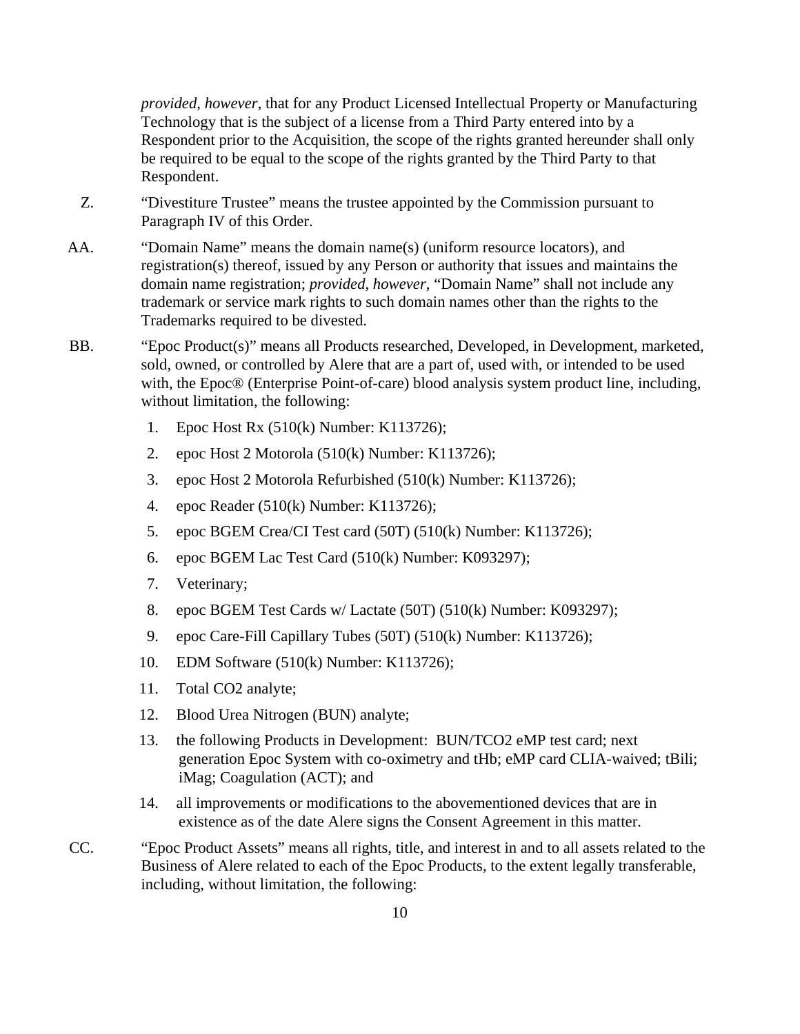*provided, however*, that for any Product Licensed Intellectual Property or Manufacturing Technology that is the subject of a license from a Third Party entered into by a Respondent prior to the Acquisition, the scope of the rights granted hereunder shall only be required to be equal to the scope of the rights granted by the Third Party to that Respondent.

Z. "Divestiture Trustee" means the trustee appointed by the Commission pursuant to Paragraph IV of this Order.

AA. "Domain Name" means the domain name(s) (uniform resource locators), and registration(s) thereof, issued by any Person or authority that issues and maintains the domain name registration; *provided, however*, "Domain Name" shall not include any trademark or service mark rights to such domain names other than the rights to the Trademarks required to be divested.

BB. "Epoc Product(s)" means all Products researched, Developed, in Development, marketed, sold, owned, or controlled by Alere that are a part of, used with, or intended to be used with, the Epoc® (Enterprise Point-of-care) blood analysis system product line, including, without limitation, the following:

1. Epoc Host Rx (510(k) Number: K113726);
2. epoc Host 2 Motorola (510(k) Number: K113726);
3. epoc Host 2 Motorola Refurbished (510(k) Number: K113726);
4. epoc Reader (510(k) Number: K113726);
5. epoc BGEM Crea/CI Test card (50T) (510(k) Number: K113726);
6. epoc BGEM Lac Test Card (510(k) Number: K093297);
7. Veterinary;
8. epoc BGEM Test Cards w/ Lactate (50T) (510(k) Number: K093297);
9. epoc Care-Fill Capillary Tubes (50T) (510(k) Number: K113726);
10. EDM Software (510(k) Number: K113726);
11. Total CO2 analyte;
12. Blood Urea Nitrogen (BUN) analyte;
13. the following Products in Development: BUN/TCO2 eMP test card; next generation Epoc System with co-oximetry and tHb; eMP card CLIA-waived; tBili; iMag; Coagulation (ACT); and
14. all improvements or modifications to the abovementioned devices that are in existence as of the date Alere signs the Consent Agreement in this matter.

CC. "Epoc Product Assets" means all rights, title, and interest in and to all assets related to the Business of Alere related to each of the Epoc Products, to the extent legally transferable, including, without limitation, the following: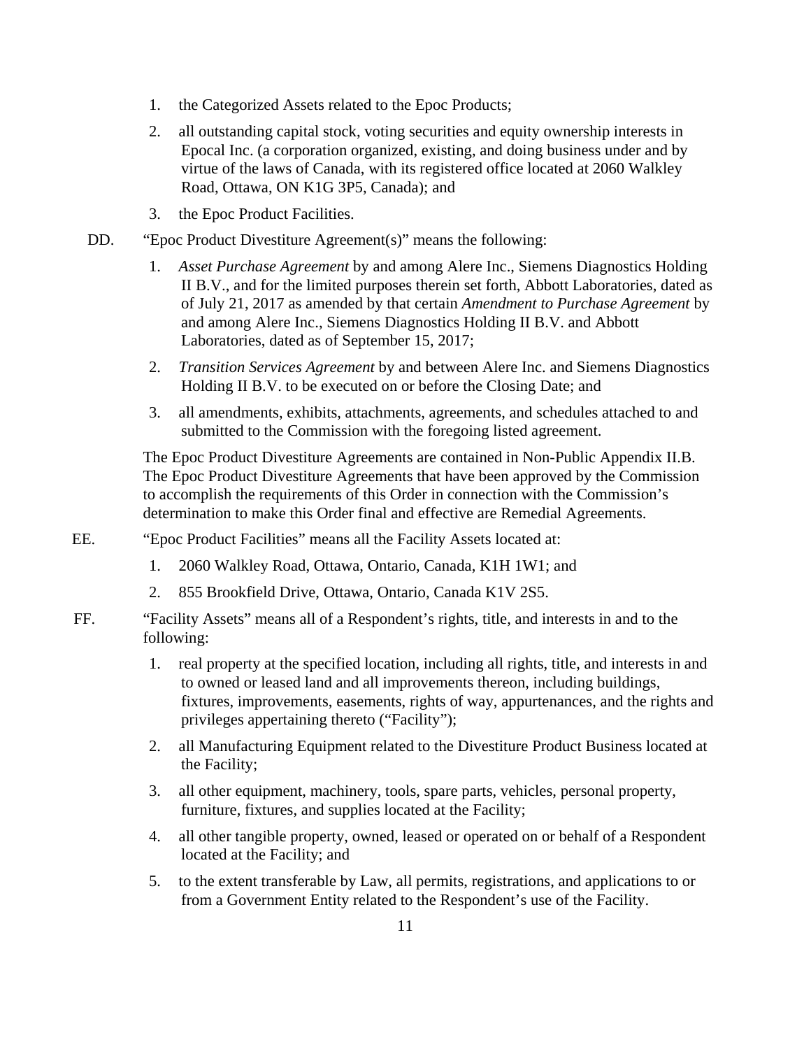1. the Categorized Assets related to the Epoc Products;

2. all outstanding capital stock, voting securities and equity ownership interests in Epocal Inc. (a corporation organized, existing, and doing business under and by virtue of the laws of Canada, with its registered office located at 2060 Walkley Road, Ottawa, ON K1G 3P5, Canada); and

3. the Epoc Product Facilities.

DD. "Epoc Product Divestiture Agreement(s)" means the following:

1. *Asset Purchase Agreement* by and among Alere Inc., Siemens Diagnostics Holding II B.V., and for the limited purposes therein set forth, Abbott Laboratories, dated as of July 21, 2017 as amended by that certain *Amendment to Purchase Agreement* by and among Alere Inc., Siemens Diagnostics Holding II B.V. and Abbott Laboratories, dated as of September 15, 2017;

2. *Transition Services Agreement* by and between Alere Inc. and Siemens Diagnostics Holding II B.V. to be executed on or before the Closing Date; and

3. all amendments, exhibits, attachments, agreements, and schedules attached to and submitted to the Commission with the foregoing listed agreement.

The Epoc Product Divestiture Agreements are contained in Non-Public Appendix II.B. The Epoc Product Divestiture Agreements that have been approved by the Commission to accomplish the requirements of this Order in connection with the Commission's determination to make this Order final and effective are Remedial Agreements.

EE. "Epoc Product Facilities" means all the Facility Assets located at:

1. 2060 Walkley Road, Ottawa, Ontario, Canada, K1H 1W1; and

2. 855 Brookfield Drive, Ottawa, Ontario, Canada K1V 2S5.

FF. "Facility Assets" means all of a Respondent's rights, title, and interests in and to the following:

1. real property at the specified location, including all rights, title, and interests in and to owned or leased land and all improvements thereon, including buildings, fixtures, improvements, easements, rights of way, appurtenances, and the rights and privileges appertaining thereto ("Facility");

2. all Manufacturing Equipment related to the Divestiture Product Business located at the Facility;

3. all other equipment, machinery, tools, spare parts, vehicles, personal property, furniture, fixtures, and supplies located at the Facility;

4. all other tangible property, owned, leased or operated on or behalf of a Respondent located at the Facility; and

5. to the extent transferable by Law, all permits, registrations, and applications to or from a Government Entity related to the Respondent's use of the Facility.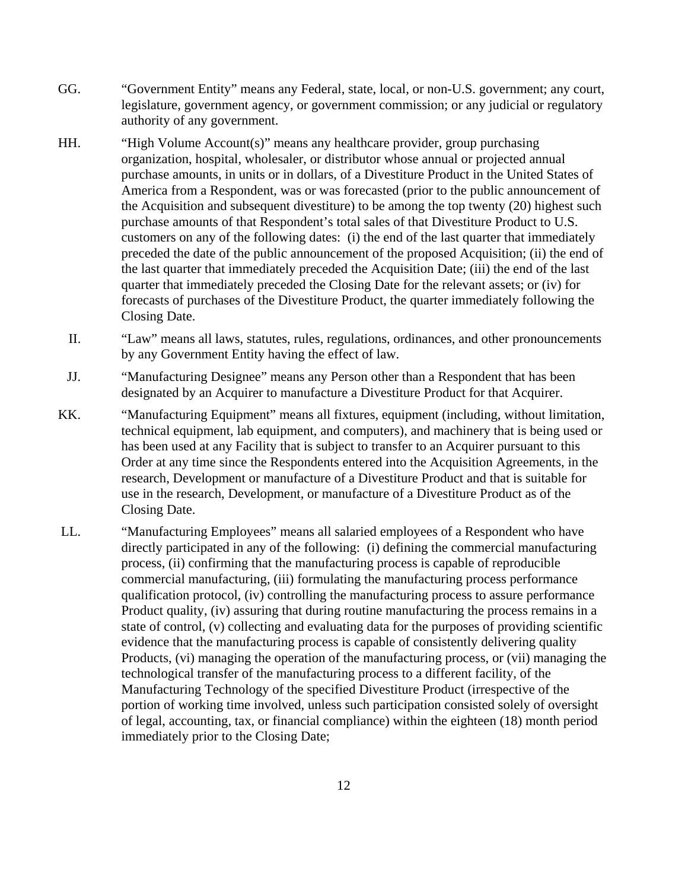GG. "Government Entity" means any Federal, state, local, or non-U.S. government; any court, legislature, government agency, or government commission; or any judicial or regulatory authority of any government.

HH. "High Volume Account(s)" means any healthcare provider, group purchasing organization, hospital, wholesaler, or distributor whose annual or projected annual purchase amounts, in units or in dollars, of a Divestiture Product in the United States of America from a Respondent, was or was forecasted (prior to the public announcement of the Acquisition and subsequent divestiture) to be among the top twenty (20) highest such purchase amounts of that Respondent's total sales of that Divestiture Product to U.S. customers on any of the following dates: (i) the end of the last quarter that immediately preceded the date of the public announcement of the proposed Acquisition; (ii) the end of the last quarter that immediately preceded the Acquisition Date; (iii) the end of the last quarter that immediately preceded the Closing Date for the relevant assets; or (iv) for forecasts of purchases of the Divestiture Product, the quarter immediately following the Closing Date.

II. "Law" means all laws, statutes, rules, regulations, ordinances, and other pronouncements by any Government Entity having the effect of law.

JJ. "Manufacturing Designee" means any Person other than a Respondent that has been designated by an Acquirer to manufacture a Divestiture Product for that Acquirer.

KK. "Manufacturing Equipment" means all fixtures, equipment (including, without limitation, technical equipment, lab equipment, and computers), and machinery that is being used or has been used at any Facility that is subject to transfer to an Acquirer pursuant to this Order at any time since the Respondents entered into the Acquisition Agreements, in the research, Development or manufacture of a Divestiture Product and that is suitable for use in the research, Development, or manufacture of a Divestiture Product as of the Closing Date.

LL. "Manufacturing Employees" means all salaried employees of a Respondent who have directly participated in any of the following: (i) defining the commercial manufacturing process, (ii) confirming that the manufacturing process is capable of reproducible commercial manufacturing, (iii) formulating the manufacturing process performance qualification protocol, (iv) controlling the manufacturing process to assure performance Product quality, (iv) assuring that during routine manufacturing the process remains in a state of control, (v) collecting and evaluating data for the purposes of providing scientific evidence that the manufacturing process is capable of consistently delivering quality Products, (vi) managing the operation of the manufacturing process, or (vii) managing the technological transfer of the manufacturing process to a different facility, of the Manufacturing Technology of the specified Divestiture Product (irrespective of the portion of working time involved, unless such participation consisted solely of oversight of legal, accounting, tax, or financial compliance) within the eighteen (18) month period immediately prior to the Closing Date;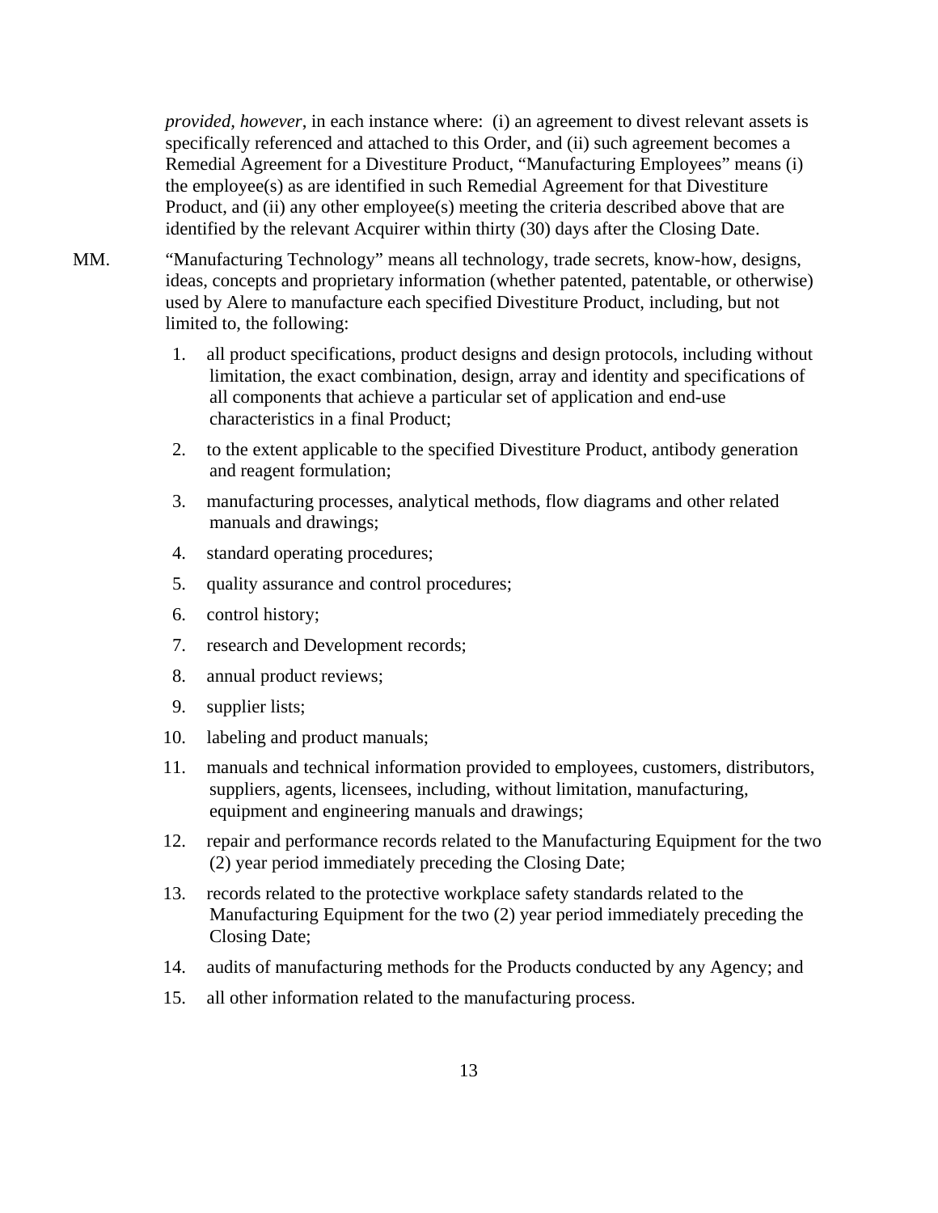*provided, however*, in each instance where: (i) an agreement to divest relevant assets is specifically referenced and attached to this Order, and (ii) such agreement becomes a Remedial Agreement for a Divestiture Product, "Manufacturing Employees" means (i) the employee(s) as are identified in such Remedial Agreement for that Divestiture Product, and (ii) any other employee(s) meeting the criteria described above that are identified by the relevant Acquirer within thirty (30) days after the Closing Date.

MM. "Manufacturing Technology" means all technology, trade secrets, know-how, designs, ideas, concepts and proprietary information (whether patented, patentable, or otherwise) used by Alere to manufacture each specified Divestiture Product, including, but not limited to, the following:

1. all product specifications, product designs and design protocols, including without limitation, the exact combination, design, array and identity and specifications of all components that achieve a particular set of application and end-use characteristics in a final Product;
2. to the extent applicable to the specified Divestiture Product, antibody generation and reagent formulation;
3. manufacturing processes, analytical methods, flow diagrams and other related manuals and drawings;
4. standard operating procedures;
5. quality assurance and control procedures;
6. control history;
7. research and Development records;
8. annual product reviews;
9. supplier lists;
10. labeling and product manuals;
11. manuals and technical information provided to employees, customers, distributors, suppliers, agents, licensees, including, without limitation, manufacturing, equipment and engineering manuals and drawings;
12. repair and performance records related to the Manufacturing Equipment for the two (2) year period immediately preceding the Closing Date;
13. records related to the protective workplace safety standards related to the Manufacturing Equipment for the two (2) year period immediately preceding the Closing Date;
14. audits of manufacturing methods for the Products conducted by any Agency; and
15. all other information related to the manufacturing process.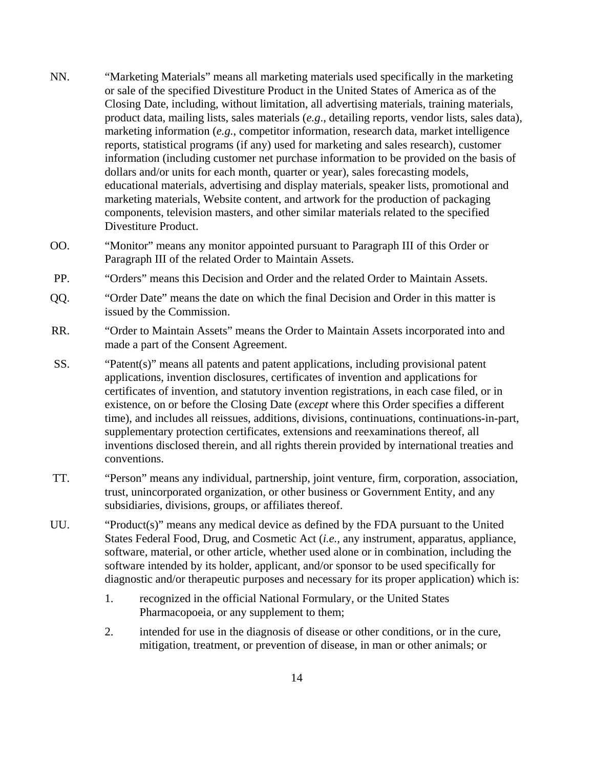NN. "Marketing Materials" means all marketing materials used specifically in the marketing or sale of the specified Divestiture Product in the United States of America as of the Closing Date, including, without limitation, all advertising materials, training materials, product data, mailing lists, sales materials (*e.g.*, detailing reports, vendor lists, sales data), marketing information (*e.g.*, competitor information, research data, market intelligence reports, statistical programs (if any) used for marketing and sales research), customer information (including customer net purchase information to be provided on the basis of dollars and/or units for each month, quarter or year), sales forecasting models, educational materials, advertising and display materials, speaker lists, promotional and marketing materials, Website content, and artwork for the production of packaging components, television masters, and other similar materials related to the specified Divestiture Product.

OO. "Monitor" means any monitor appointed pursuant to Paragraph III of this Order or Paragraph III of the related Order to Maintain Assets.

PP. "Orders" means this Decision and Order and the related Order to Maintain Assets.

QQ. "Order Date" means the date on which the final Decision and Order in this matter is issued by the Commission.

RR. "Order to Maintain Assets" means the Order to Maintain Assets incorporated into and made a part of the Consent Agreement.

SS. "Patent(s)" means all patents and patent applications, including provisional patent applications, invention disclosures, certificates of invention and applications for certificates of invention, and statutory invention registrations, in each case filed, or in existence, on or before the Closing Date (*except* where this Order specifies a different time), and includes all reissues, additions, divisions, continuations, continuations-in-part, supplementary protection certificates, extensions and reexaminations thereof, all inventions disclosed therein, and all rights therein provided by international treaties and conventions.

TT. "Person" means any individual, partnership, joint venture, firm, corporation, association, trust, unincorporated organization, or other business or Government Entity, and any subsidiaries, divisions, groups, or affiliates thereof.

UU. "Product(s)" means any medical device as defined by the FDA pursuant to the United States Federal Food, Drug, and Cosmetic Act (*i.e.*, any instrument, apparatus, appliance, software, material, or other article, whether used alone or in combination, including the software intended by its holder, applicant, and/or sponsor to be used specifically for diagnostic and/or therapeutic purposes and necessary for its proper application) which is:

1. recognized in the official National Formulary, or the United States Pharmacopoeia, or any supplement to them;

2. intended for use in the diagnosis of disease or other conditions, or in the cure, mitigation, treatment, or prevention of disease, in man or other animals; or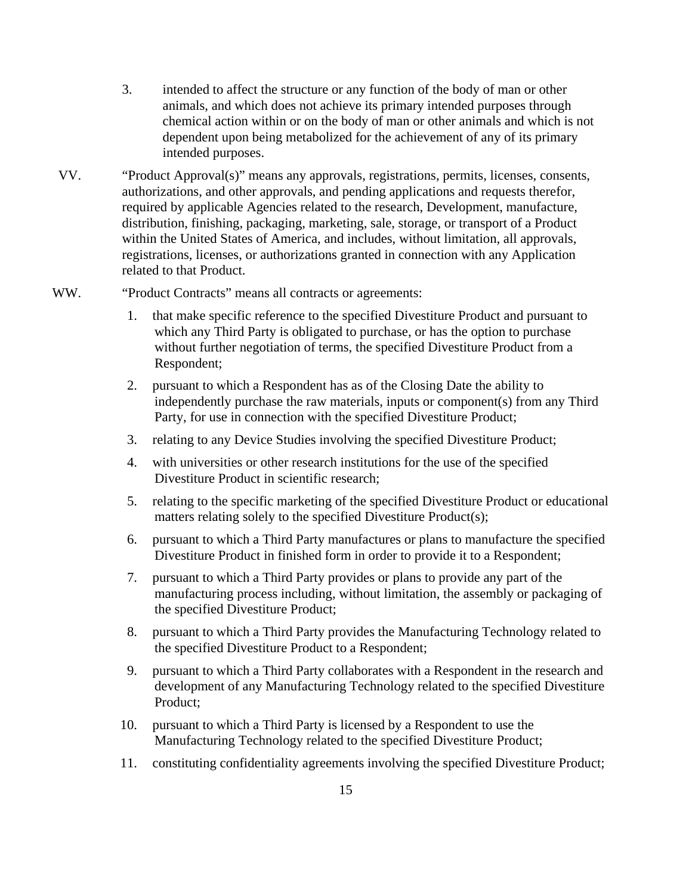3. intended to affect the structure or any function of the body of man or other animals, and which does not achieve its primary intended purposes through chemical action within or on the body of man or other animals and which is not dependent upon being metabolized for the achievement of any of its primary intended purposes.

VV. "Product Approval(s)" means any approvals, registrations, permits, licenses, consents, authorizations, and other approvals, and pending applications and requests therefor, required by applicable Agencies related to the research, Development, manufacture, distribution, finishing, packaging, marketing, sale, storage, or transport of a Product within the United States of America, and includes, without limitation, all approvals, registrations, licenses, or authorizations granted in connection with any Application related to that Product.

WW. "Product Contracts" means all contracts or agreements:

1. that make specific reference to the specified Divestiture Product and pursuant to which any Third Party is obligated to purchase, or has the option to purchase without further negotiation of terms, the specified Divestiture Product from a Respondent;
2. pursuant to which a Respondent has as of the Closing Date the ability to independently purchase the raw materials, inputs or component(s) from any Third Party, for use in connection with the specified Divestiture Product;
3. relating to any Device Studies involving the specified Divestiture Product;
4. with universities or other research institutions for the use of the specified Divestiture Product in scientific research;
5. relating to the specific marketing of the specified Divestiture Product or educational matters relating solely to the specified Divestiture Product(s);
6. pursuant to which a Third Party manufactures or plans to manufacture the specified Divestiture Product in finished form in order to provide it to a Respondent;
7. pursuant to which a Third Party provides or plans to provide any part of the manufacturing process including, without limitation, the assembly or packaging of the specified Divestiture Product;
8. pursuant to which a Third Party provides the Manufacturing Technology related to the specified Divestiture Product to a Respondent;
9. pursuant to which a Third Party collaborates with a Respondent in the research and development of any Manufacturing Technology related to the specified Divestiture Product;
10. pursuant to which a Third Party is licensed by a Respondent to use the Manufacturing Technology related to the specified Divestiture Product;
11. constituting confidentiality agreements involving the specified Divestiture Product;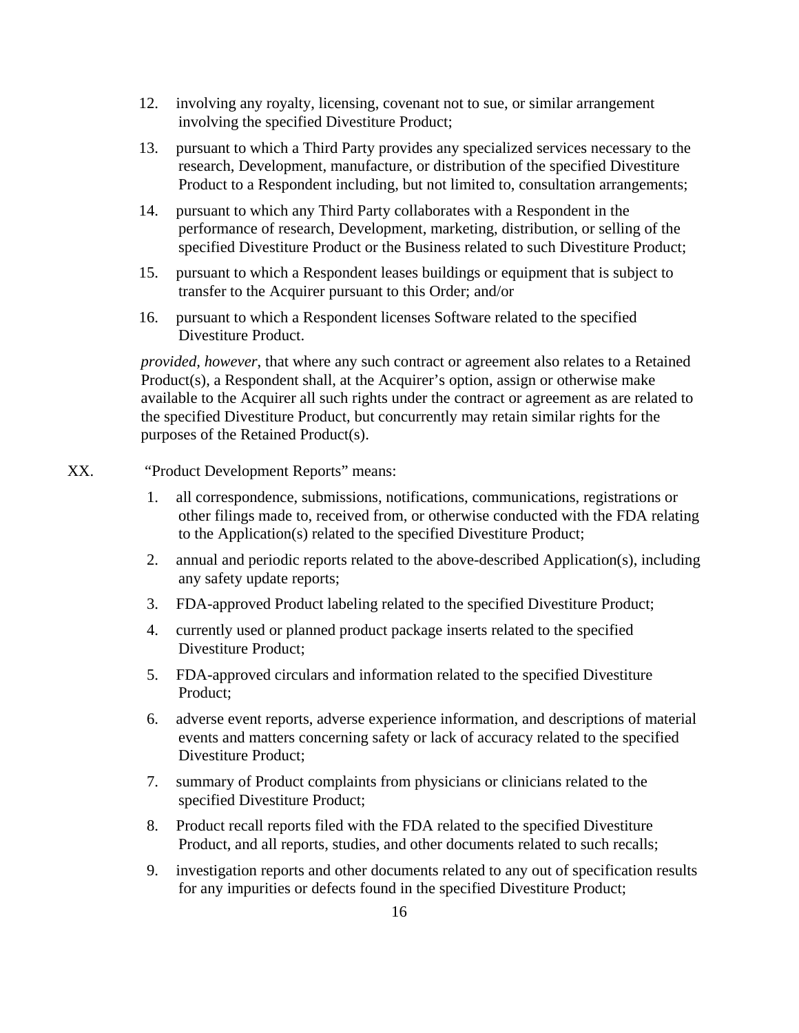12. involving any royalty, licensing, covenant not to sue, or similar arrangement involving the specified Divestiture Product;

13. pursuant to which a Third Party provides any specialized services necessary to the research, Development, manufacture, or distribution of the specified Divestiture Product to a Respondent including, but not limited to, consultation arrangements;

14. pursuant to which any Third Party collaborates with a Respondent in the performance of research, Development, marketing, distribution, or selling of the specified Divestiture Product or the Business related to such Divestiture Product;

15. pursuant to which a Respondent leases buildings or equipment that is subject to transfer to the Acquirer pursuant to this Order; and/or

16. pursuant to which a Respondent licenses Software related to the specified Divestiture Product.

*provided, however*, that where any such contract or agreement also relates to a Retained Product(s), a Respondent shall, at the Acquirer's option, assign or otherwise make available to the Acquirer all such rights under the contract or agreement as are related to the specified Divestiture Product, but concurrently may retain similar rights for the purposes of the Retained Product(s).

XX. "Product Development Reports" means:

1. all correspondence, submissions, notifications, communications, registrations or other filings made to, received from, or otherwise conducted with the FDA relating to the Application(s) related to the specified Divestiture Product;

2. annual and periodic reports related to the above-described Application(s), including any safety update reports;

3. FDA-approved Product labeling related to the specified Divestiture Product;

4. currently used or planned product package inserts related to the specified Divestiture Product;

5. FDA-approved circulars and information related to the specified Divestiture Product;

6. adverse event reports, adverse experience information, and descriptions of material events and matters concerning safety or lack of accuracy related to the specified Divestiture Product;

7. summary of Product complaints from physicians or clinicians related to the specified Divestiture Product;

8. Product recall reports filed with the FDA related to the specified Divestiture Product, and all reports, studies, and other documents related to such recalls;

9. investigation reports and other documents related to any out of specification results for any impurities or defects found in the specified Divestiture Product;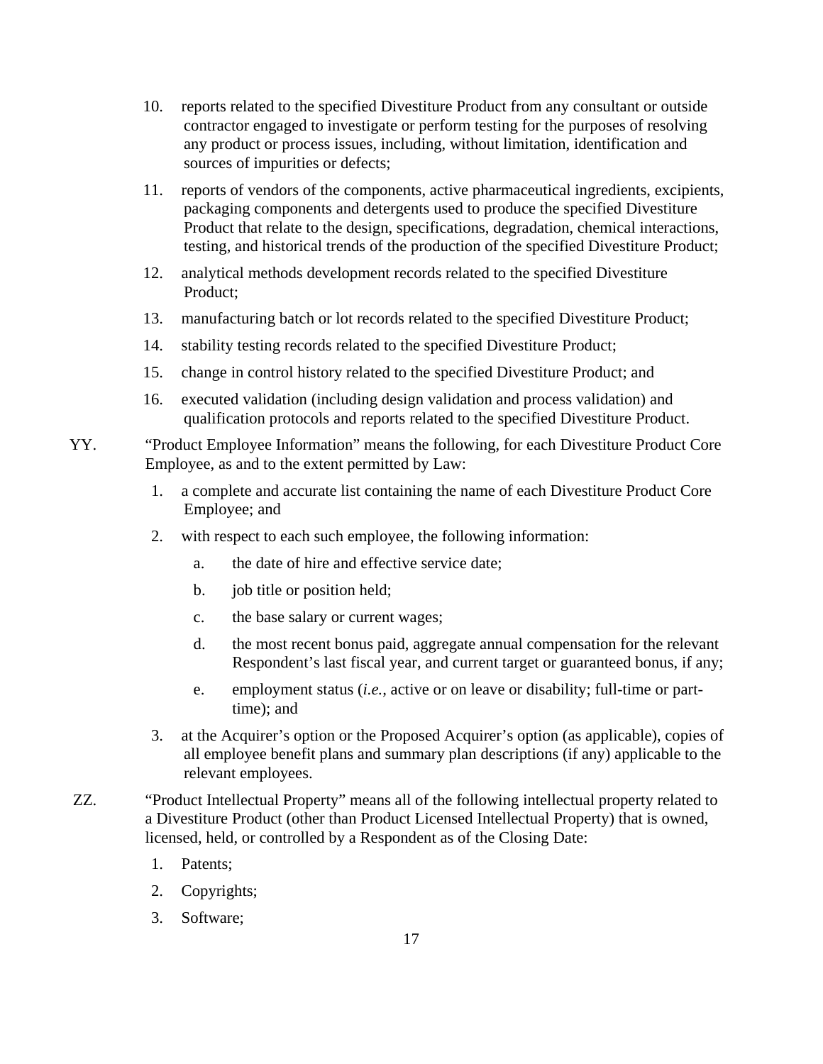10. reports related to the specified Divestiture Product from any consultant or outside contractor engaged to investigate or perform testing for the purposes of resolving any product or process issues, including, without limitation, identification and sources of impurities or defects;

11. reports of vendors of the components, active pharmaceutical ingredients, excipients, packaging components and detergents used to produce the specified Divestiture Product that relate to the design, specifications, degradation, chemical interactions, testing, and historical trends of the production of the specified Divestiture Product;

12. analytical methods development records related to the specified Divestiture Product;

13. manufacturing batch or lot records related to the specified Divestiture Product;

14. stability testing records related to the specified Divestiture Product;

15. change in control history related to the specified Divestiture Product; and

16. executed validation (including design validation and process validation) and qualification protocols and reports related to the specified Divestiture Product.

YY. "Product Employee Information" means the following, for each Divestiture Product Core Employee, as and to the extent permitted by Law:

1. a complete and accurate list containing the name of each Divestiture Product Core Employee; and

2. with respect to each such employee, the following information:

   a. the date of hire and effective service date;

   b. job title or position held;

   c. the base salary or current wages;

   d. the most recent bonus paid, aggregate annual compensation for the relevant Respondent's last fiscal year, and current target or guaranteed bonus, if any;

   e. employment status (*i.e.*, active or on leave or disability; full-time or part-time); and

3. at the Acquirer's option or the Proposed Acquirer's option (as applicable), copies of all employee benefit plans and summary plan descriptions (if any) applicable to the relevant employees.

ZZ. "Product Intellectual Property" means all of the following intellectual property related to a Divestiture Product (other than Product Licensed Intellectual Property) that is owned, licensed, held, or controlled by a Respondent as of the Closing Date:

1. Patents;

2. Copyrights;

3. Software;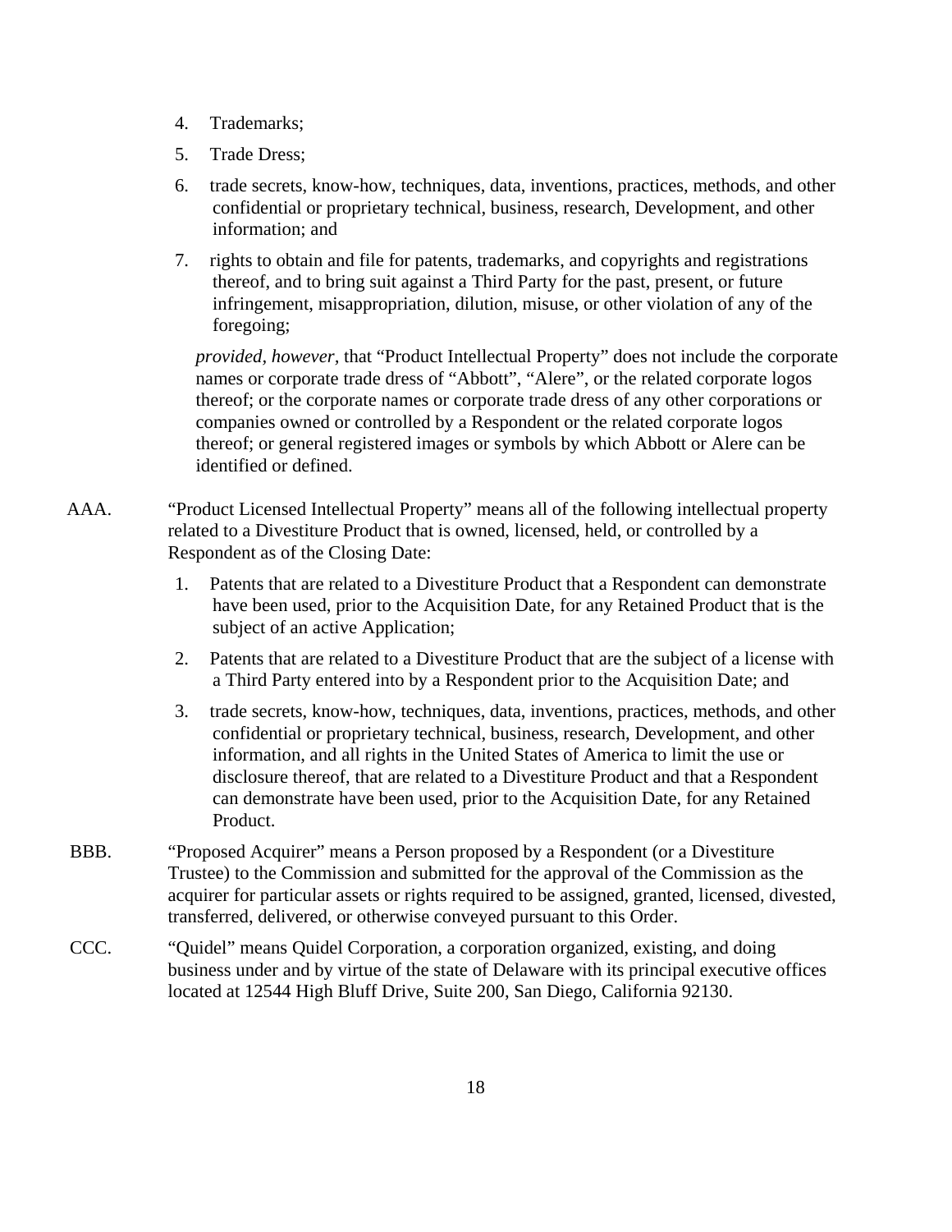4. Trademarks;
5. Trade Dress;
6. trade secrets, know-how, techniques, data, inventions, practices, methods, and other confidential or proprietary technical, business, research, Development, and other information; and
7. rights to obtain and file for patents, trademarks, and copyrights and registrations thereof, and to bring suit against a Third Party for the past, present, or future infringement, misappropriation, dilution, misuse, or other violation of any of the foregoing;

*provided, however*, that "Product Intellectual Property" does not include the corporate names or corporate trade dress of "Abbott", "Alere", or the related corporate logos thereof; or the corporate names or corporate trade dress of any other corporations or companies owned or controlled by a Respondent or the related corporate logos thereof; or general registered images or symbols by which Abbott or Alere can be identified or defined.

AAA. "Product Licensed Intellectual Property" means all of the following intellectual property related to a Divestiture Product that is owned, licensed, held, or controlled by a Respondent as of the Closing Date:

1. Patents that are related to a Divestiture Product that a Respondent can demonstrate have been used, prior to the Acquisition Date, for any Retained Product that is the subject of an active Application;
2. Patents that are related to a Divestiture Product that are the subject of a license with a Third Party entered into by a Respondent prior to the Acquisition Date; and
3. trade secrets, know-how, techniques, data, inventions, practices, methods, and other confidential or proprietary technical, business, research, Development, and other information, and all rights in the United States of America to limit the use or disclosure thereof, that are related to a Divestiture Product and that a Respondent can demonstrate have been used, prior to the Acquisition Date, for any Retained Product.

BBB. "Proposed Acquirer" means a Person proposed by a Respondent (or a Divestiture Trustee) to the Commission and submitted for the approval of the Commission as the acquirer for particular assets or rights required to be assigned, granted, licensed, divested, transferred, delivered, or otherwise conveyed pursuant to this Order.

CCC. "Quidel" means Quidel Corporation, a corporation organized, existing, and doing business under and by virtue of the state of Delaware with its principal executive offices located at 12544 High Bluff Drive, Suite 200, San Diego, California 92130.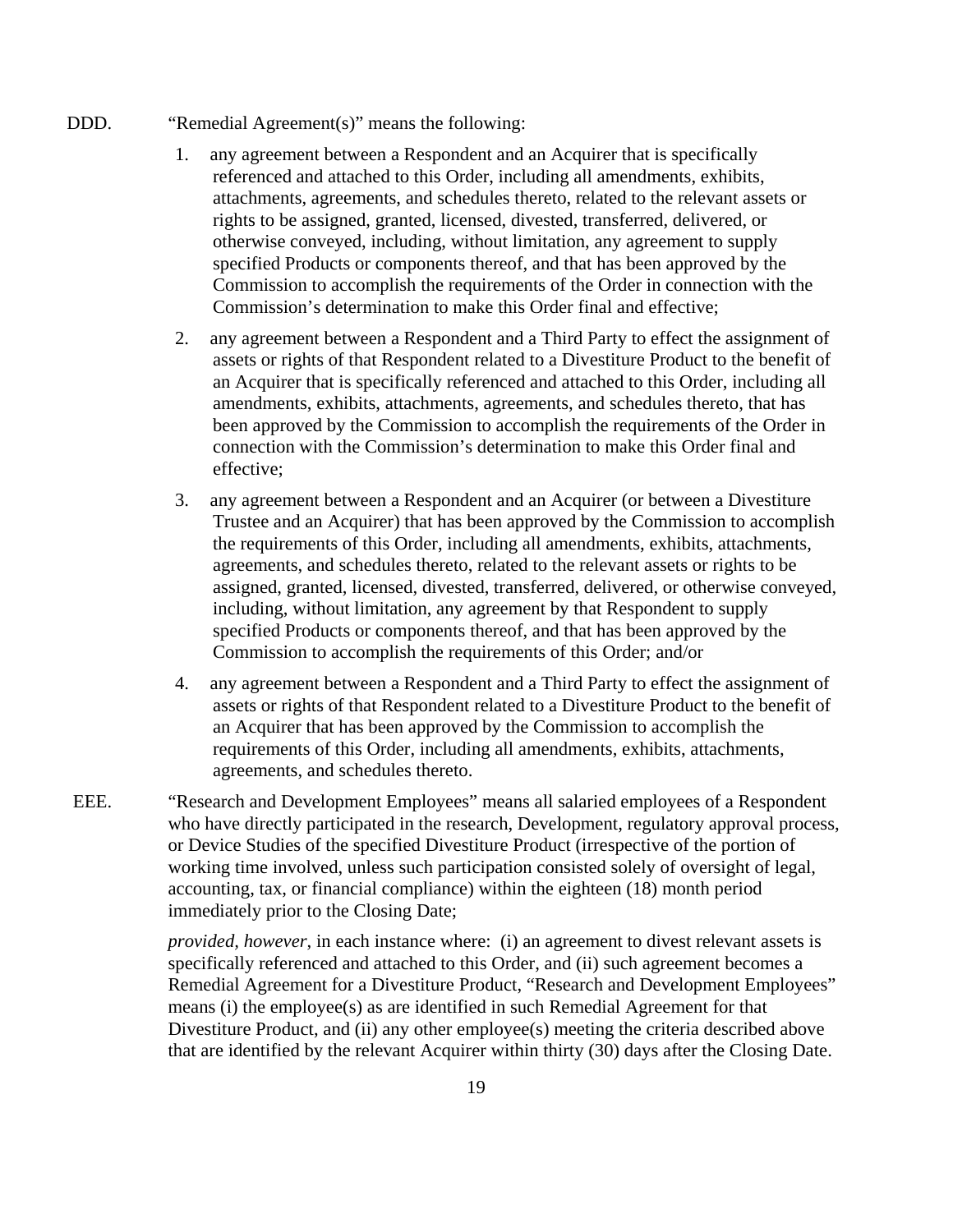DDD. "Remedial Agreement(s)" means the following:

1. any agreement between a Respondent and an Acquirer that is specifically referenced and attached to this Order, including all amendments, exhibits, attachments, agreements, and schedules thereto, related to the relevant assets or rights to be assigned, granted, licensed, divested, transferred, delivered, or otherwise conveyed, including, without limitation, any agreement to supply specified Products or components thereof, and that has been approved by the Commission to accomplish the requirements of the Order in connection with the Commission's determination to make this Order final and effective;

2. any agreement between a Respondent and a Third Party to effect the assignment of assets or rights of that Respondent related to a Divestiture Product to the benefit of an Acquirer that is specifically referenced and attached to this Order, including all amendments, exhibits, attachments, agreements, and schedules thereto, that has been approved by the Commission to accomplish the requirements of the Order in connection with the Commission's determination to make this Order final and effective;

3. any agreement between a Respondent and an Acquirer (or between a Divestiture Trustee and an Acquirer) that has been approved by the Commission to accomplish the requirements of this Order, including all amendments, exhibits, attachments, agreements, and schedules thereto, related to the relevant assets or rights to be assigned, granted, licensed, divested, transferred, delivered, or otherwise conveyed, including, without limitation, any agreement by that Respondent to supply specified Products or components thereof, and that has been approved by the Commission to accomplish the requirements of this Order; and/or

4. any agreement between a Respondent and a Third Party to effect the assignment of assets or rights of that Respondent related to a Divestiture Product to the benefit of an Acquirer that has been approved by the Commission to accomplish the requirements of this Order, including all amendments, exhibits, attachments, agreements, and schedules thereto.

EEE. "Research and Development Employees" means all salaried employees of a Respondent who have directly participated in the research, Development, regulatory approval process, or Device Studies of the specified Divestiture Product (irrespective of the portion of working time involved, unless such participation consisted solely of oversight of legal, accounting, tax, or financial compliance) within the eighteen (18) month period immediately prior to the Closing Date;

*provided, however*, in each instance where: (i) an agreement to divest relevant assets is specifically referenced and attached to this Order, and (ii) such agreement becomes a Remedial Agreement for a Divestiture Product, "Research and Development Employees" means (i) the employee(s) as are identified in such Remedial Agreement for that Divestiture Product, and (ii) any other employee(s) meeting the criteria described above that are identified by the relevant Acquirer within thirty (30) days after the Closing Date.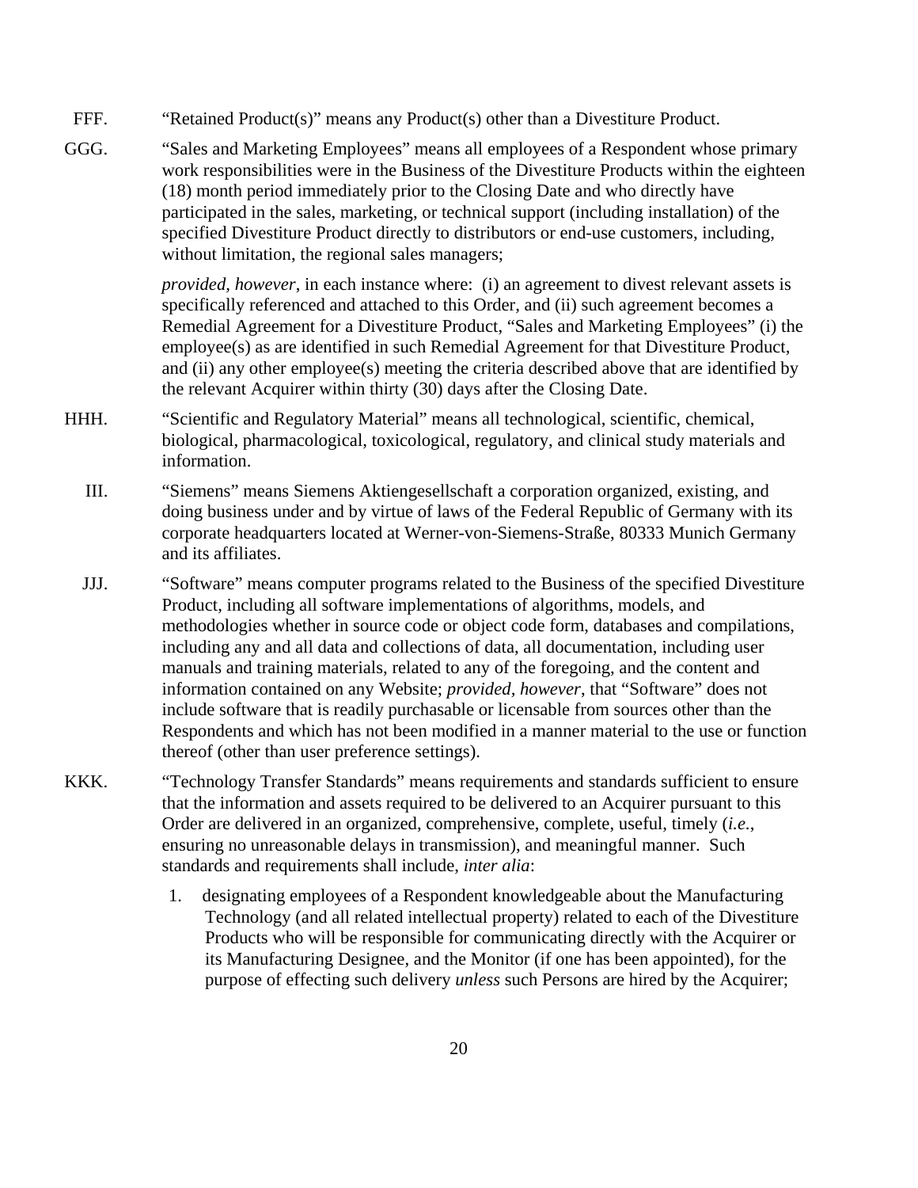FFF. "Retained Product(s)" means any Product(s) other than a Divestiture Product.

GGG. "Sales and Marketing Employees" means all employees of a Respondent whose primary work responsibilities were in the Business of the Divestiture Products within the eighteen (18) month period immediately prior to the Closing Date and who directly have participated in the sales, marketing, or technical support (including installation) of the specified Divestiture Product directly to distributors or end-use customers, including, without limitation, the regional sales managers;

*provided, however*, in each instance where: (i) an agreement to divest relevant assets is specifically referenced and attached to this Order, and (ii) such agreement becomes a Remedial Agreement for a Divestiture Product, "Sales and Marketing Employees" (i) the employee(s) as are identified in such Remedial Agreement for that Divestiture Product, and (ii) any other employee(s) meeting the criteria described above that are identified by the relevant Acquirer within thirty (30) days after the Closing Date.

HHH. "Scientific and Regulatory Material" means all technological, scientific, chemical, biological, pharmacological, toxicological, regulatory, and clinical study materials and information.

III. "Siemens" means Siemens Aktiengesellschaft a corporation organized, existing, and doing business under and by virtue of laws of the Federal Republic of Germany with its corporate headquarters located at Werner-von-Siemens-Straße, 80333 Munich Germany and its affiliates.

JJJ. "Software" means computer programs related to the Business of the specified Divestiture Product, including all software implementations of algorithms, models, and methodologies whether in source code or object code form, databases and compilations, including any and all data and collections of data, all documentation, including user manuals and training materials, related to any of the foregoing, and the content and information contained on any Website; *provided, however*, that "Software" does not include software that is readily purchasable or licensable from sources other than the Respondents and which has not been modified in a manner material to the use or function thereof (other than user preference settings).

KKK. "Technology Transfer Standards" means requirements and standards sufficient to ensure that the information and assets required to be delivered to an Acquirer pursuant to this Order are delivered in an organized, comprehensive, complete, useful, timely (*i.e.*, ensuring no unreasonable delays in transmission), and meaningful manner. Such standards and requirements shall include, *inter alia*:

1. designating employees of a Respondent knowledgeable about the Manufacturing Technology (and all related intellectual property) related to each of the Divestiture Products who will be responsible for communicating directly with the Acquirer or its Manufacturing Designee, and the Monitor (if one has been appointed), for the purpose of effecting such delivery *unless* such Persons are hired by the Acquirer;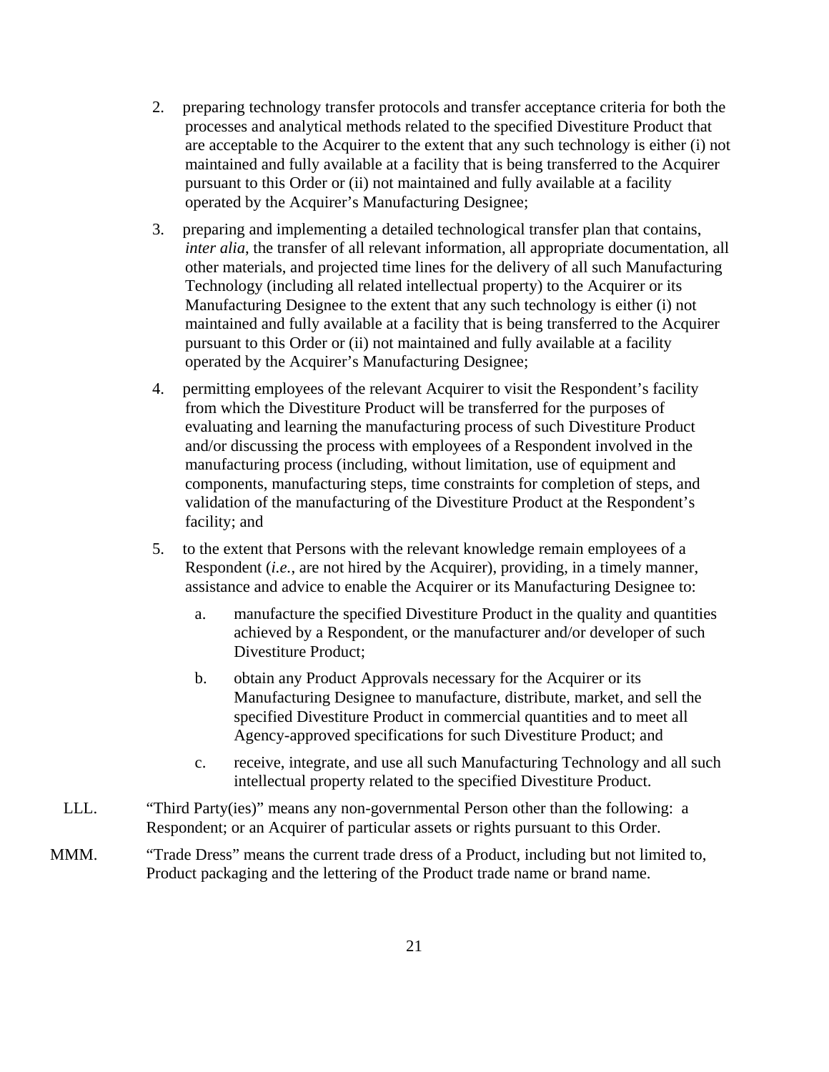2. preparing technology transfer protocols and transfer acceptance criteria for both the processes and analytical methods related to the specified Divestiture Product that are acceptable to the Acquirer to the extent that any such technology is either (i) not maintained and fully available at a facility that is being transferred to the Acquirer pursuant to this Order or (ii) not maintained and fully available at a facility operated by the Acquirer's Manufacturing Designee;

3. preparing and implementing a detailed technological transfer plan that contains, *inter alia*, the transfer of all relevant information, all appropriate documentation, all other materials, and projected time lines for the delivery of all such Manufacturing Technology (including all related intellectual property) to the Acquirer or its Manufacturing Designee to the extent that any such technology is either (i) not maintained and fully available at a facility that is being transferred to the Acquirer pursuant to this Order or (ii) not maintained and fully available at a facility operated by the Acquirer's Manufacturing Designee;

4. permitting employees of the relevant Acquirer to visit the Respondent's facility from which the Divestiture Product will be transferred for the purposes of evaluating and learning the manufacturing process of such Divestiture Product and/or discussing the process with employees of a Respondent involved in the manufacturing process (including, without limitation, use of equipment and components, manufacturing steps, time constraints for completion of steps, and validation of the manufacturing of the Divestiture Product at the Respondent's facility; and

5. to the extent that Persons with the relevant knowledge remain employees of a Respondent (*i.e.*, are not hired by the Acquirer), providing, in a timely manner, assistance and advice to enable the Acquirer or its Manufacturing Designee to:

   a. manufacture the specified Divestiture Product in the quality and quantities achieved by a Respondent, or the manufacturer and/or developer of such Divestiture Product;

   b. obtain any Product Approvals necessary for the Acquirer or its Manufacturing Designee to manufacture, distribute, market, and sell the specified Divestiture Product in commercial quantities and to meet all Agency-approved specifications for such Divestiture Product; and

   c. receive, integrate, and use all such Manufacturing Technology and all such intellectual property related to the specified Divestiture Product.

LLL. "Third Party(ies)" means any non-governmental Person other than the following: a Respondent; or an Acquirer of particular assets or rights pursuant to this Order.

MMM. "Trade Dress" means the current trade dress of a Product, including but not limited to, Product packaging and the lettering of the Product trade name or brand name.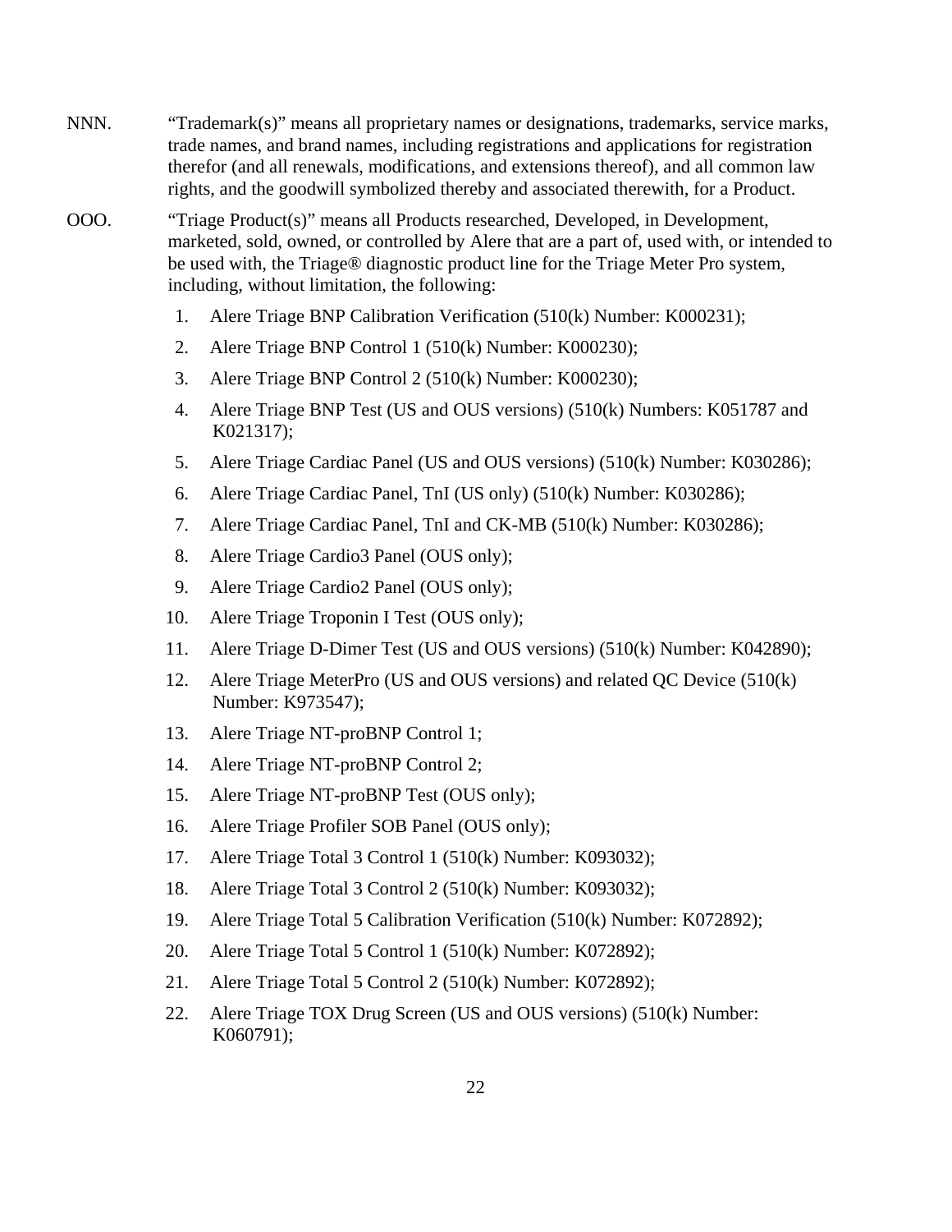NNN. "Trademark(s)" means all proprietary names or designations, trademarks, service marks, trade names, and brand names, including registrations and applications for registration therefor (and all renewals, modifications, and extensions thereof), and all common law rights, and the goodwill symbolized thereby and associated therewith, for a Product.

OOO. "Triage Product(s)" means all Products researched, Developed, in Development, marketed, sold, owned, or controlled by Alere that are a part of, used with, or intended to be used with, the Triage® diagnostic product line for the Triage Meter Pro system, including, without limitation, the following:

1. Alere Triage BNP Calibration Verification (510(k) Number: K000231);
2. Alere Triage BNP Control 1 (510(k) Number: K000230);
3. Alere Triage BNP Control 2 (510(k) Number: K000230);
4. Alere Triage BNP Test (US and OUS versions) (510(k) Numbers: K051787 and K021317);
5. Alere Triage Cardiac Panel (US and OUS versions) (510(k) Number: K030286);
6. Alere Triage Cardiac Panel, TnI (US only) (510(k) Number: K030286);
7. Alere Triage Cardiac Panel, TnI and CK-MB (510(k) Number: K030286);
8. Alere Triage Cardio3 Panel (OUS only);
9. Alere Triage Cardio2 Panel (OUS only);
10. Alere Triage Troponin I Test (OUS only);
11. Alere Triage D-Dimer Test (US and OUS versions) (510(k) Number: K042890);
12. Alere Triage MeterPro (US and OUS versions) and related QC Device (510(k) Number: K973547);
13. Alere Triage NT-proBNP Control 1;
14. Alere Triage NT-proBNP Control 2;
15. Alere Triage NT-proBNP Test (OUS only);
16. Alere Triage Profiler SOB Panel (OUS only);
17. Alere Triage Total 3 Control 1 (510(k) Number: K093032);
18. Alere Triage Total 3 Control 2 (510(k) Number: K093032);
19. Alere Triage Total 5 Calibration Verification (510(k) Number: K072892);
20. Alere Triage Total 5 Control 1 (510(k) Number: K072892);
21. Alere Triage Total 5 Control 2 (510(k) Number: K072892);
22. Alere Triage TOX Drug Screen (US and OUS versions) (510(k) Number: K060791);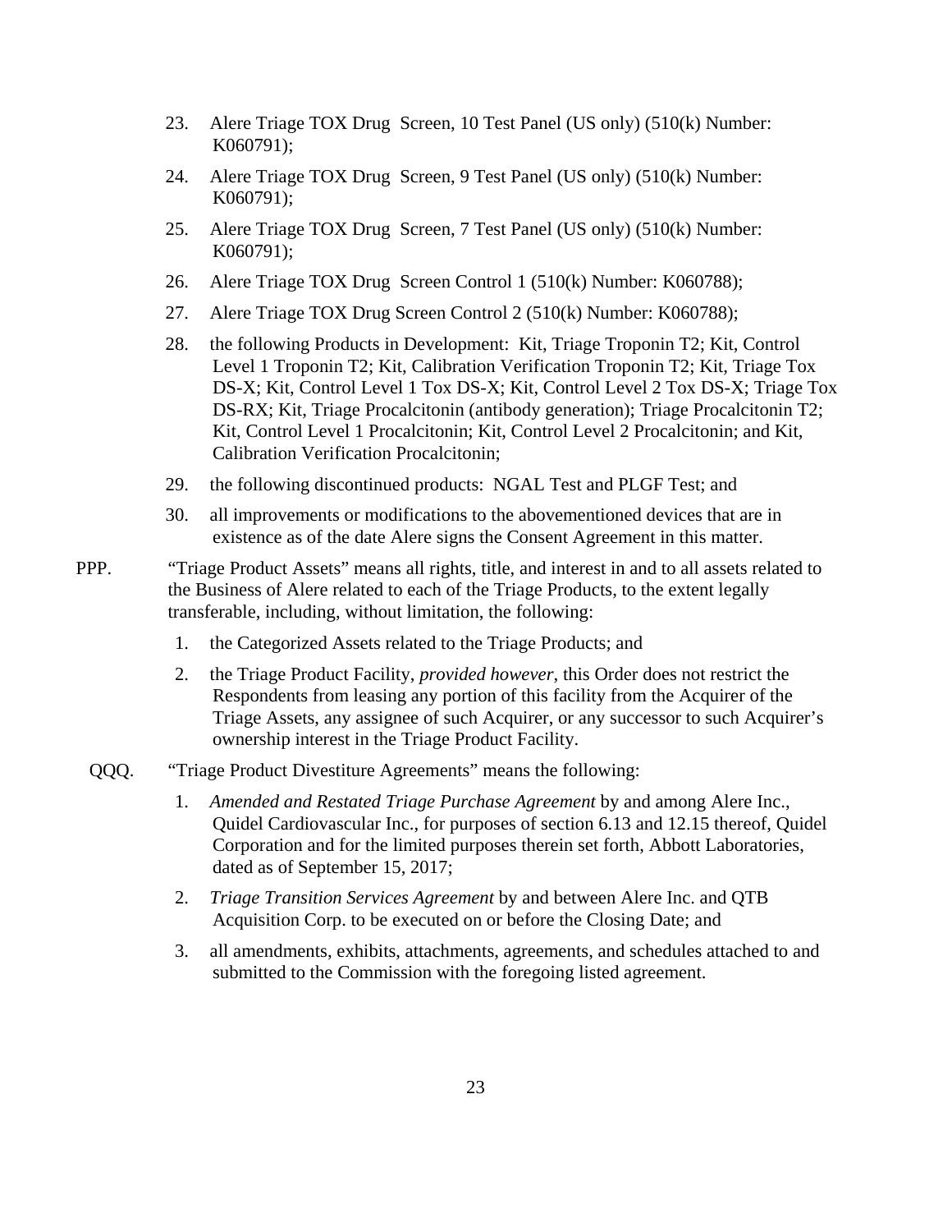23. Alere Triage TOX Drug Screen, 10 Test Panel (US only) (510(k) Number: K060791);

24. Alere Triage TOX Drug Screen, 9 Test Panel (US only) (510(k) Number: K060791);

25. Alere Triage TOX Drug Screen, 7 Test Panel (US only) (510(k) Number: K060791);

26. Alere Triage TOX Drug Screen Control 1 (510(k) Number: K060788);

27. Alere Triage TOX Drug Screen Control 2 (510(k) Number: K060788);

28. the following Products in Development: Kit, Triage Troponin T2; Kit, Control Level 1 Troponin T2; Kit, Calibration Verification Troponin T2; Kit, Triage Tox DS-X; Kit, Control Level 1 Tox DS-X; Kit, Control Level 2 Tox DS-X; Triage Tox DS-RX; Kit, Triage Procalcitonin (antibody generation); Triage Procalcitonin T2; Kit, Control Level 1 Procalcitonin; Kit, Control Level 2 Procalcitonin; and Kit, Calibration Verification Procalcitonin;

29. the following discontinued products: NGAL Test and PLGF Test; and

30. all improvements or modifications to the abovementioned devices that are in existence as of the date Alere signs the Consent Agreement in this matter.

PPP. "Triage Product Assets" means all rights, title, and interest in and to all assets related to the Business of Alere related to each of the Triage Products, to the extent legally transferable, including, without limitation, the following:

1. the Categorized Assets related to the Triage Products; and

2. the Triage Product Facility, *provided however*, this Order does not restrict the Respondents from leasing any portion of this facility from the Acquirer of the Triage Assets, any assignee of such Acquirer, or any successor to such Acquirer's ownership interest in the Triage Product Facility.

QQQ. "Triage Product Divestiture Agreements" means the following:

1. *Amended and Restated Triage Purchase Agreement* by and among Alere Inc., Quidel Cardiovascular Inc., for purposes of section 6.13 and 12.15 thereof, Quidel Corporation and for the limited purposes therein set forth, Abbott Laboratories, dated as of September 15, 2017;

2. *Triage Transition Services Agreement* by and between Alere Inc. and QTB Acquisition Corp. to be executed on or before the Closing Date; and

3. all amendments, exhibits, attachments, agreements, and schedules attached to and submitted to the Commission with the foregoing listed agreement.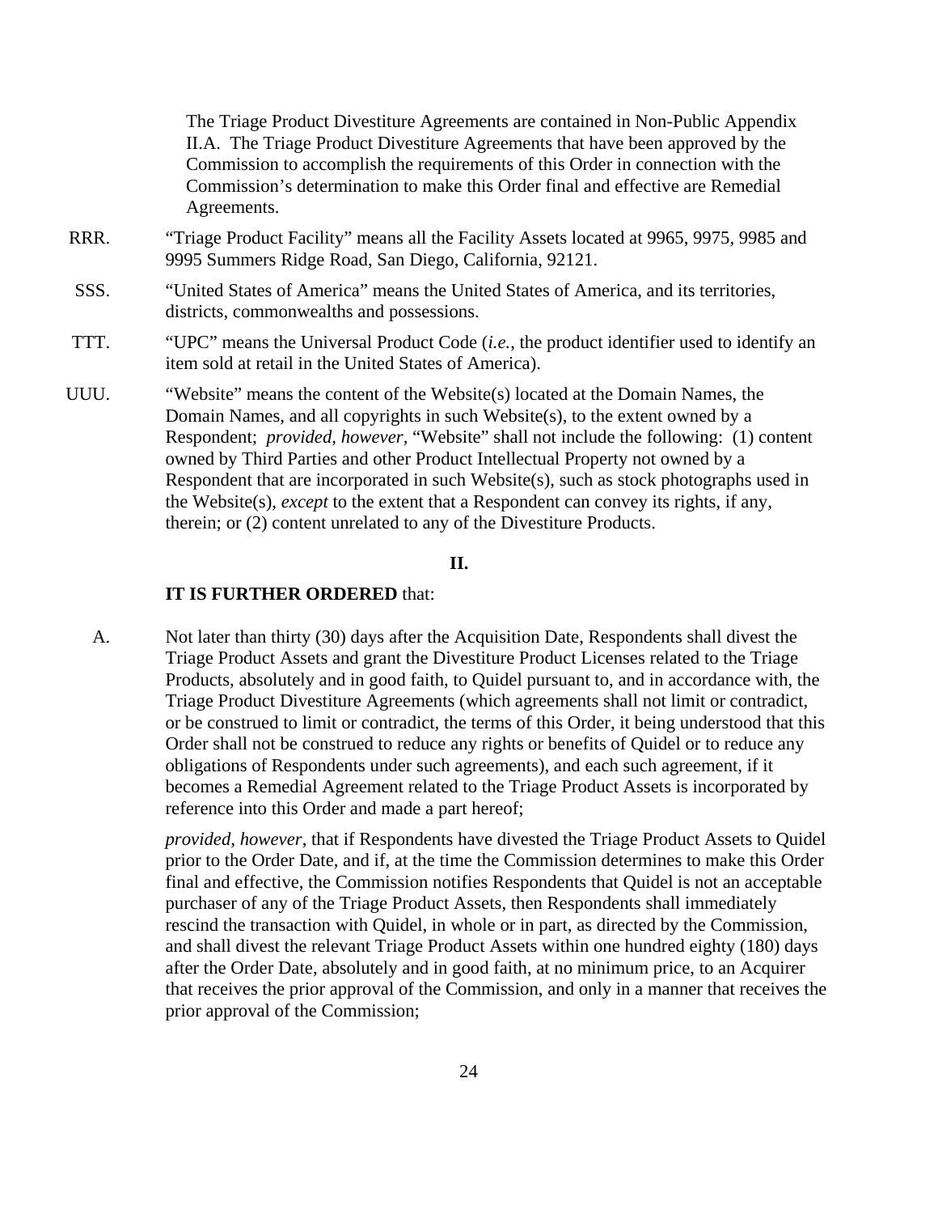The Triage Product Divestiture Agreements are contained in Non-Public Appendix II.A. The Triage Product Divestiture Agreements that have been approved by the Commission to accomplish the requirements of this Order in connection with the Commission's determination to make this Order final and effective are Remedial Agreements.

RRR. "Triage Product Facility" means all the Facility Assets located at 9965, 9975, 9985 and 9995 Summers Ridge Road, San Diego, California, 92121.

SSS. "United States of America" means the United States of America, and its territories, districts, commonwealths and possessions.

TTT. "UPC" means the Universal Product Code (*i.e.*, the product identifier used to identify an item sold at retail in the United States of America).

UUU. "Website" means the content of the Website(s) located at the Domain Names, the Domain Names, and all copyrights in such Website(s), to the extent owned by a Respondent; *provided, however,* "Website" shall not include the following: (1) content owned by Third Parties and other Product Intellectual Property not owned by a Respondent that are incorporated in such Website(s), such as stock photographs used in the Website(s), *except* to the extent that a Respondent can convey its rights, if any, therein; or (2) content unrelated to any of the Divestiture Products.

**II.**

**IT IS FURTHER ORDERED** that:

A. Not later than thirty (30) days after the Acquisition Date, Respondents shall divest the Triage Product Assets and grant the Divestiture Product Licenses related to the Triage Products, absolutely and in good faith, to Quidel pursuant to, and in accordance with, the Triage Product Divestiture Agreements (which agreements shall not limit or contradict, or be construed to limit or contradict, the terms of this Order, it being understood that this Order shall not be construed to reduce any rights or benefits of Quidel or to reduce any obligations of Respondents under such agreements), and each such agreement, if it becomes a Remedial Agreement related to the Triage Product Assets is incorporated by reference into this Order and made a part hereof;

*provided, however*, that if Respondents have divested the Triage Product Assets to Quidel prior to the Order Date, and if, at the time the Commission determines to make this Order final and effective, the Commission notifies Respondents that Quidel is not an acceptable purchaser of any of the Triage Product Assets, then Respondents shall immediately rescind the transaction with Quidel, in whole or in part, as directed by the Commission, and shall divest the relevant Triage Product Assets within one hundred eighty (180) days after the Order Date, absolutely and in good faith, at no minimum price, to an Acquirer that receives the prior approval of the Commission, and only in a manner that receives the prior approval of the Commission;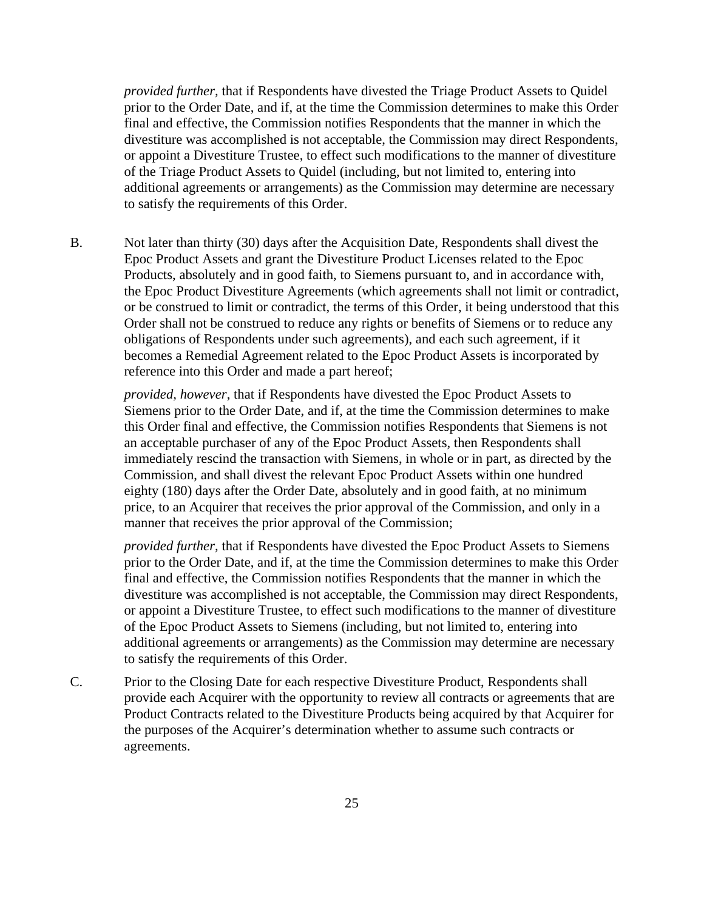*provided further*, that if Respondents have divested the Triage Product Assets to Quidel prior to the Order Date, and if, at the time the Commission determines to make this Order final and effective, the Commission notifies Respondents that the manner in which the divestiture was accomplished is not acceptable, the Commission may direct Respondents, or appoint a Divestiture Trustee, to effect such modifications to the manner of divestiture of the Triage Product Assets to Quidel (including, but not limited to, entering into additional agreements or arrangements) as the Commission may determine are necessary to satisfy the requirements of this Order.

B. Not later than thirty (30) days after the Acquisition Date, Respondents shall divest the Epoc Product Assets and grant the Divestiture Product Licenses related to the Epoc Products, absolutely and in good faith, to Siemens pursuant to, and in accordance with, the Epoc Product Divestiture Agreements (which agreements shall not limit or contradict, or be construed to limit or contradict, the terms of this Order, it being understood that this Order shall not be construed to reduce any rights or benefits of Siemens or to reduce any obligations of Respondents under such agreements), and each such agreement, if it becomes a Remedial Agreement related to the Epoc Product Assets is incorporated by reference into this Order and made a part hereof;

*provided, however*, that if Respondents have divested the Epoc Product Assets to Siemens prior to the Order Date, and if, at the time the Commission determines to make this Order final and effective, the Commission notifies Respondents that Siemens is not an acceptable purchaser of any of the Epoc Product Assets, then Respondents shall immediately rescind the transaction with Siemens, in whole or in part, as directed by the Commission, and shall divest the relevant Epoc Product Assets within one hundred eighty (180) days after the Order Date, absolutely and in good faith, at no minimum price, to an Acquirer that receives the prior approval of the Commission, and only in a manner that receives the prior approval of the Commission;

*provided further*, that if Respondents have divested the Epoc Product Assets to Siemens prior to the Order Date, and if, at the time the Commission determines to make this Order final and effective, the Commission notifies Respondents that the manner in which the divestiture was accomplished is not acceptable, the Commission may direct Respondents, or appoint a Divestiture Trustee, to effect such modifications to the manner of divestiture of the Epoc Product Assets to Siemens (including, but not limited to, entering into additional agreements or arrangements) as the Commission may determine are necessary to satisfy the requirements of this Order.

C. Prior to the Closing Date for each respective Divestiture Product, Respondents shall provide each Acquirer with the opportunity to review all contracts or agreements that are Product Contracts related to the Divestiture Products being acquired by that Acquirer for the purposes of the Acquirer's determination whether to assume such contracts or agreements.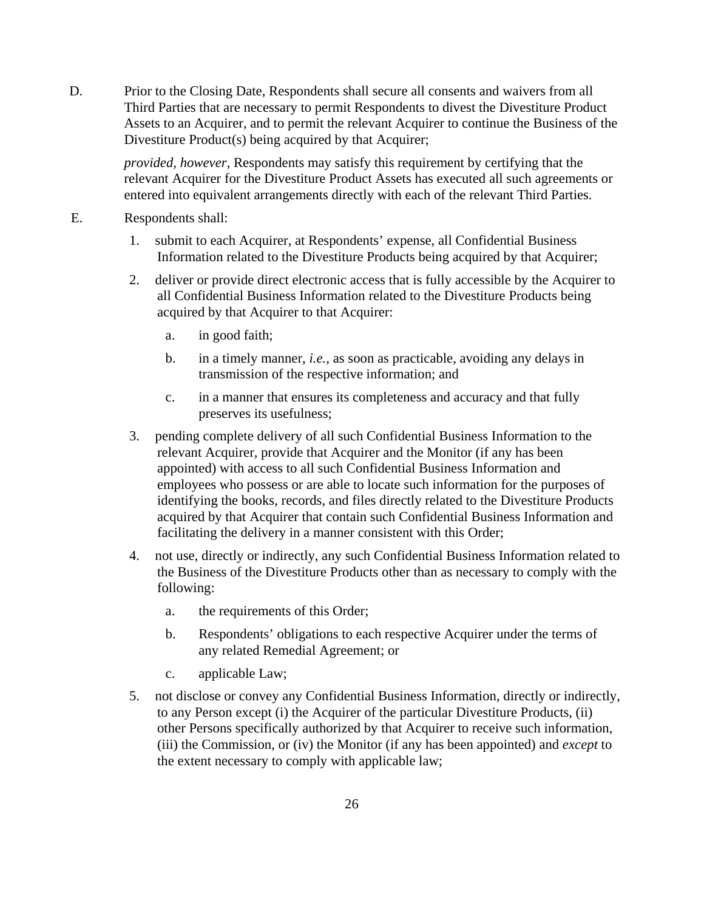D. Prior to the Closing Date, Respondents shall secure all consents and waivers from all Third Parties that are necessary to permit Respondents to divest the Divestiture Product Assets to an Acquirer, and to permit the relevant Acquirer to continue the Business of the Divestiture Product(s) being acquired by that Acquirer;

   *provided, however*, Respondents may satisfy this requirement by certifying that the relevant Acquirer for the Divestiture Product Assets has executed all such agreements or entered into equivalent arrangements directly with each of the relevant Third Parties.

E. Respondents shall:

   1. submit to each Acquirer, at Respondents' expense, all Confidential Business Information related to the Divestiture Products being acquired by that Acquirer;

   2. deliver or provide direct electronic access that is fully accessible by the Acquirer to all Confidential Business Information related to the Divestiture Products being acquired by that Acquirer to that Acquirer:

      a. in good faith;

      b. in a timely manner, *i.e.*, as soon as practicable, avoiding any delays in transmission of the respective information; and

      c. in a manner that ensures its completeness and accuracy and that fully preserves its usefulness;

   3. pending complete delivery of all such Confidential Business Information to the relevant Acquirer, provide that Acquirer and the Monitor (if any has been appointed) with access to all such Confidential Business Information and employees who possess or are able to locate such information for the purposes of identifying the books, records, and files directly related to the Divestiture Products acquired by that Acquirer that contain such Confidential Business Information and facilitating the delivery in a manner consistent with this Order;

   4. not use, directly or indirectly, any such Confidential Business Information related to the Business of the Divestiture Products other than as necessary to comply with the following:

      a. the requirements of this Order;

      b. Respondents' obligations to each respective Acquirer under the terms of any related Remedial Agreement; or

      c. applicable Law;

   5. not disclose or convey any Confidential Business Information, directly or indirectly, to any Person except (i) the Acquirer of the particular Divestiture Products, (ii) other Persons specifically authorized by that Acquirer to receive such information, (iii) the Commission, or (iv) the Monitor (if any has been appointed) and *except* to the extent necessary to comply with applicable law;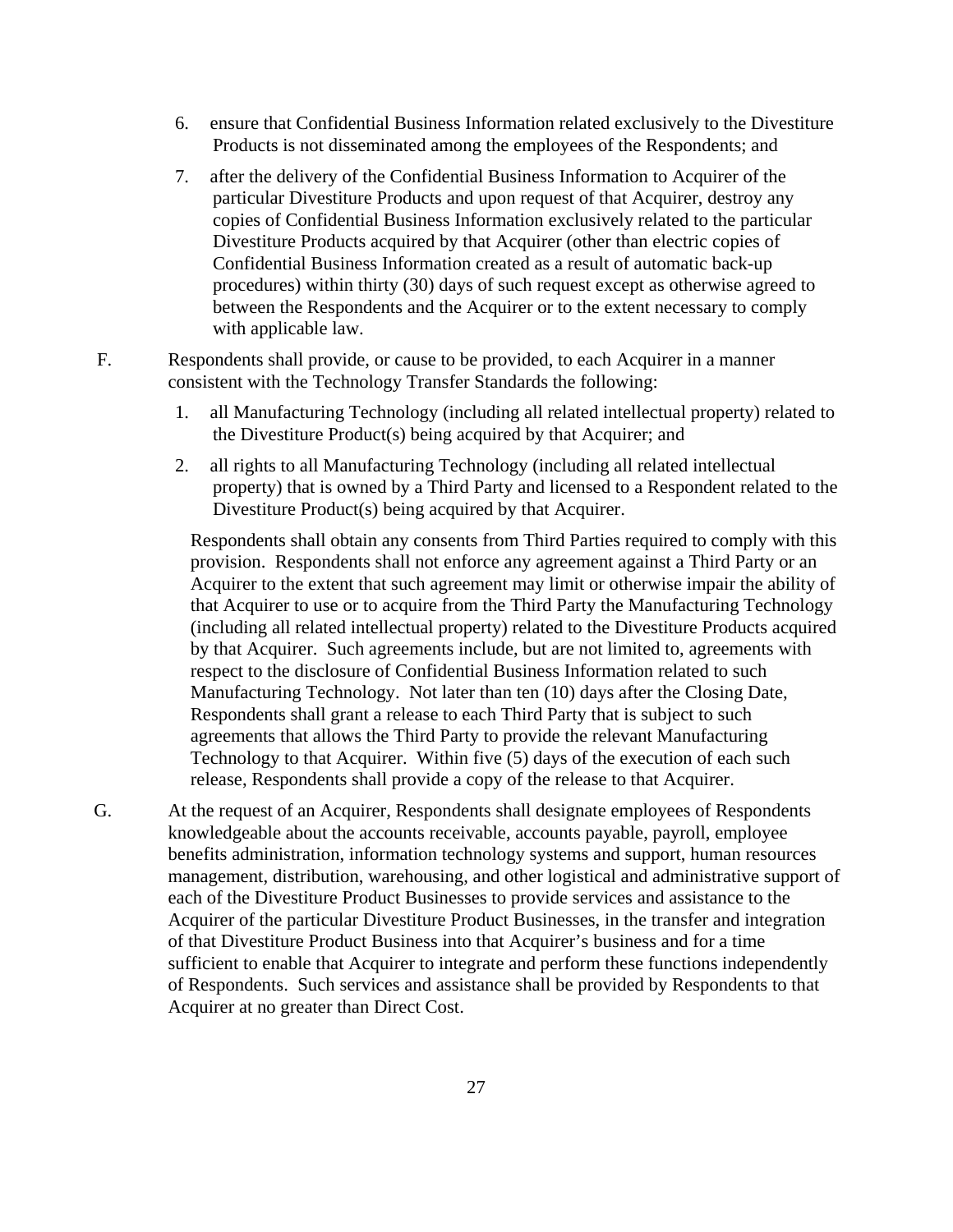6. ensure that Confidential Business Information related exclusively to the Divestiture Products is not disseminated among the employees of the Respondents; and

7. after the delivery of the Confidential Business Information to Acquirer of the particular Divestiture Products and upon request of that Acquirer, destroy any copies of Confidential Business Information exclusively related to the particular Divestiture Products acquired by that Acquirer (other than electric copies of Confidential Business Information created as a result of automatic back-up procedures) within thirty (30) days of such request except as otherwise agreed to between the Respondents and the Acquirer or to the extent necessary to comply with applicable law.

F. Respondents shall provide, or cause to be provided, to each Acquirer in a manner consistent with the Technology Transfer Standards the following:

1. all Manufacturing Technology (including all related intellectual property) related to the Divestiture Product(s) being acquired by that Acquirer; and

2. all rights to all Manufacturing Technology (including all related intellectual property) that is owned by a Third Party and licensed to a Respondent related to the Divestiture Product(s) being acquired by that Acquirer.

Respondents shall obtain any consents from Third Parties required to comply with this provision. Respondents shall not enforce any agreement against a Third Party or an Acquirer to the extent that such agreement may limit or otherwise impair the ability of that Acquirer to use or to acquire from the Third Party the Manufacturing Technology (including all related intellectual property) related to the Divestiture Products acquired by that Acquirer. Such agreements include, but are not limited to, agreements with respect to the disclosure of Confidential Business Information related to such Manufacturing Technology. Not later than ten (10) days after the Closing Date, Respondents shall grant a release to each Third Party that is subject to such agreements that allows the Third Party to provide the relevant Manufacturing Technology to that Acquirer. Within five (5) days of the execution of each such release, Respondents shall provide a copy of the release to that Acquirer.

G. At the request of an Acquirer, Respondents shall designate employees of Respondents knowledgeable about the accounts receivable, accounts payable, payroll, employee benefits administration, information technology systems and support, human resources management, distribution, warehousing, and other logistical and administrative support of each of the Divestiture Product Businesses to provide services and assistance to the Acquirer of the particular Divestiture Product Businesses, in the transfer and integration of that Divestiture Product Business into that Acquirer's business and for a time sufficient to enable that Acquirer to integrate and perform these functions independently of Respondents. Such services and assistance shall be provided by Respondents to that Acquirer at no greater than Direct Cost.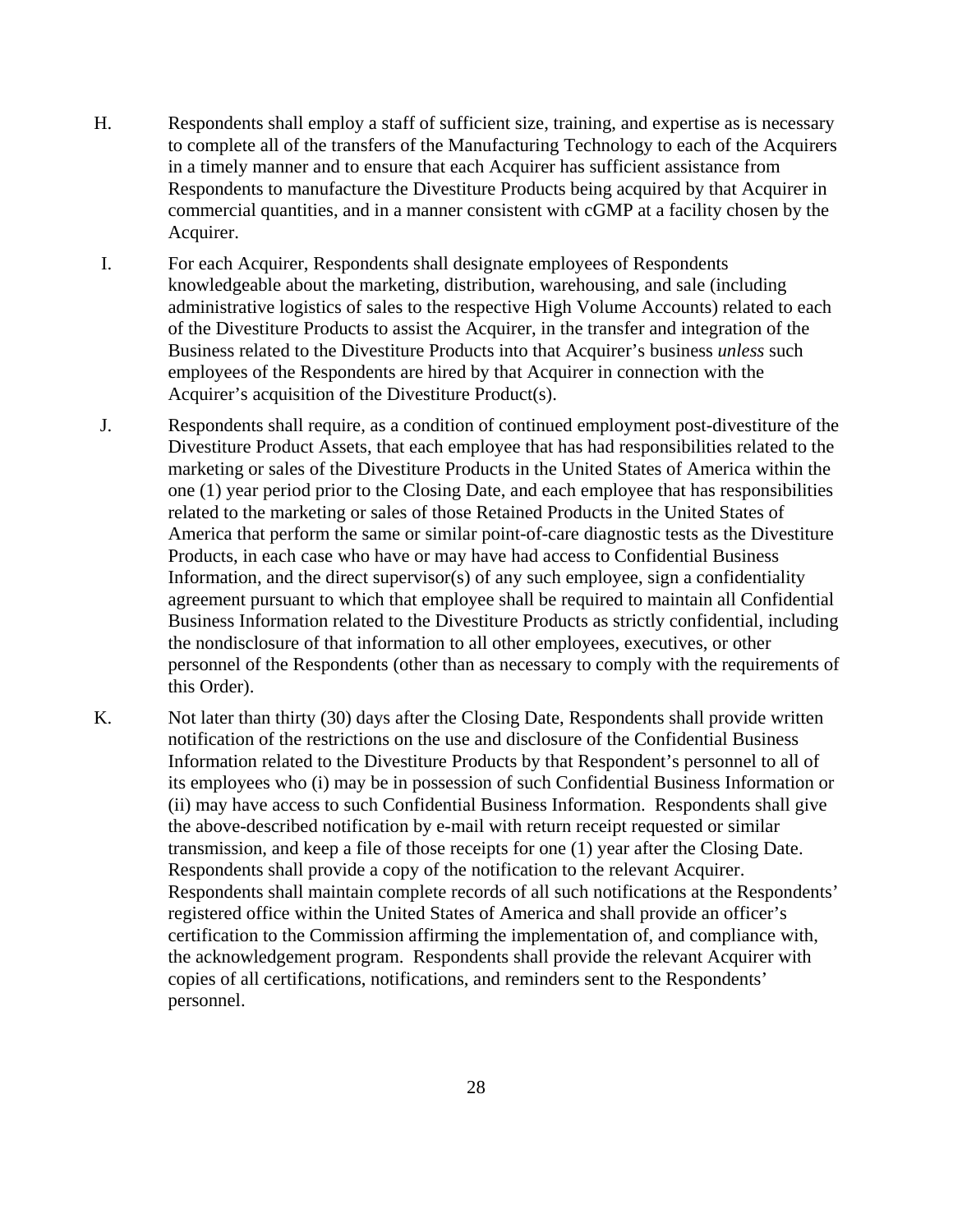H. Respondents shall employ a staff of sufficient size, training, and expertise as is necessary to complete all of the transfers of the Manufacturing Technology to each of the Acquirers in a timely manner and to ensure that each Acquirer has sufficient assistance from Respondents to manufacture the Divestiture Products being acquired by that Acquirer in commercial quantities, and in a manner consistent with cGMP at a facility chosen by the Acquirer.

I. For each Acquirer, Respondents shall designate employees of Respondents knowledgeable about the marketing, distribution, warehousing, and sale (including administrative logistics of sales to the respective High Volume Accounts) related to each of the Divestiture Products to assist the Acquirer, in the transfer and integration of the Business related to the Divestiture Products into that Acquirer's business *unless* such employees of the Respondents are hired by that Acquirer in connection with the Acquirer's acquisition of the Divestiture Product(s).

J. Respondents shall require, as a condition of continued employment post-divestiture of the Divestiture Product Assets, that each employee that has had responsibilities related to the marketing or sales of the Divestiture Products in the United States of America within the one (1) year period prior to the Closing Date, and each employee that has responsibilities related to the marketing or sales of those Retained Products in the United States of America that perform the same or similar point-of-care diagnostic tests as the Divestiture Products, in each case who have or may have had access to Confidential Business Information, and the direct supervisor(s) of any such employee, sign a confidentiality agreement pursuant to which that employee shall be required to maintain all Confidential Business Information related to the Divestiture Products as strictly confidential, including the nondisclosure of that information to all other employees, executives, or other personnel of the Respondents (other than as necessary to comply with the requirements of this Order).

K. Not later than thirty (30) days after the Closing Date, Respondents shall provide written notification of the restrictions on the use and disclosure of the Confidential Business Information related to the Divestiture Products by that Respondent's personnel to all of its employees who (i) may be in possession of such Confidential Business Information or (ii) may have access to such Confidential Business Information. Respondents shall give the above-described notification by e-mail with return receipt requested or similar transmission, and keep a file of those receipts for one (1) year after the Closing Date. Respondents shall provide a copy of the notification to the relevant Acquirer. Respondents shall maintain complete records of all such notifications at the Respondents' registered office within the United States of America and shall provide an officer's certification to the Commission affirming the implementation of, and compliance with, the acknowledgement program. Respondents shall provide the relevant Acquirer with copies of all certifications, notifications, and reminders sent to the Respondents' personnel.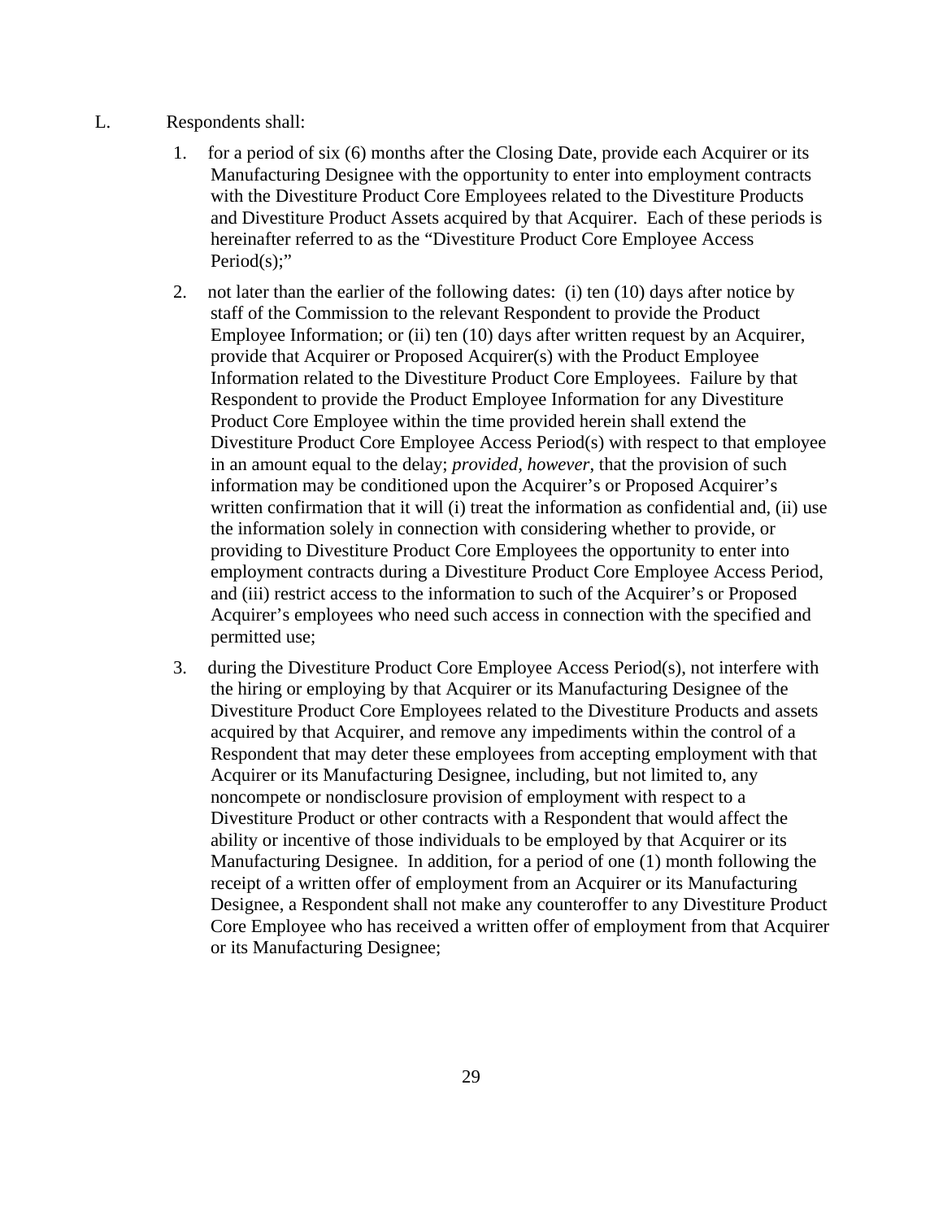L. Respondents shall:

1. for a period of six (6) months after the Closing Date, provide each Acquirer or its Manufacturing Designee with the opportunity to enter into employment contracts with the Divestiture Product Core Employees related to the Divestiture Products and Divestiture Product Assets acquired by that Acquirer. Each of these periods is hereinafter referred to as the "Divestiture Product Core Employee Access Period(s);"

2. not later than the earlier of the following dates: (i) ten (10) days after notice by staff of the Commission to the relevant Respondent to provide the Product Employee Information; or (ii) ten (10) days after written request by an Acquirer, provide that Acquirer or Proposed Acquirer(s) with the Product Employee Information related to the Divestiture Product Core Employees. Failure by that Respondent to provide the Product Employee Information for any Divestiture Product Core Employee within the time provided herein shall extend the Divestiture Product Core Employee Access Period(s) with respect to that employee in an amount equal to the delay; *provided, however*, that the provision of such information may be conditioned upon the Acquirer's or Proposed Acquirer's written confirmation that it will (i) treat the information as confidential and, (ii) use the information solely in connection with considering whether to provide, or providing to Divestiture Product Core Employees the opportunity to enter into employment contracts during a Divestiture Product Core Employee Access Period, and (iii) restrict access to the information to such of the Acquirer's or Proposed Acquirer's employees who need such access in connection with the specified and permitted use;

3. during the Divestiture Product Core Employee Access Period(s), not interfere with the hiring or employing by that Acquirer or its Manufacturing Designee of the Divestiture Product Core Employees related to the Divestiture Products and assets acquired by that Acquirer, and remove any impediments within the control of a Respondent that may deter these employees from accepting employment with that Acquirer or its Manufacturing Designee, including, but not limited to, any noncompete or nondisclosure provision of employment with respect to a Divestiture Product or other contracts with a Respondent that would affect the ability or incentive of those individuals to be employed by that Acquirer or its Manufacturing Designee. In addition, for a period of one (1) month following the receipt of a written offer of employment from an Acquirer or its Manufacturing Designee, a Respondent shall not make any counteroffer to any Divestiture Product Core Employee who has received a written offer of employment from that Acquirer or its Manufacturing Designee;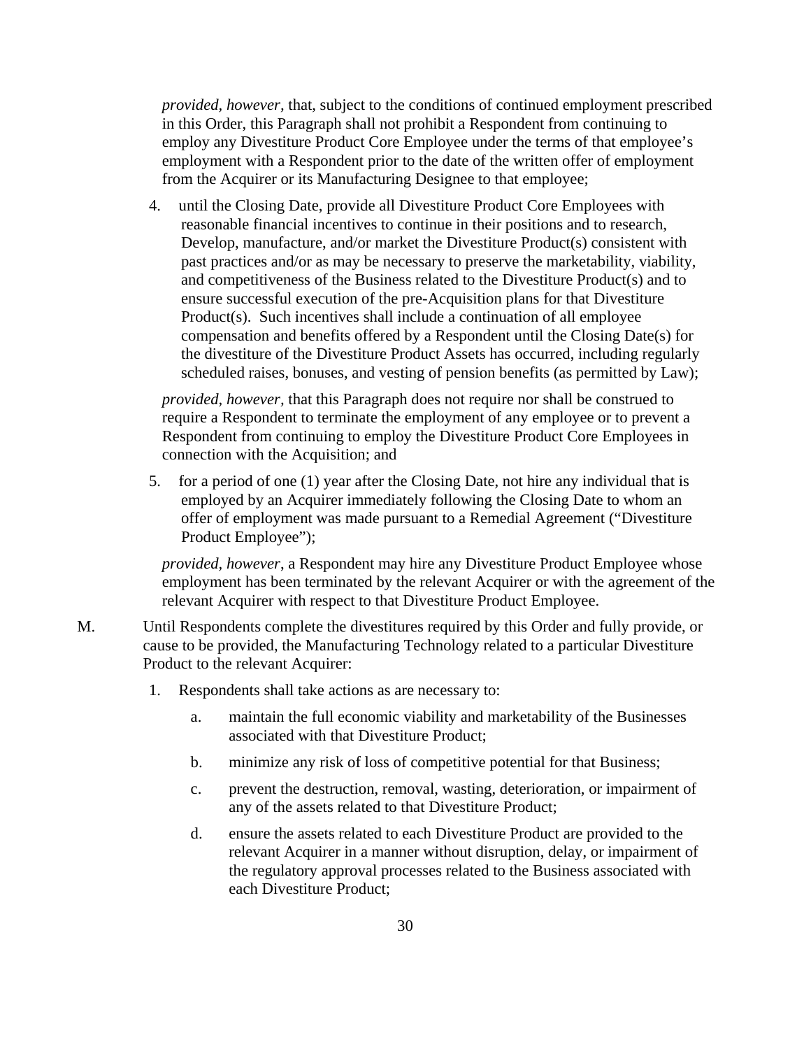*provided, however,* that, subject to the conditions of continued employment prescribed in this Order, this Paragraph shall not prohibit a Respondent from continuing to employ any Divestiture Product Core Employee under the terms of that employee's employment with a Respondent prior to the date of the written offer of employment from the Acquirer or its Manufacturing Designee to that employee;

4. until the Closing Date, provide all Divestiture Product Core Employees with reasonable financial incentives to continue in their positions and to research, Develop, manufacture, and/or market the Divestiture Product(s) consistent with past practices and/or as may be necessary to preserve the marketability, viability, and competitiveness of the Business related to the Divestiture Product(s) and to ensure successful execution of the pre-Acquisition plans for that Divestiture Product(s). Such incentives shall include a continuation of all employee compensation and benefits offered by a Respondent until the Closing Date(s) for the divestiture of the Divestiture Product Assets has occurred, including regularly scheduled raises, bonuses, and vesting of pension benefits (as permitted by Law);

   *provided, however,* that this Paragraph does not require nor shall be construed to require a Respondent to terminate the employment of any employee or to prevent a Respondent from continuing to employ the Divestiture Product Core Employees in connection with the Acquisition; and

5. for a period of one (1) year after the Closing Date, not hire any individual that is employed by an Acquirer immediately following the Closing Date to whom an offer of employment was made pursuant to a Remedial Agreement ("Divestiture Product Employee");

   *provided, however*, a Respondent may hire any Divestiture Product Employee whose employment has been terminated by the relevant Acquirer or with the agreement of the relevant Acquirer with respect to that Divestiture Product Employee.

M. Until Respondents complete the divestitures required by this Order and fully provide, or cause to be provided, the Manufacturing Technology related to a particular Divestiture Product to the relevant Acquirer:

1. Respondents shall take actions as are necessary to:

   a. maintain the full economic viability and marketability of the Businesses associated with that Divestiture Product;

   b. minimize any risk of loss of competitive potential for that Business;

   c. prevent the destruction, removal, wasting, deterioration, or impairment of any of the assets related to that Divestiture Product;

   d. ensure the assets related to each Divestiture Product are provided to the relevant Acquirer in a manner without disruption, delay, or impairment of the regulatory approval processes related to the Business associated with each Divestiture Product;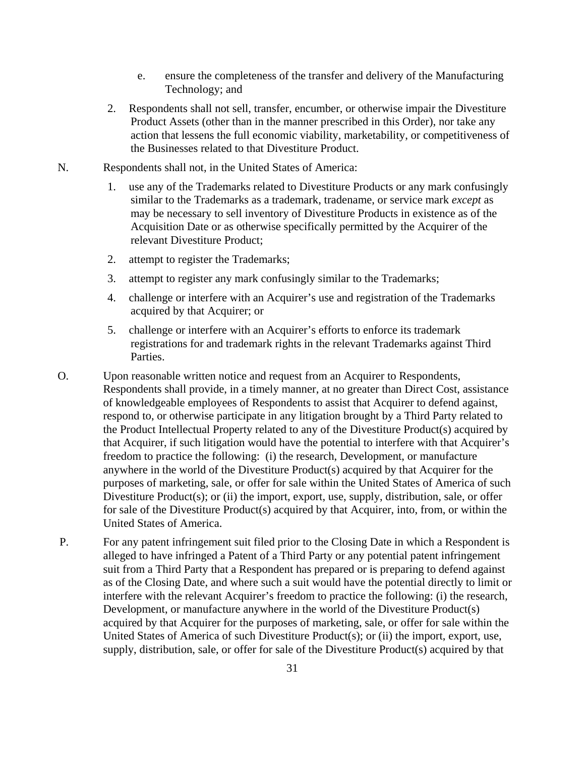e. ensure the completeness of the transfer and delivery of the Manufacturing Technology; and

2. Respondents shall not sell, transfer, encumber, or otherwise impair the Divestiture Product Assets (other than in the manner prescribed in this Order), nor take any action that lessens the full economic viability, marketability, or competitiveness of the Businesses related to that Divestiture Product.

N. Respondents shall not, in the United States of America:

1. use any of the Trademarks related to Divestiture Products or any mark confusingly similar to the Trademarks as a trademark, tradename, or service mark *except* as may be necessary to sell inventory of Divestiture Products in existence as of the Acquisition Date or as otherwise specifically permitted by the Acquirer of the relevant Divestiture Product;

2. attempt to register the Trademarks;

3. attempt to register any mark confusingly similar to the Trademarks;

4. challenge or interfere with an Acquirer's use and registration of the Trademarks acquired by that Acquirer; or

5. challenge or interfere with an Acquirer's efforts to enforce its trademark registrations for and trademark rights in the relevant Trademarks against Third Parties.

O. Upon reasonable written notice and request from an Acquirer to Respondents, Respondents shall provide, in a timely manner, at no greater than Direct Cost, assistance of knowledgeable employees of Respondents to assist that Acquirer to defend against, respond to, or otherwise participate in any litigation brought by a Third Party related to the Product Intellectual Property related to any of the Divestiture Product(s) acquired by that Acquirer, if such litigation would have the potential to interfere with that Acquirer's freedom to practice the following: (i) the research, Development, or manufacture anywhere in the world of the Divestiture Product(s) acquired by that Acquirer for the purposes of marketing, sale, or offer for sale within the United States of America of such Divestiture Product(s); or (ii) the import, export, use, supply, distribution, sale, or offer for sale of the Divestiture Product(s) acquired by that Acquirer, into, from, or within the United States of America.

P. For any patent infringement suit filed prior to the Closing Date in which a Respondent is alleged to have infringed a Patent of a Third Party or any potential patent infringement suit from a Third Party that a Respondent has prepared or is preparing to defend against as of the Closing Date, and where such a suit would have the potential directly to limit or interfere with the relevant Acquirer's freedom to practice the following: (i) the research, Development, or manufacture anywhere in the world of the Divestiture Product(s) acquired by that Acquirer for the purposes of marketing, sale, or offer for sale within the United States of America of such Divestiture Product(s); or (ii) the import, export, use, supply, distribution, sale, or offer for sale of the Divestiture Product(s) acquired by that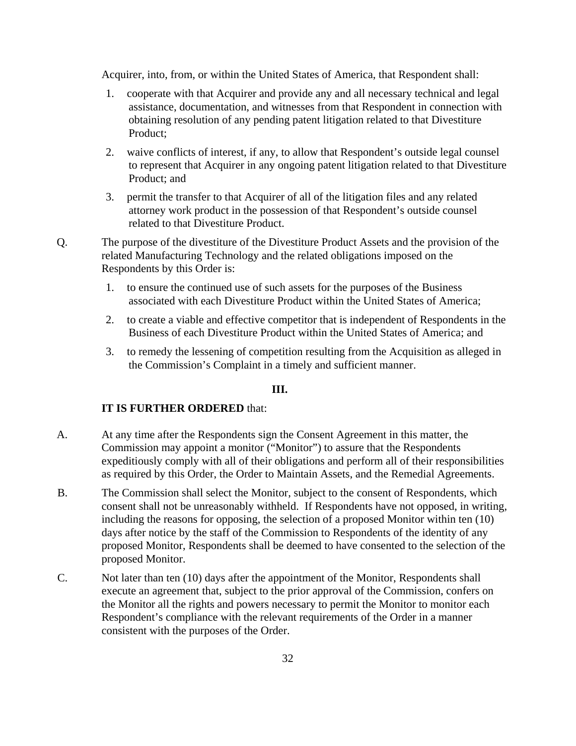Acquirer, into, from, or within the United States of America, that Respondent shall:

1. cooperate with that Acquirer and provide any and all necessary technical and legal assistance, documentation, and witnesses from that Respondent in connection with obtaining resolution of any pending patent litigation related to that Divestiture Product;
2. waive conflicts of interest, if any, to allow that Respondent's outside legal counsel to represent that Acquirer in any ongoing patent litigation related to that Divestiture Product; and
3. permit the transfer to that Acquirer of all of the litigation files and any related attorney work product in the possession of that Respondent's outside counsel related to that Divestiture Product.

Q. The purpose of the divestiture of the Divestiture Product Assets and the provision of the related Manufacturing Technology and the related obligations imposed on the Respondents by this Order is:

1. to ensure the continued use of such assets for the purposes of the Business associated with each Divestiture Product within the United States of America;
2. to create a viable and effective competitor that is independent of Respondents in the Business of each Divestiture Product within the United States of America; and
3. to remedy the lessening of competition resulting from the Acquisition as alleged in the Commission's Complaint in a timely and sufficient manner.

**III.**

**IT IS FURTHER ORDERED** that:

A. At any time after the Respondents sign the Consent Agreement in this matter, the Commission may appoint a monitor ("Monitor") to assure that the Respondents expeditiously comply with all of their obligations and perform all of their responsibilities as required by this Order, the Order to Maintain Assets, and the Remedial Agreements.

B. The Commission shall select the Monitor, subject to the consent of Respondents, which consent shall not be unreasonably withheld. If Respondents have not opposed, in writing, including the reasons for opposing, the selection of a proposed Monitor within ten (10) days after notice by the staff of the Commission to Respondents of the identity of any proposed Monitor, Respondents shall be deemed to have consented to the selection of the proposed Monitor.

C. Not later than ten (10) days after the appointment of the Monitor, Respondents shall execute an agreement that, subject to the prior approval of the Commission, confers on the Monitor all the rights and powers necessary to permit the Monitor to monitor each Respondent's compliance with the relevant requirements of the Order in a manner consistent with the purposes of the Order.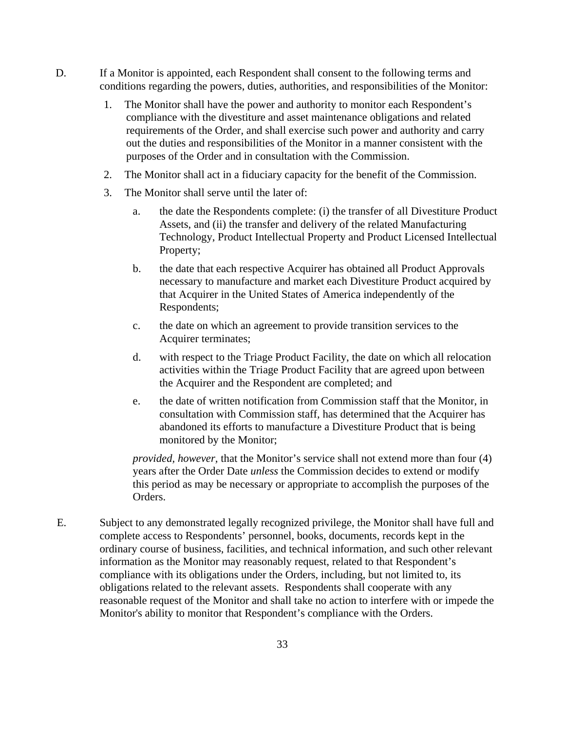D. If a Monitor is appointed, each Respondent shall consent to the following terms and conditions regarding the powers, duties, authorities, and responsibilities of the Monitor:

1. The Monitor shall have the power and authority to monitor each Respondent's compliance with the divestiture and asset maintenance obligations and related requirements of the Order, and shall exercise such power and authority and carry out the duties and responsibilities of the Monitor in a manner consistent with the purposes of the Order and in consultation with the Commission.

2. The Monitor shall act in a fiduciary capacity for the benefit of the Commission.

3. The Monitor shall serve until the later of:

   a. the date the Respondents complete: (i) the transfer of all Divestiture Product Assets, and (ii) the transfer and delivery of the related Manufacturing Technology, Product Intellectual Property and Product Licensed Intellectual Property;

   b. the date that each respective Acquirer has obtained all Product Approvals necessary to manufacture and market each Divestiture Product acquired by that Acquirer in the United States of America independently of the Respondents;

   c. the date on which an agreement to provide transition services to the Acquirer terminates;

   d. with respect to the Triage Product Facility, the date on which all relocation activities within the Triage Product Facility that are agreed upon between the Acquirer and the Respondent are completed; and

   e. the date of written notification from Commission staff that the Monitor, in consultation with Commission staff, has determined that the Acquirer has abandoned its efforts to manufacture a Divestiture Product that is being monitored by the Monitor;

   *provided, however,* that the Monitor's service shall not extend more than four (4) years after the Order Date *unless* the Commission decides to extend or modify this period as may be necessary or appropriate to accomplish the purposes of the Orders.

E. Subject to any demonstrated legally recognized privilege, the Monitor shall have full and complete access to Respondents' personnel, books, documents, records kept in the ordinary course of business, facilities, and technical information, and such other relevant information as the Monitor may reasonably request, related to that Respondent's compliance with its obligations under the Orders, including, but not limited to, its obligations related to the relevant assets. Respondents shall cooperate with any reasonable request of the Monitor and shall take no action to interfere with or impede the Monitor's ability to monitor that Respondent's compliance with the Orders.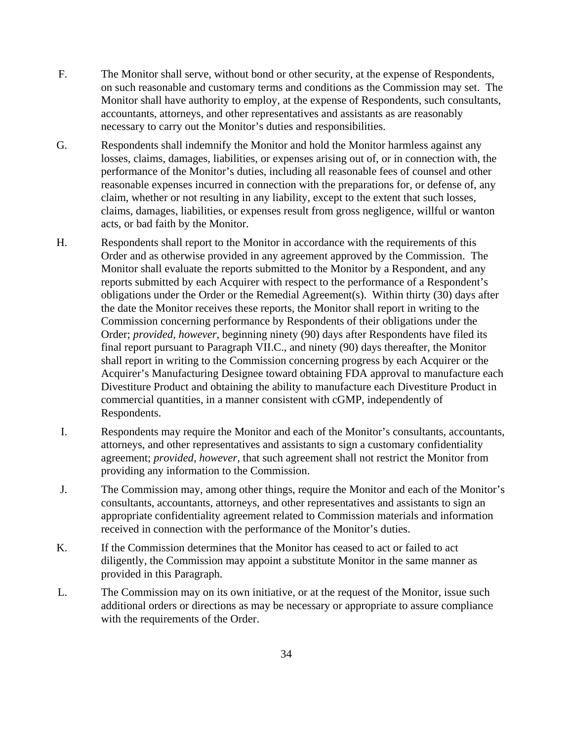F. The Monitor shall serve, without bond or other security, at the expense of Respondents, on such reasonable and customary terms and conditions as the Commission may set. The Monitor shall have authority to employ, at the expense of Respondents, such consultants, accountants, attorneys, and other representatives and assistants as are reasonably necessary to carry out the Monitor's duties and responsibilities.

G. Respondents shall indemnify the Monitor and hold the Monitor harmless against any losses, claims, damages, liabilities, or expenses arising out of, or in connection with, the performance of the Monitor's duties, including all reasonable fees of counsel and other reasonable expenses incurred in connection with the preparations for, or defense of, any claim, whether or not resulting in any liability, except to the extent that such losses, claims, damages, liabilities, or expenses result from gross negligence, willful or wanton acts, or bad faith by the Monitor.

H. Respondents shall report to the Monitor in accordance with the requirements of this Order and as otherwise provided in any agreement approved by the Commission. The Monitor shall evaluate the reports submitted to the Monitor by a Respondent, and any reports submitted by each Acquirer with respect to the performance of a Respondent's obligations under the Order or the Remedial Agreement(s). Within thirty (30) days after the date the Monitor receives these reports, the Monitor shall report in writing to the Commission concerning performance by Respondents of their obligations under the Order; *provided, however*, beginning ninety (90) days after Respondents have filed its final report pursuant to Paragraph VII.C., and ninety (90) days thereafter, the Monitor shall report in writing to the Commission concerning progress by each Acquirer or the Acquirer's Manufacturing Designee toward obtaining FDA approval to manufacture each Divestiture Product and obtaining the ability to manufacture each Divestiture Product in commercial quantities, in a manner consistent with cGMP, independently of Respondents.

I. Respondents may require the Monitor and each of the Monitor's consultants, accountants, attorneys, and other representatives and assistants to sign a customary confidentiality agreement; *provided, however,* that such agreement shall not restrict the Monitor from providing any information to the Commission.

J. The Commission may, among other things, require the Monitor and each of the Monitor's consultants, accountants, attorneys, and other representatives and assistants to sign an appropriate confidentiality agreement related to Commission materials and information received in connection with the performance of the Monitor's duties.

K. If the Commission determines that the Monitor has ceased to act or failed to act diligently, the Commission may appoint a substitute Monitor in the same manner as provided in this Paragraph.

L. The Commission may on its own initiative, or at the request of the Monitor, issue such additional orders or directions as may be necessary or appropriate to assure compliance with the requirements of the Order.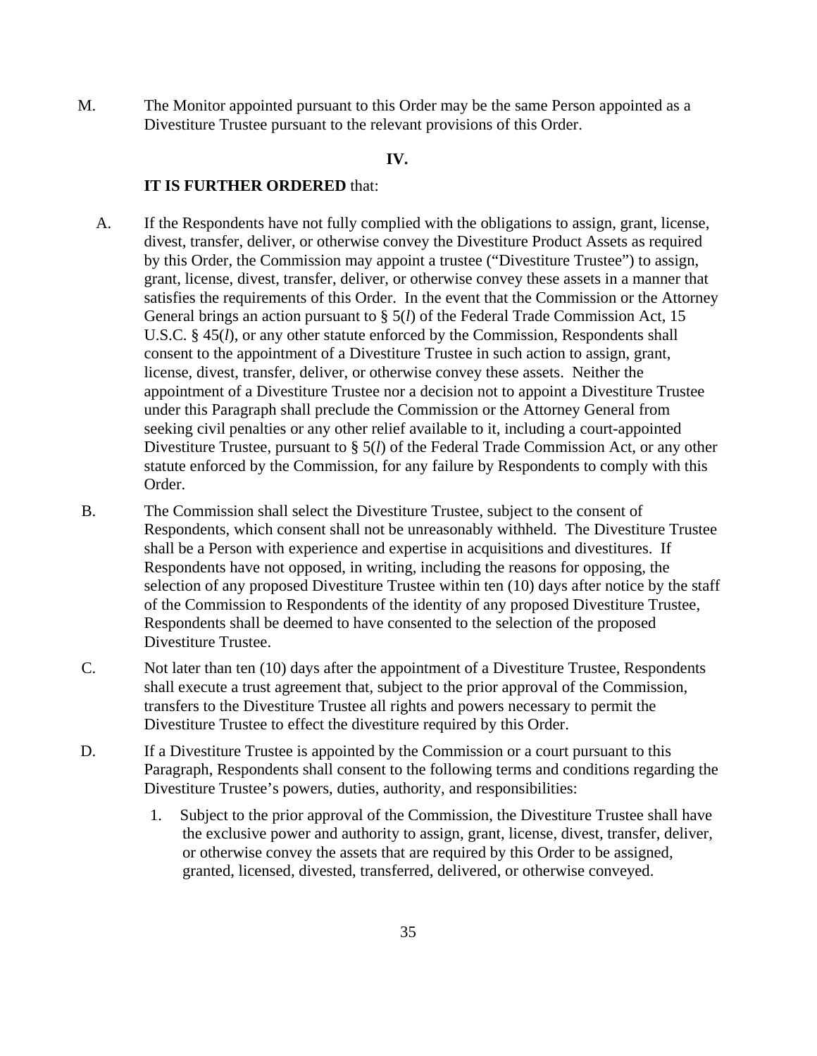M. The Monitor appointed pursuant to this Order may be the same Person appointed as a Divestiture Trustee pursuant to the relevant provisions of this Order.

**IV.**

**IT IS FURTHER ORDERED** that:

A. If the Respondents have not fully complied with the obligations to assign, grant, license, divest, transfer, deliver, or otherwise convey the Divestiture Product Assets as required by this Order, the Commission may appoint a trustee ("Divestiture Trustee") to assign, grant, license, divest, transfer, deliver, or otherwise convey these assets in a manner that satisfies the requirements of this Order. In the event that the Commission or the Attorney General brings an action pursuant to § 5(*l*) of the Federal Trade Commission Act, 15 U.S.C. § 45(*l*), or any other statute enforced by the Commission, Respondents shall consent to the appointment of a Divestiture Trustee in such action to assign, grant, license, divest, transfer, deliver, or otherwise convey these assets. Neither the appointment of a Divestiture Trustee nor a decision not to appoint a Divestiture Trustee under this Paragraph shall preclude the Commission or the Attorney General from seeking civil penalties or any other relief available to it, including a court-appointed Divestiture Trustee, pursuant to § 5(*l*) of the Federal Trade Commission Act, or any other statute enforced by the Commission, for any failure by Respondents to comply with this Order.

B. The Commission shall select the Divestiture Trustee, subject to the consent of Respondents, which consent shall not be unreasonably withheld. The Divestiture Trustee shall be a Person with experience and expertise in acquisitions and divestitures. If Respondents have not opposed, in writing, including the reasons for opposing, the selection of any proposed Divestiture Trustee within ten (10) days after notice by the staff of the Commission to Respondents of the identity of any proposed Divestiture Trustee, Respondents shall be deemed to have consented to the selection of the proposed Divestiture Trustee.

C. Not later than ten (10) days after the appointment of a Divestiture Trustee, Respondents shall execute a trust agreement that, subject to the prior approval of the Commission, transfers to the Divestiture Trustee all rights and powers necessary to permit the Divestiture Trustee to effect the divestiture required by this Order.

D. If a Divestiture Trustee is appointed by the Commission or a court pursuant to this Paragraph, Respondents shall consent to the following terms and conditions regarding the Divestiture Trustee's powers, duties, authority, and responsibilities:

   1. Subject to the prior approval of the Commission, the Divestiture Trustee shall have the exclusive power and authority to assign, grant, license, divest, transfer, deliver, or otherwise convey the assets that are required by this Order to be assigned, granted, licensed, divested, transferred, delivered, or otherwise conveyed.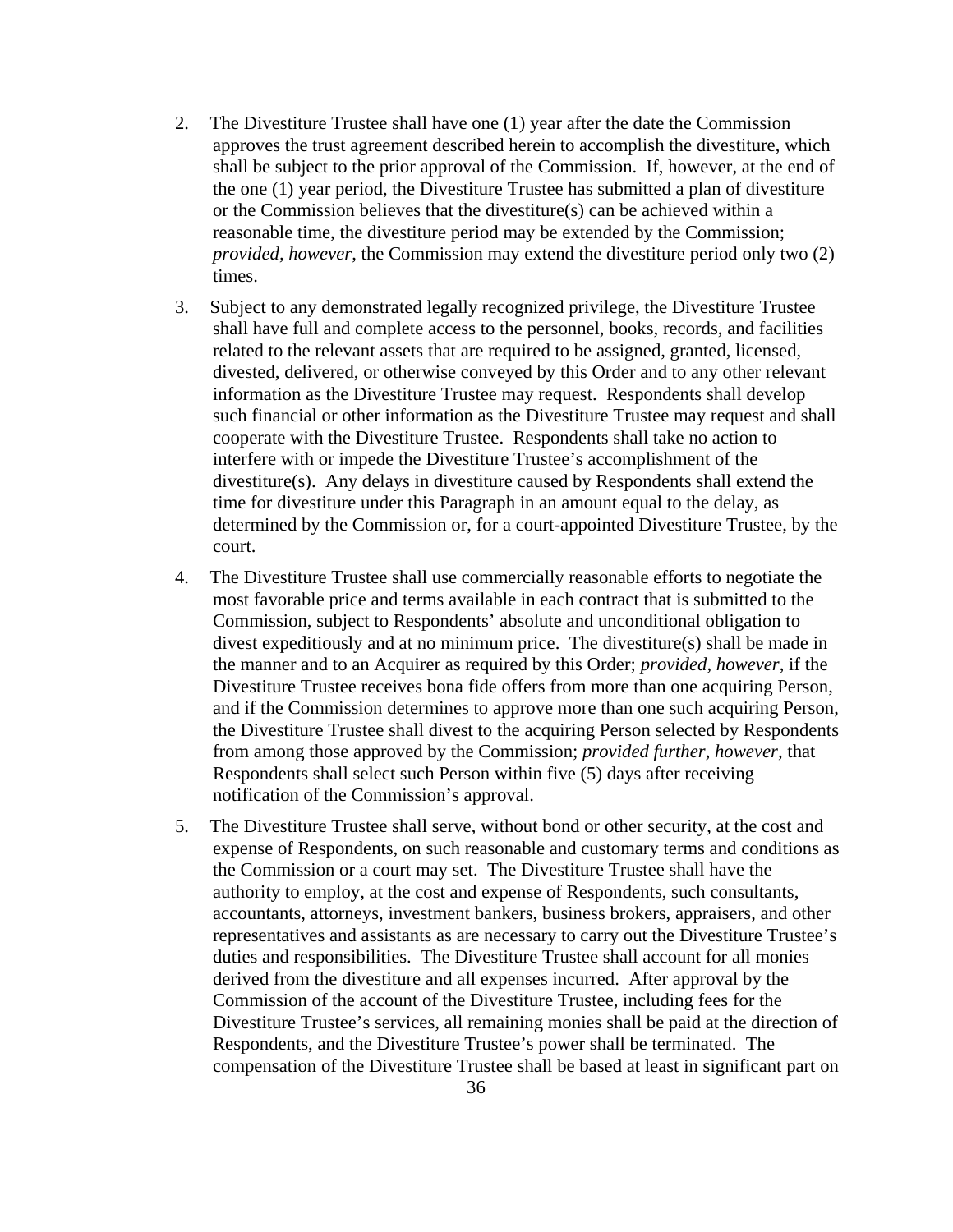2. The Divestiture Trustee shall have one (1) year after the date the Commission approves the trust agreement described herein to accomplish the divestiture, which shall be subject to the prior approval of the Commission. If, however, at the end of the one (1) year period, the Divestiture Trustee has submitted a plan of divestiture or the Commission believes that the divestiture(s) can be achieved within a reasonable time, the divestiture period may be extended by the Commission; *provided, however*, the Commission may extend the divestiture period only two (2) times.

3. Subject to any demonstrated legally recognized privilege, the Divestiture Trustee shall have full and complete access to the personnel, books, records, and facilities related to the relevant assets that are required to be assigned, granted, licensed, divested, delivered, or otherwise conveyed by this Order and to any other relevant information as the Divestiture Trustee may request. Respondents shall develop such financial or other information as the Divestiture Trustee may request and shall cooperate with the Divestiture Trustee. Respondents shall take no action to interfere with or impede the Divestiture Trustee's accomplishment of the divestiture(s). Any delays in divestiture caused by Respondents shall extend the time for divestiture under this Paragraph in an amount equal to the delay, as determined by the Commission or, for a court-appointed Divestiture Trustee, by the court.

4. The Divestiture Trustee shall use commercially reasonable efforts to negotiate the most favorable price and terms available in each contract that is submitted to the Commission, subject to Respondents' absolute and unconditional obligation to divest expeditiously and at no minimum price. The divestiture(s) shall be made in the manner and to an Acquirer as required by this Order; *provided, however*, if the Divestiture Trustee receives bona fide offers from more than one acquiring Person, and if the Commission determines to approve more than one such acquiring Person, the Divestiture Trustee shall divest to the acquiring Person selected by Respondents from among those approved by the Commission; *provided further, however*, that Respondents shall select such Person within five (5) days after receiving notification of the Commission's approval.

5. The Divestiture Trustee shall serve, without bond or other security, at the cost and expense of Respondents, on such reasonable and customary terms and conditions as the Commission or a court may set. The Divestiture Trustee shall have the authority to employ, at the cost and expense of Respondents, such consultants, accountants, attorneys, investment bankers, business brokers, appraisers, and other representatives and assistants as are necessary to carry out the Divestiture Trustee's duties and responsibilities. The Divestiture Trustee shall account for all monies derived from the divestiture and all expenses incurred. After approval by the Commission of the account of the Divestiture Trustee, including fees for the Divestiture Trustee's services, all remaining monies shall be paid at the direction of Respondents, and the Divestiture Trustee's power shall be terminated. The compensation of the Divestiture Trustee shall be based at least in significant part on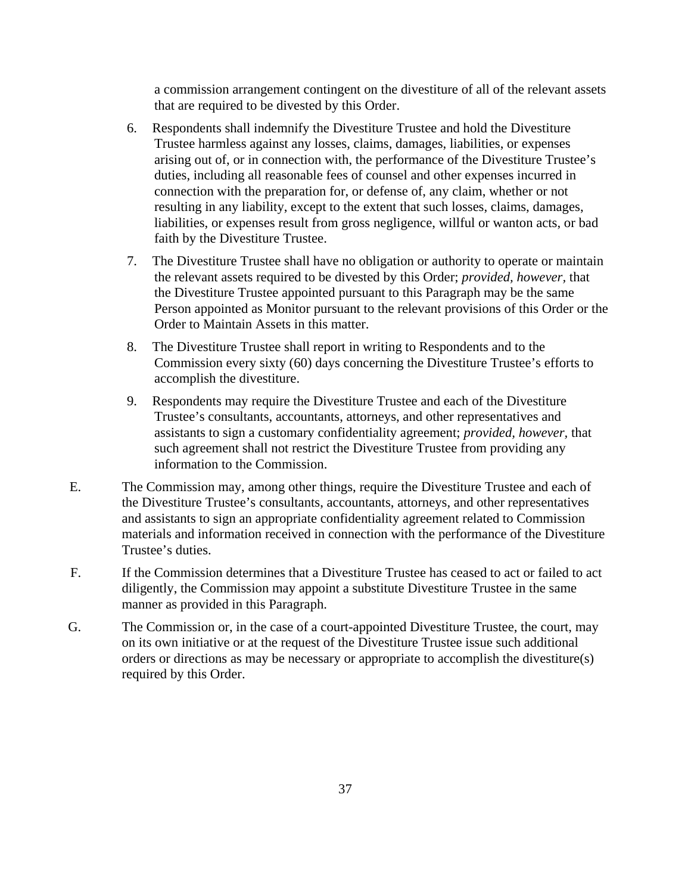a commission arrangement contingent on the divestiture of all of the relevant assets that are required to be divested by this Order.

6. Respondents shall indemnify the Divestiture Trustee and hold the Divestiture Trustee harmless against any losses, claims, damages, liabilities, or expenses arising out of, or in connection with, the performance of the Divestiture Trustee's duties, including all reasonable fees of counsel and other expenses incurred in connection with the preparation for, or defense of, any claim, whether or not resulting in any liability, except to the extent that such losses, claims, damages, liabilities, or expenses result from gross negligence, willful or wanton acts, or bad faith by the Divestiture Trustee.

7. The Divestiture Trustee shall have no obligation or authority to operate or maintain the relevant assets required to be divested by this Order; *provided, however*, that the Divestiture Trustee appointed pursuant to this Paragraph may be the same Person appointed as Monitor pursuant to the relevant provisions of this Order or the Order to Maintain Assets in this matter.

8. The Divestiture Trustee shall report in writing to Respondents and to the Commission every sixty (60) days concerning the Divestiture Trustee's efforts to accomplish the divestiture.

9. Respondents may require the Divestiture Trustee and each of the Divestiture Trustee's consultants, accountants, attorneys, and other representatives and assistants to sign a customary confidentiality agreement; *provided, however,* that such agreement shall not restrict the Divestiture Trustee from providing any information to the Commission.

E. The Commission may, among other things, require the Divestiture Trustee and each of the Divestiture Trustee's consultants, accountants, attorneys, and other representatives and assistants to sign an appropriate confidentiality agreement related to Commission materials and information received in connection with the performance of the Divestiture Trustee's duties.

F. If the Commission determines that a Divestiture Trustee has ceased to act or failed to act diligently, the Commission may appoint a substitute Divestiture Trustee in the same manner as provided in this Paragraph.

G. The Commission or, in the case of a court-appointed Divestiture Trustee, the court, may on its own initiative or at the request of the Divestiture Trustee issue such additional orders or directions as may be necessary or appropriate to accomplish the divestiture(s) required by this Order.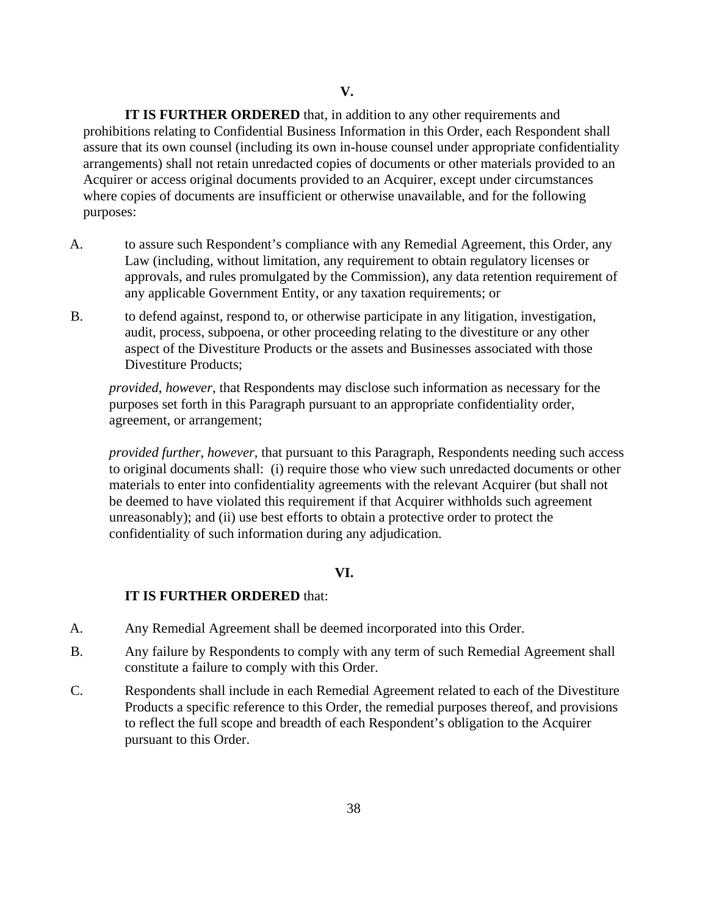**V.**

**IT IS FURTHER ORDERED** that, in addition to any other requirements and prohibitions relating to Confidential Business Information in this Order, each Respondent shall assure that its own counsel (including its own in-house counsel under appropriate confidentiality arrangements) shall not retain unredacted copies of documents or other materials provided to an Acquirer or access original documents provided to an Acquirer, except under circumstances where copies of documents are insufficient or otherwise unavailable, and for the following purposes:

A. to assure such Respondent's compliance with any Remedial Agreement, this Order, any Law (including, without limitation, any requirement to obtain regulatory licenses or approvals, and rules promulgated by the Commission), any data retention requirement of any applicable Government Entity, or any taxation requirements; or

B. to defend against, respond to, or otherwise participate in any litigation, investigation, audit, process, subpoena, or other proceeding relating to the divestiture or any other aspect of the Divestiture Products or the assets and Businesses associated with those Divestiture Products;

*provided*, *however*, that Respondents may disclose such information as necessary for the purposes set forth in this Paragraph pursuant to an appropriate confidentiality order, agreement, or arrangement;

*provided further*, *however*, that pursuant to this Paragraph, Respondents needing such access to original documents shall: (i) require those who view such unredacted documents or other materials to enter into confidentiality agreements with the relevant Acquirer (but shall not be deemed to have violated this requirement if that Acquirer withholds such agreement unreasonably); and (ii) use best efforts to obtain a protective order to protect the confidentiality of such information during any adjudication.

**VI.**

**IT IS FURTHER ORDERED** that:

A. Any Remedial Agreement shall be deemed incorporated into this Order.

B. Any failure by Respondents to comply with any term of such Remedial Agreement shall constitute a failure to comply with this Order.

C. Respondents shall include in each Remedial Agreement related to each of the Divestiture Products a specific reference to this Order, the remedial purposes thereof, and provisions to reflect the full scope and breadth of each Respondent's obligation to the Acquirer pursuant to this Order.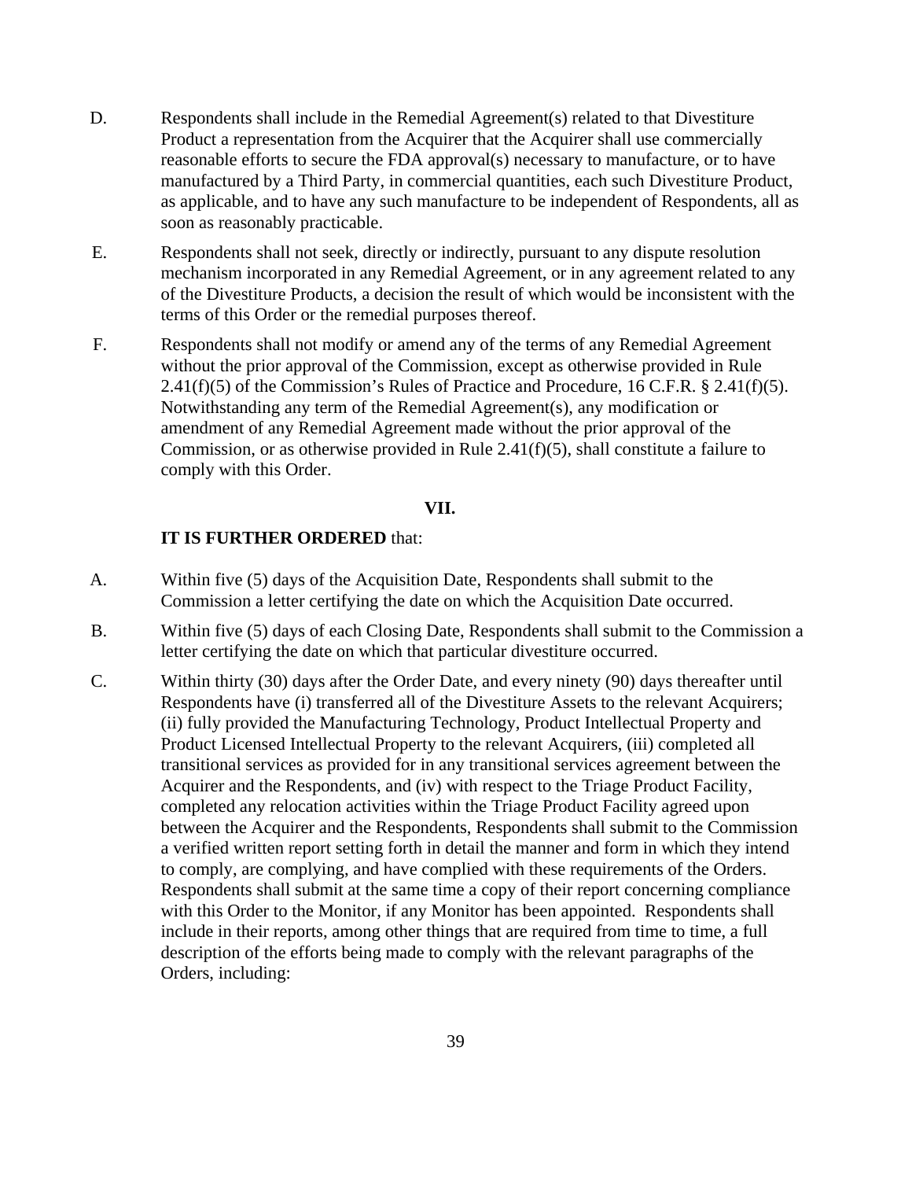D. Respondents shall include in the Remedial Agreement(s) related to that Divestiture Product a representation from the Acquirer that the Acquirer shall use commercially reasonable efforts to secure the FDA approval(s) necessary to manufacture, or to have manufactured by a Third Party, in commercial quantities, each such Divestiture Product, as applicable, and to have any such manufacture to be independent of Respondents, all as soon as reasonably practicable.

E. Respondents shall not seek, directly or indirectly, pursuant to any dispute resolution mechanism incorporated in any Remedial Agreement, or in any agreement related to any of the Divestiture Products, a decision the result of which would be inconsistent with the terms of this Order or the remedial purposes thereof.

F. Respondents shall not modify or amend any of the terms of any Remedial Agreement without the prior approval of the Commission, except as otherwise provided in Rule 2.41(f)(5) of the Commission's Rules of Practice and Procedure, 16 C.F.R. § 2.41(f)(5). Notwithstanding any term of the Remedial Agreement(s), any modification or amendment of any Remedial Agreement made without the prior approval of the Commission, or as otherwise provided in Rule 2.41(f)(5), shall constitute a failure to comply with this Order.

## VII.

**IT IS FURTHER ORDERED** that:

A. Within five (5) days of the Acquisition Date, Respondents shall submit to the Commission a letter certifying the date on which the Acquisition Date occurred.

B. Within five (5) days of each Closing Date, Respondents shall submit to the Commission a letter certifying the date on which that particular divestiture occurred.

C. Within thirty (30) days after the Order Date, and every ninety (90) days thereafter until Respondents have (i) transferred all of the Divestiture Assets to the relevant Acquirers; (ii) fully provided the Manufacturing Technology, Product Intellectual Property and Product Licensed Intellectual Property to the relevant Acquirers, (iii) completed all transitional services as provided for in any transitional services agreement between the Acquirer and the Respondents, and (iv) with respect to the Triage Product Facility, completed any relocation activities within the Triage Product Facility agreed upon between the Acquirer and the Respondents, Respondents shall submit to the Commission a verified written report setting forth in detail the manner and form in which they intend to comply, are complying, and have complied with these requirements of the Orders. Respondents shall submit at the same time a copy of their report concerning compliance with this Order to the Monitor, if any Monitor has been appointed. Respondents shall include in their reports, among other things that are required from time to time, a full description of the efforts being made to comply with the relevant paragraphs of the Orders, including: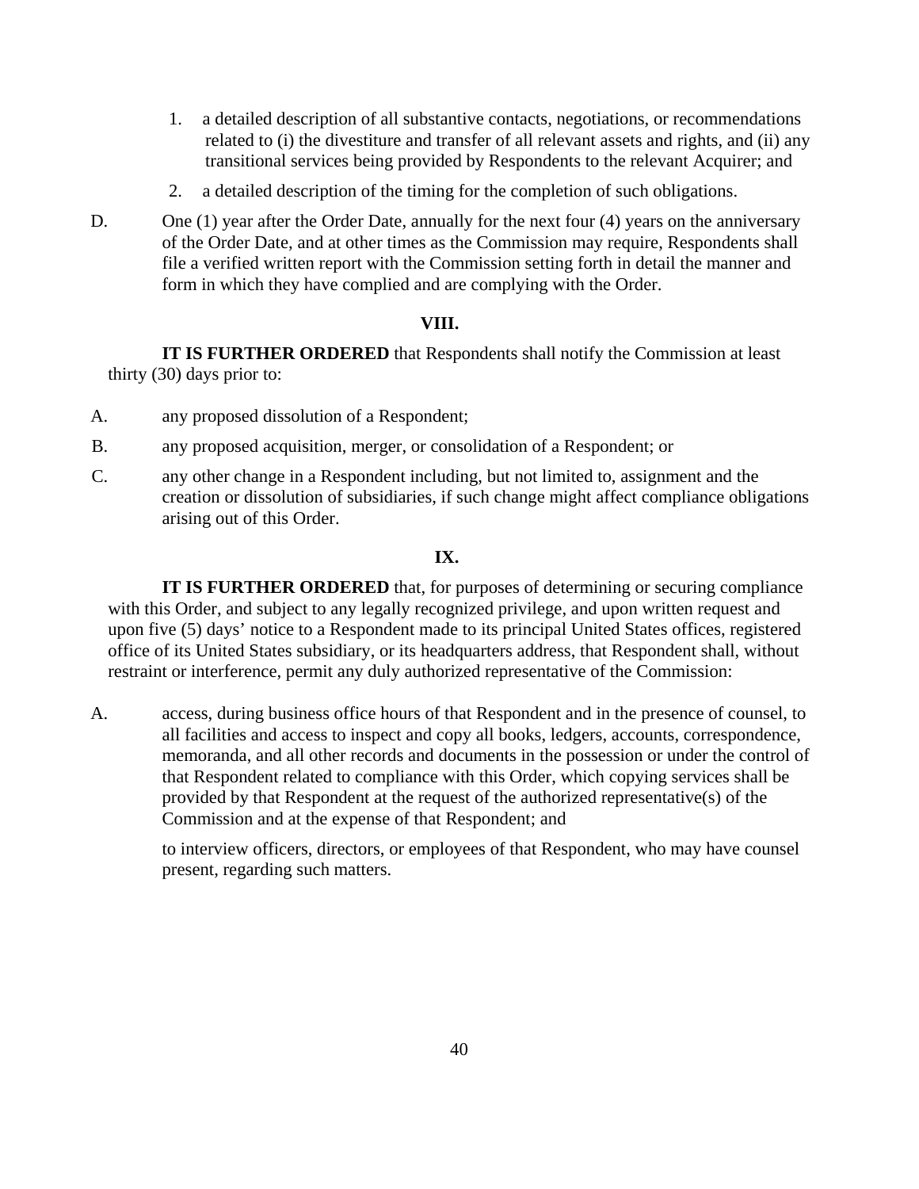1. a detailed description of all substantive contacts, negotiations, or recommendations related to (i) the divestiture and transfer of all relevant assets and rights, and (ii) any transitional services being provided by Respondents to the relevant Acquirer; and

2. a detailed description of the timing for the completion of such obligations.

D. One (1) year after the Order Date, annually for the next four (4) years on the anniversary of the Order Date, and at other times as the Commission may require, Respondents shall file a verified written report with the Commission setting forth in detail the manner and form in which they have complied and are complying with the Order.

**VIII.**

**IT IS FURTHER ORDERED** that Respondents shall notify the Commission at least thirty (30) days prior to:

A. any proposed dissolution of a Respondent;

B. any proposed acquisition, merger, or consolidation of a Respondent; or

C. any other change in a Respondent including, but not limited to, assignment and the creation or dissolution of subsidiaries, if such change might affect compliance obligations arising out of this Order.

**IX.**

**IT IS FURTHER ORDERED** that, for purposes of determining or securing compliance with this Order, and subject to any legally recognized privilege, and upon written request and upon five (5) days' notice to a Respondent made to its principal United States offices, registered office of its United States subsidiary, or its headquarters address, that Respondent shall, without restraint or interference, permit any duly authorized representative of the Commission:

A. access, during business office hours of that Respondent and in the presence of counsel, to all facilities and access to inspect and copy all books, ledgers, accounts, correspondence, memoranda, and all other records and documents in the possession or under the control of that Respondent related to compliance with this Order, which copying services shall be provided by that Respondent at the request of the authorized representative(s) of the Commission and at the expense of that Respondent; and

to interview officers, directors, or employees of that Respondent, who may have counsel present, regarding such matters.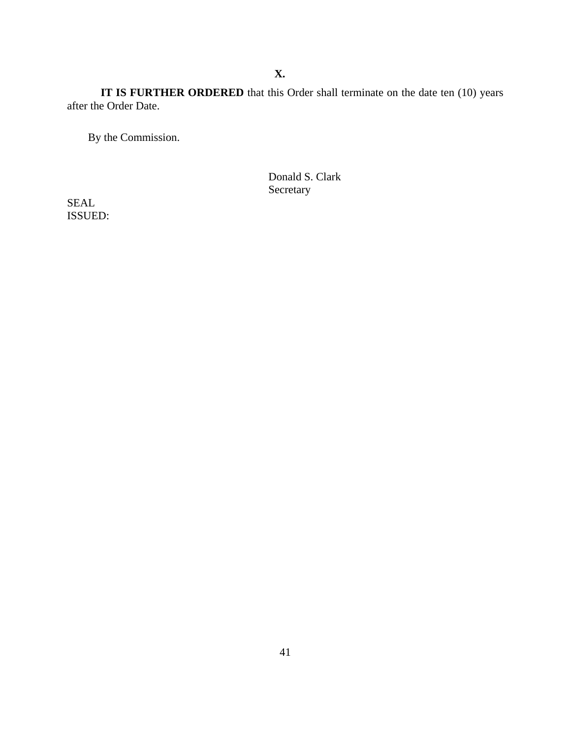**X.**

**IT IS FURTHER ORDERED** that this Order shall terminate on the date ten (10) years after the Order Date.

By the Commission.

Donald S. Clark
Secretary

SEAL
ISSUED: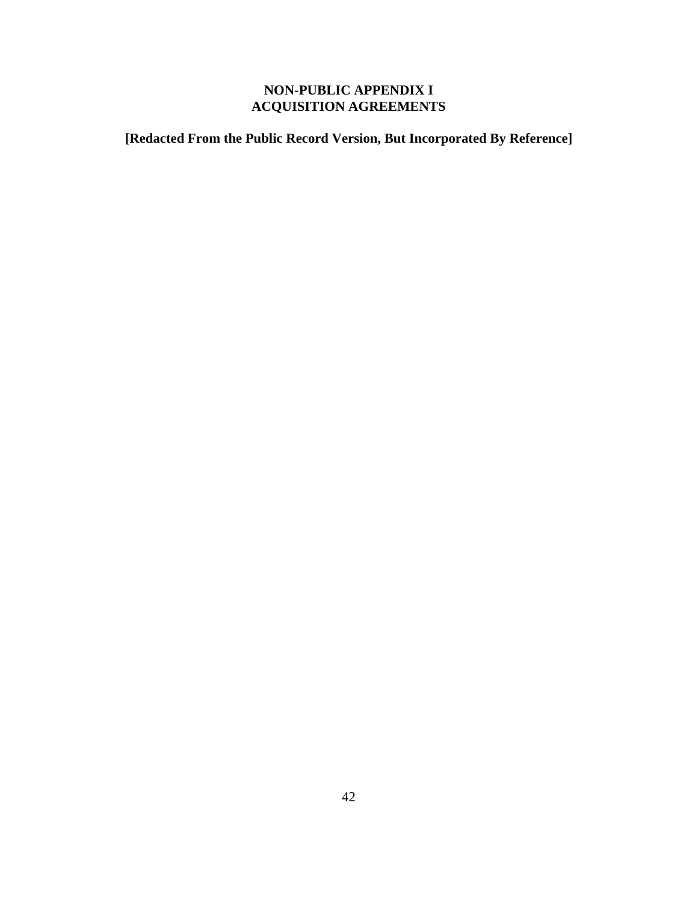# NON-PUBLIC APPENDIX I
# ACQUISITION AGREEMENTS

**[Redacted From the Public Record Version, But Incorporated By Reference]**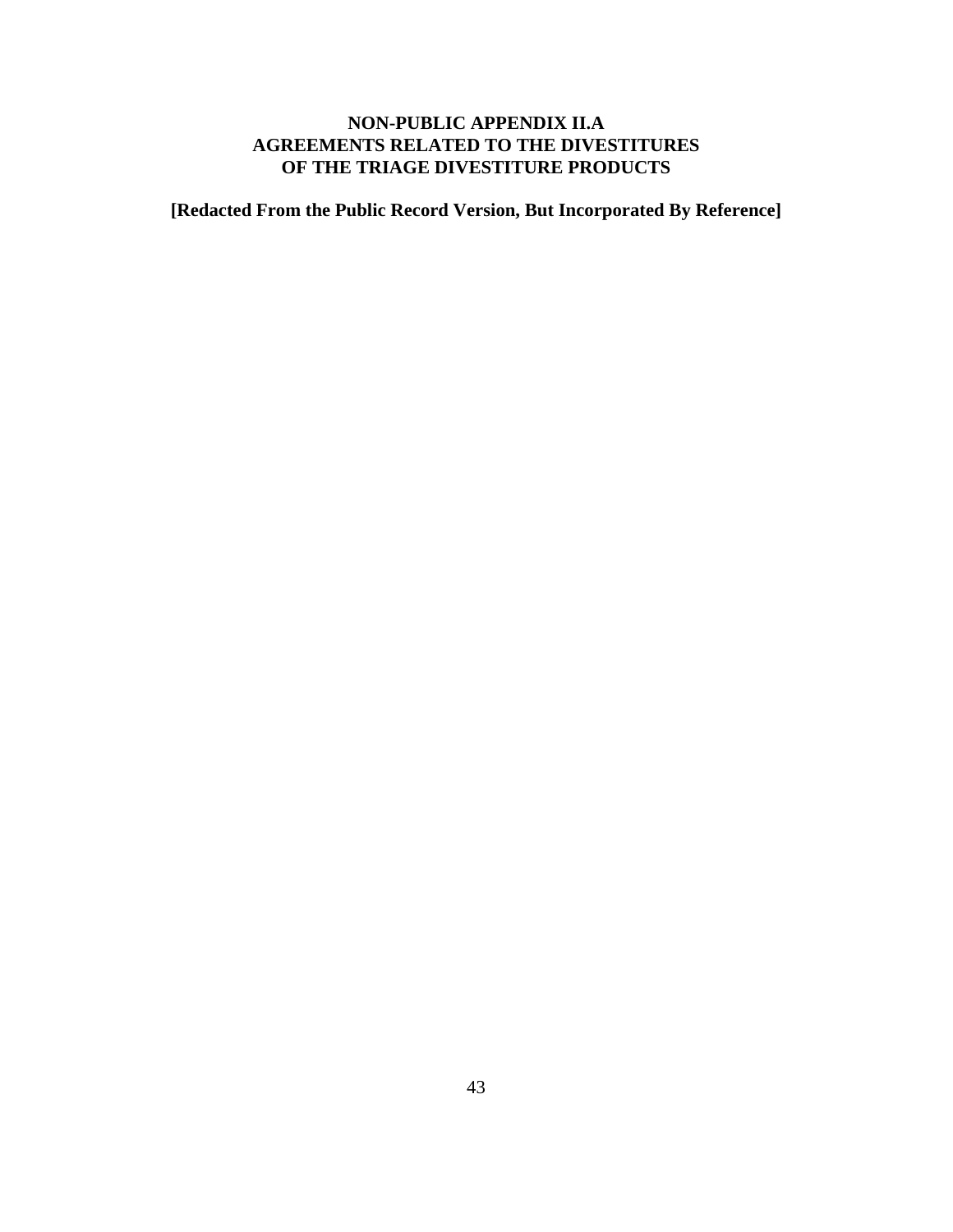# NON-PUBLIC APPENDIX II.A
# AGREEMENTS RELATED TO THE DIVESTITURES
# OF THE TRIAGE DIVESTITURE PRODUCTS

**[Redacted From the Public Record Version, But Incorporated By Reference]**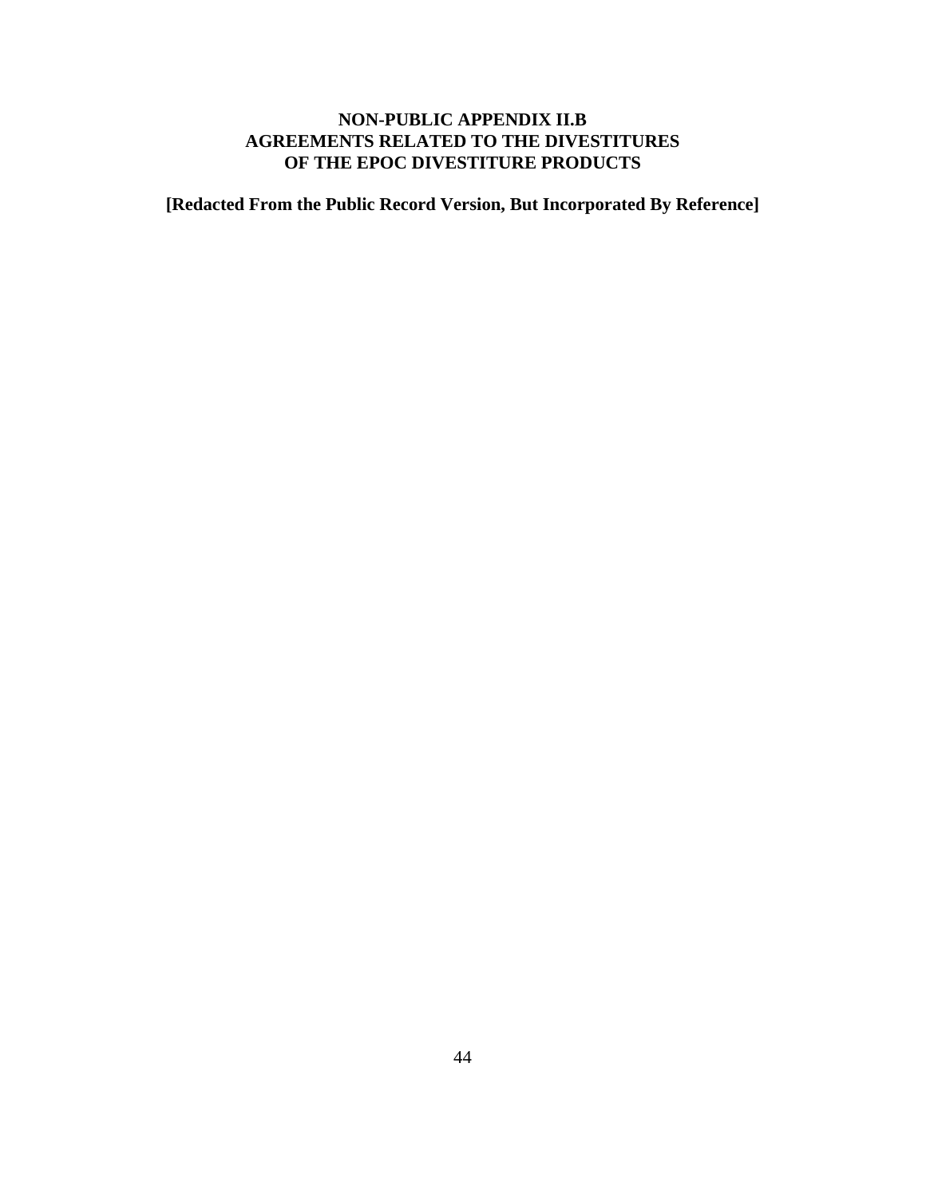# NON-PUBLIC APPENDIX II.B
# AGREEMENTS RELATED TO THE DIVESTITURES
# OF THE EPOC DIVESTITURE PRODUCTS

**[Redacted From the Public Record Version, But Incorporated By Reference]**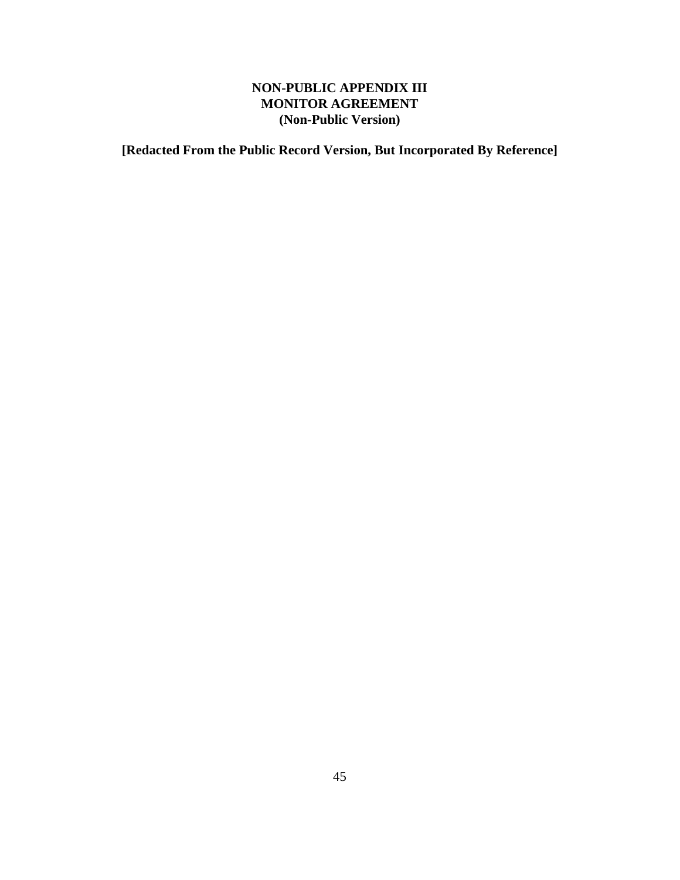# NON-PUBLIC APPENDIX III
# MONITOR AGREEMENT
# (Non-Public Version)

**[Redacted From the Public Record Version, But Incorporated By Reference]**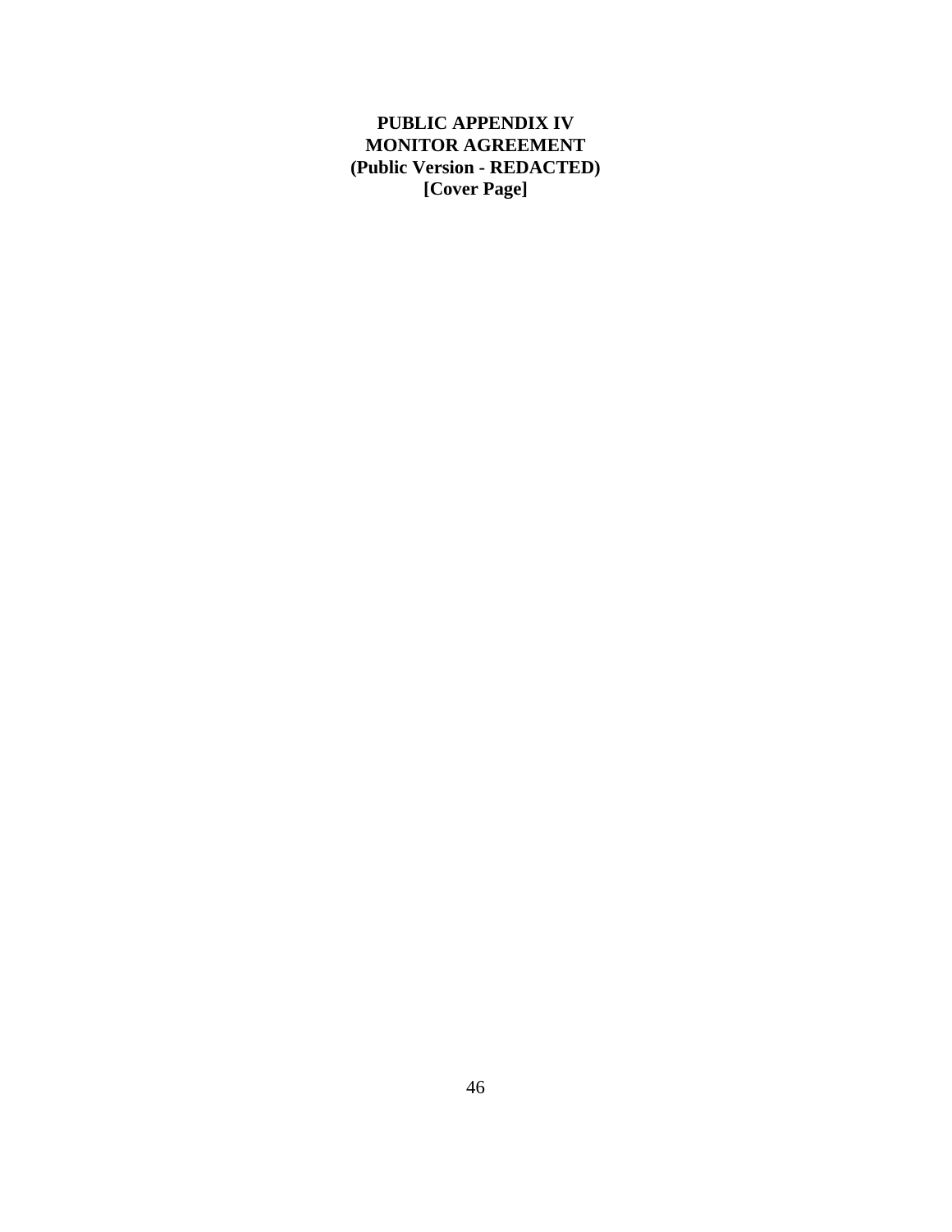**PUBLIC APPENDIX IV**
**MONITOR AGREEMENT**
**(Public Version - REDACTED)**
**[Cover Page]**